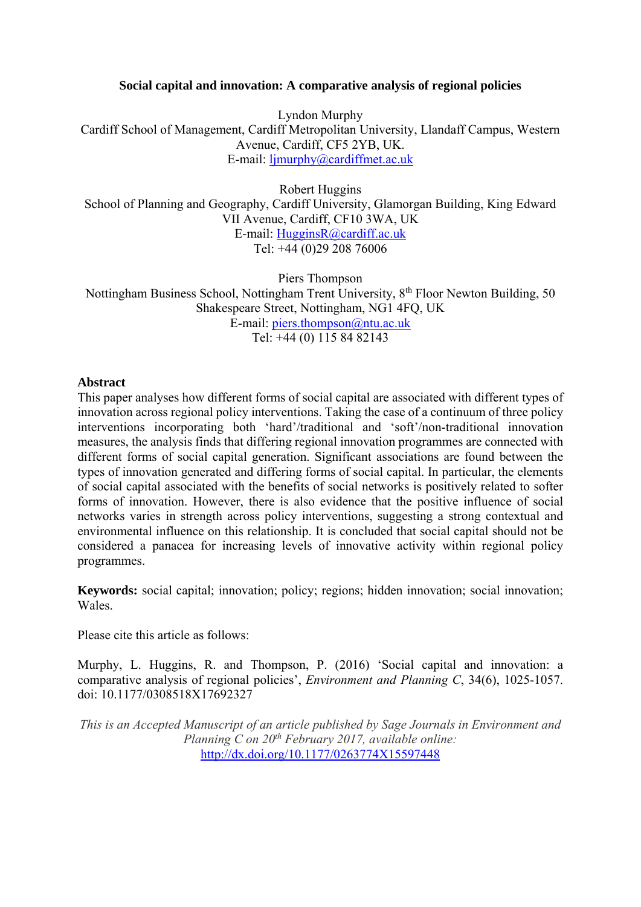# Social capital and innovation: A comparative analysis of regional policies

Lyndon Murphy
Cardiff School of Management, Cardiff Metropolitan University, Llandaff Campus, Western Avenue, Cardiff, CF5 2YB, UK.
E-mail: ljmurphy@cardiffmet.ac.uk

Robert Huggins
School of Planning and Geography, Cardiff University, Glamorgan Building, King Edward VII Avenue, Cardiff, CF10 3WA, UK
E-mail: HugginsR@cardiff.ac.uk
Tel: +44 (0)29 208 76006

Piers Thompson
Nottingham Business School, Nottingham Trent University, 8th Floor Newton Building, 50 Shakespeare Street, Nottingham, NG1 4FQ, UK
E-mail: piers.thompson@ntu.ac.uk
Tel: +44 (0) 115 84 82143

## Abstract

This paper analyses how different forms of social capital are associated with different types of innovation across regional policy interventions. Taking the case of a continuum of three policy interventions incorporating both 'hard'/traditional and 'soft'/non-traditional innovation measures, the analysis finds that differing regional innovation programmes are connected with different forms of social capital generation. Significant associations are found between the types of innovation generated and differing forms of social capital. In particular, the elements of social capital associated with the benefits of social networks is positively related to softer forms of innovation. However, there is also evidence that the positive influence of social networks varies in strength across policy interventions, suggesting a strong contextual and environmental influence on this relationship. It is concluded that social capital should not be considered a panacea for increasing levels of innovative activity within regional policy programmes.

**Keywords:** social capital; innovation; policy; regions; hidden innovation; social innovation; Wales.

Please cite this article as follows:

Murphy, L. Huggins, R. and Thompson, P. (2016) 'Social capital and innovation: a comparative analysis of regional policies', *Environment and Planning C*, 34(6), 1025-1057. doi: 10.1177/0308518X17692327

*This is an Accepted Manuscript of an article published by Sage Journals in Environment and Planning C on 20th February 2017, available online:* http://dx.doi.org/10.1177/0263774X15597448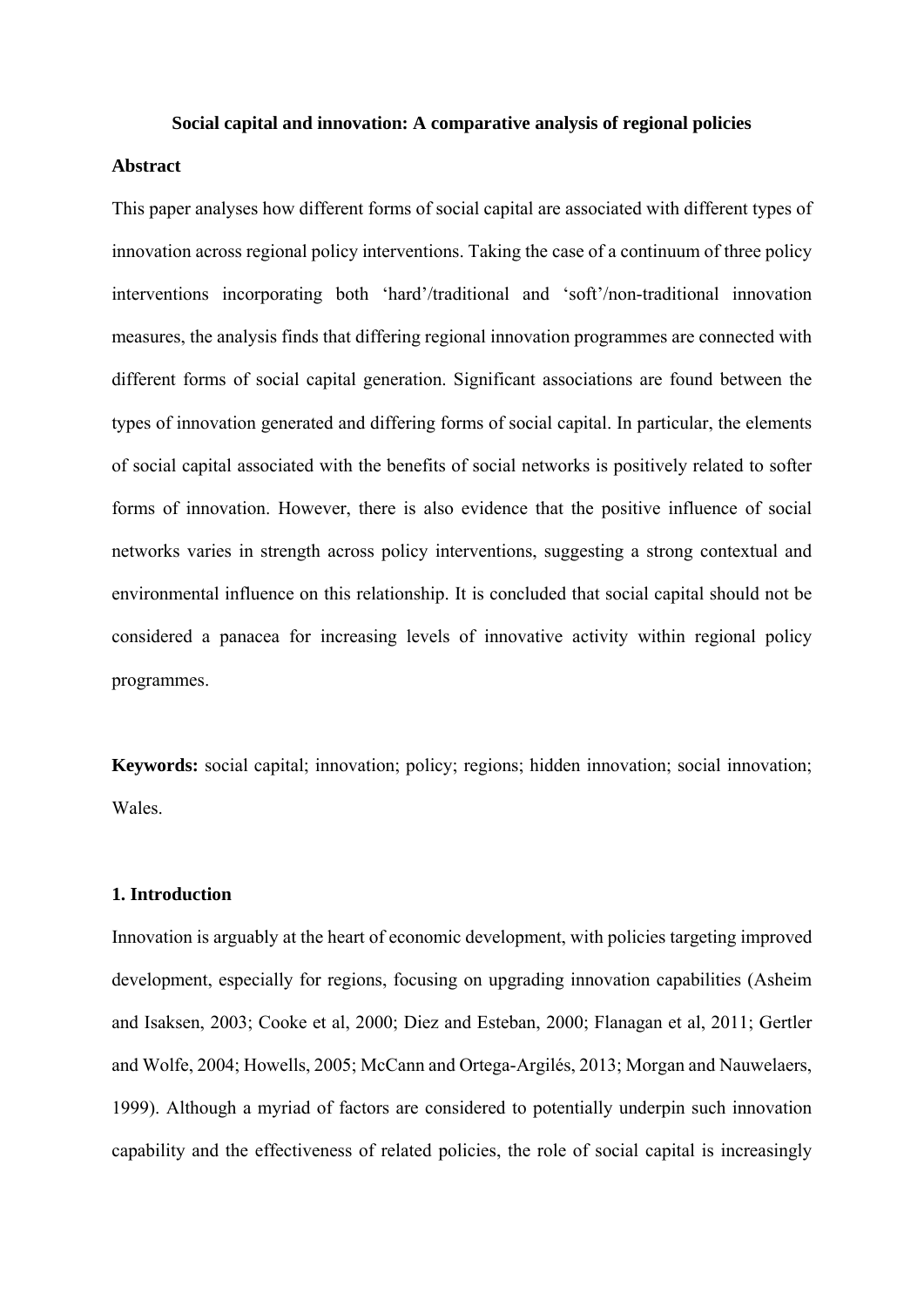**Social capital and innovation: A comparative analysis of regional policies**

**Abstract**

This paper analyses how different forms of social capital are associated with different types of innovation across regional policy interventions. Taking the case of a continuum of three policy interventions incorporating both 'hard'/traditional and 'soft'/non-traditional innovation measures, the analysis finds that differing regional innovation programmes are connected with different forms of social capital generation. Significant associations are found between the types of innovation generated and differing forms of social capital. In particular, the elements of social capital associated with the benefits of social networks is positively related to softer forms of innovation. However, there is also evidence that the positive influence of social networks varies in strength across policy interventions, suggesting a strong contextual and environmental influence on this relationship. It is concluded that social capital should not be considered a panacea for increasing levels of innovative activity within regional policy programmes.

**Keywords:** social capital; innovation; policy; regions; hidden innovation; social innovation; Wales.

## 1. Introduction

Innovation is arguably at the heart of economic development, with policies targeting improved development, especially for regions, focusing on upgrading innovation capabilities (Asheim and Isaksen, 2003; Cooke et al, 2000; Diez and Esteban, 2000; Flanagan et al, 2011; Gertler and Wolfe, 2004; Howells, 2005; McCann and Ortega-Argilés, 2013; Morgan and Nauwelaers, 1999). Although a myriad of factors are considered to potentially underpin such innovation capability and the effectiveness of related policies, the role of social capital is increasingly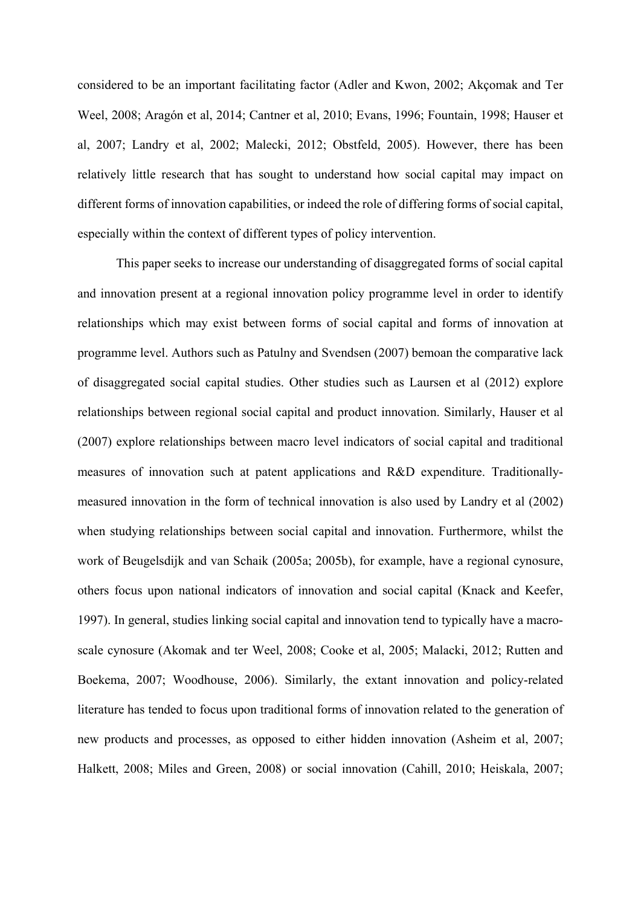considered to be an important facilitating factor (Adler and Kwon, 2002; Akçomak and Ter Weel, 2008; Aragón et al, 2014; Cantner et al, 2010; Evans, 1996; Fountain, 1998; Hauser et al, 2007; Landry et al, 2002; Malecki, 2012; Obstfeld, 2005). However, there has been relatively little research that has sought to understand how social capital may impact on different forms of innovation capabilities, or indeed the role of differing forms of social capital, especially within the context of different types of policy intervention.

This paper seeks to increase our understanding of disaggregated forms of social capital and innovation present at a regional innovation policy programme level in order to identify relationships which may exist between forms of social capital and forms of innovation at programme level. Authors such as Patulny and Svendsen (2007) bemoan the comparative lack of disaggregated social capital studies. Other studies such as Laursen et al (2012) explore relationships between regional social capital and product innovation. Similarly, Hauser et al (2007) explore relationships between macro level indicators of social capital and traditional measures of innovation such at patent applications and R&D expenditure. Traditionally-measured innovation in the form of technical innovation is also used by Landry et al (2002) when studying relationships between social capital and innovation. Furthermore, whilst the work of Beugelsdijk and van Schaik (2005a; 2005b), for example, have a regional cynosure, others focus upon national indicators of innovation and social capital (Knack and Keefer, 1997). In general, studies linking social capital and innovation tend to typically have a macro-scale cynosure (Akomak and ter Weel, 2008; Cooke et al, 2005; Malacki, 2012; Rutten and Boekema, 2007; Woodhouse, 2006). Similarly, the extant innovation and policy-related literature has tended to focus upon traditional forms of innovation related to the generation of new products and processes, as opposed to either hidden innovation (Asheim et al, 2007; Halkett, 2008; Miles and Green, 2008) or social innovation (Cahill, 2010; Heiskala, 2007;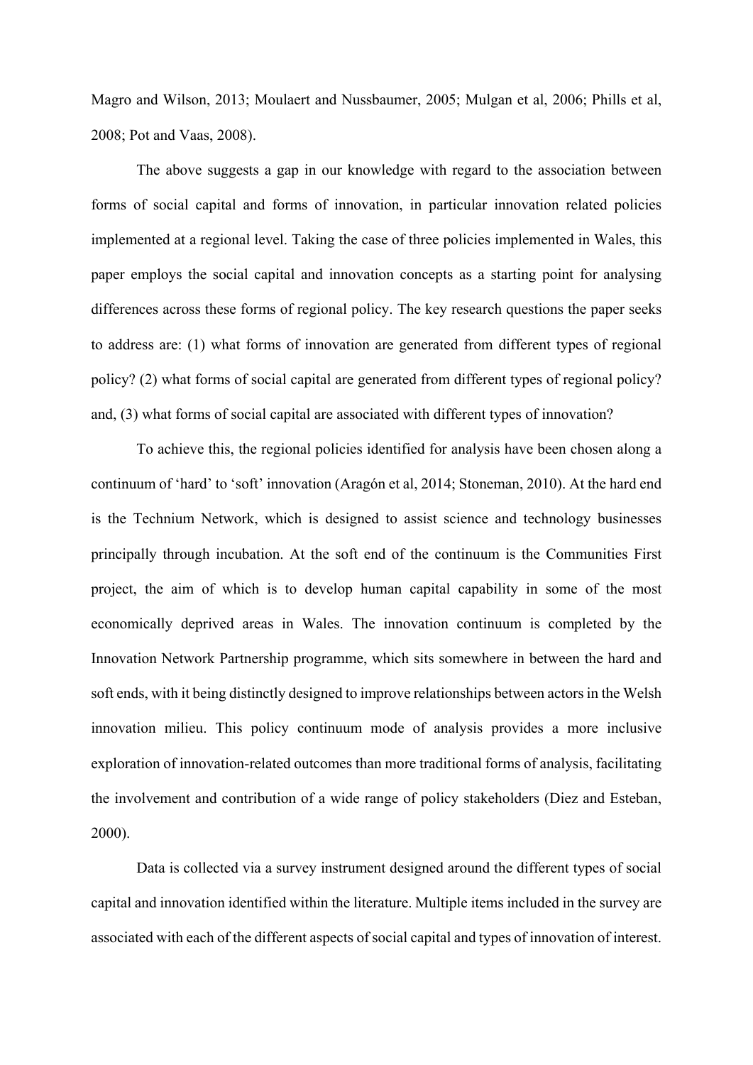Magro and Wilson, 2013; Moulaert and Nussbaumer, 2005; Mulgan et al, 2006; Phills et al, 2008; Pot and Vaas, 2008).

The above suggests a gap in our knowledge with regard to the association between forms of social capital and forms of innovation, in particular innovation related policies implemented at a regional level. Taking the case of three policies implemented in Wales, this paper employs the social capital and innovation concepts as a starting point for analysing differences across these forms of regional policy. The key research questions the paper seeks to address are: (1) what forms of innovation are generated from different types of regional policy? (2) what forms of social capital are generated from different types of regional policy? and, (3) what forms of social capital are associated with different types of innovation?

To achieve this, the regional policies identified for analysis have been chosen along a continuum of 'hard' to 'soft' innovation (Aragón et al, 2014; Stoneman, 2010). At the hard end is the Technium Network, which is designed to assist science and technology businesses principally through incubation. At the soft end of the continuum is the Communities First project, the aim of which is to develop human capital capability in some of the most economically deprived areas in Wales. The innovation continuum is completed by the Innovation Network Partnership programme, which sits somewhere in between the hard and soft ends, with it being distinctly designed to improve relationships between actors in the Welsh innovation milieu. This policy continuum mode of analysis provides a more inclusive exploration of innovation-related outcomes than more traditional forms of analysis, facilitating the involvement and contribution of a wide range of policy stakeholders (Diez and Esteban, 2000).

Data is collected via a survey instrument designed around the different types of social capital and innovation identified within the literature. Multiple items included in the survey are associated with each of the different aspects of social capital and types of innovation of interest.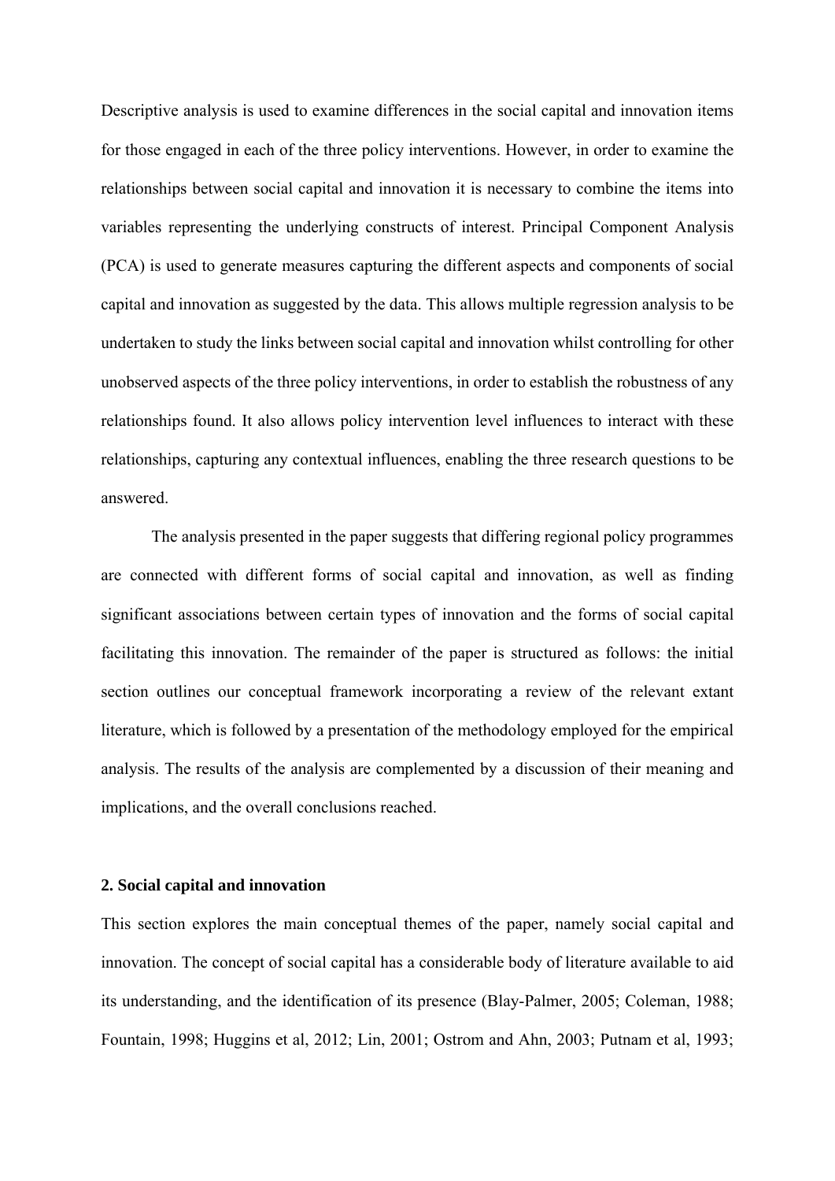Descriptive analysis is used to examine differences in the social capital and innovation items for those engaged in each of the three policy interventions. However, in order to examine the relationships between social capital and innovation it is necessary to combine the items into variables representing the underlying constructs of interest. Principal Component Analysis (PCA) is used to generate measures capturing the different aspects and components of social capital and innovation as suggested by the data. This allows multiple regression analysis to be undertaken to study the links between social capital and innovation whilst controlling for other unobserved aspects of the three policy interventions, in order to establish the robustness of any relationships found. It also allows policy intervention level influences to interact with these relationships, capturing any contextual influences, enabling the three research questions to be answered.

The analysis presented in the paper suggests that differing regional policy programmes are connected with different forms of social capital and innovation, as well as finding significant associations between certain types of innovation and the forms of social capital facilitating this innovation. The remainder of the paper is structured as follows: the initial section outlines our conceptual framework incorporating a review of the relevant extant literature, which is followed by a presentation of the methodology employed for the empirical analysis. The results of the analysis are complemented by a discussion of their meaning and implications, and the overall conclusions reached.

## 2. Social capital and innovation

This section explores the main conceptual themes of the paper, namely social capital and innovation. The concept of social capital has a considerable body of literature available to aid its understanding, and the identification of its presence (Blay-Palmer, 2005; Coleman, 1988; Fountain, 1998; Huggins et al, 2012; Lin, 2001; Ostrom and Ahn, 2003; Putnam et al, 1993;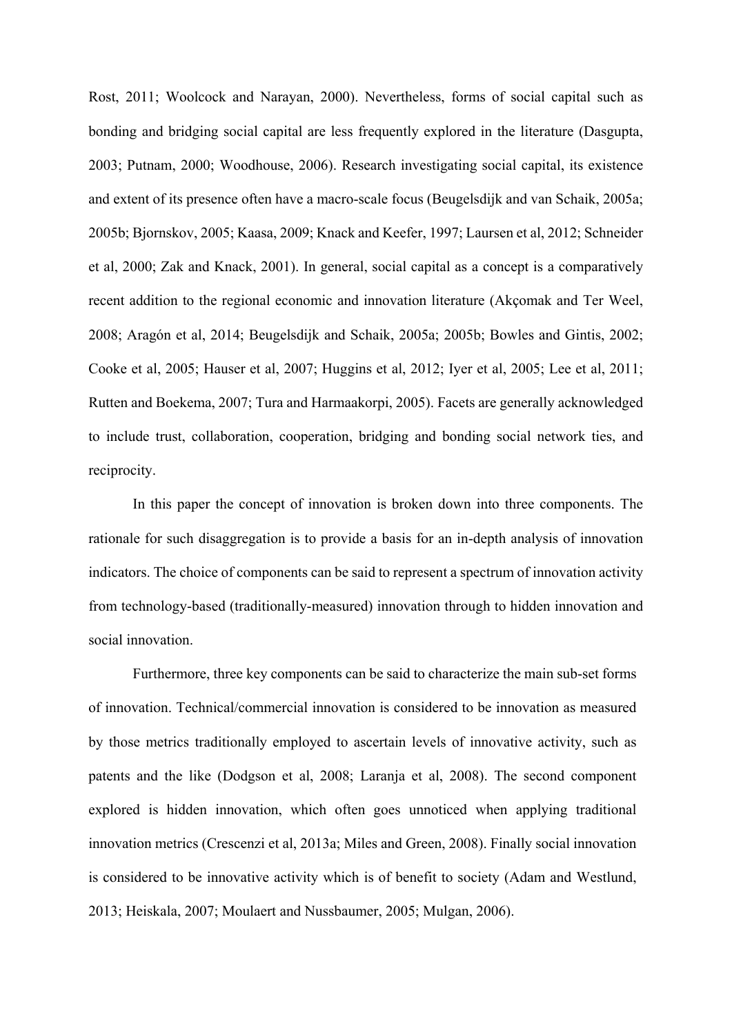Rost, 2011; Woolcock and Narayan, 2000). Nevertheless, forms of social capital such as bonding and bridging social capital are less frequently explored in the literature (Dasgupta, 2003; Putnam, 2000; Woodhouse, 2006). Research investigating social capital, its existence and extent of its presence often have a macro-scale focus (Beugelsdijk and van Schaik, 2005a; 2005b; Bjornskov, 2005; Kaasa, 2009; Knack and Keefer, 1997; Laursen et al, 2012; Schneider et al, 2000; Zak and Knack, 2001). In general, social capital as a concept is a comparatively recent addition to the regional economic and innovation literature (Akçomak and Ter Weel, 2008; Aragón et al, 2014; Beugelsdijk and Schaik, 2005a; 2005b; Bowles and Gintis, 2002; Cooke et al, 2005; Hauser et al, 2007; Huggins et al, 2012; Iyer et al, 2005; Lee et al, 2011; Rutten and Boekema, 2007; Tura and Harmaakorpi, 2005). Facets are generally acknowledged to include trust, collaboration, cooperation, bridging and bonding social network ties, and reciprocity.

In this paper the concept of innovation is broken down into three components. The rationale for such disaggregation is to provide a basis for an in-depth analysis of innovation indicators. The choice of components can be said to represent a spectrum of innovation activity from technology-based (traditionally-measured) innovation through to hidden innovation and social innovation.

Furthermore, three key components can be said to characterize the main sub-set forms of innovation. Technical/commercial innovation is considered to be innovation as measured by those metrics traditionally employed to ascertain levels of innovative activity, such as patents and the like (Dodgson et al, 2008; Laranja et al, 2008). The second component explored is hidden innovation, which often goes unnoticed when applying traditional innovation metrics (Crescenzi et al, 2013a; Miles and Green, 2008). Finally social innovation is considered to be innovative activity which is of benefit to society (Adam and Westlund, 2013; Heiskala, 2007; Moulaert and Nussbaumer, 2005; Mulgan, 2006).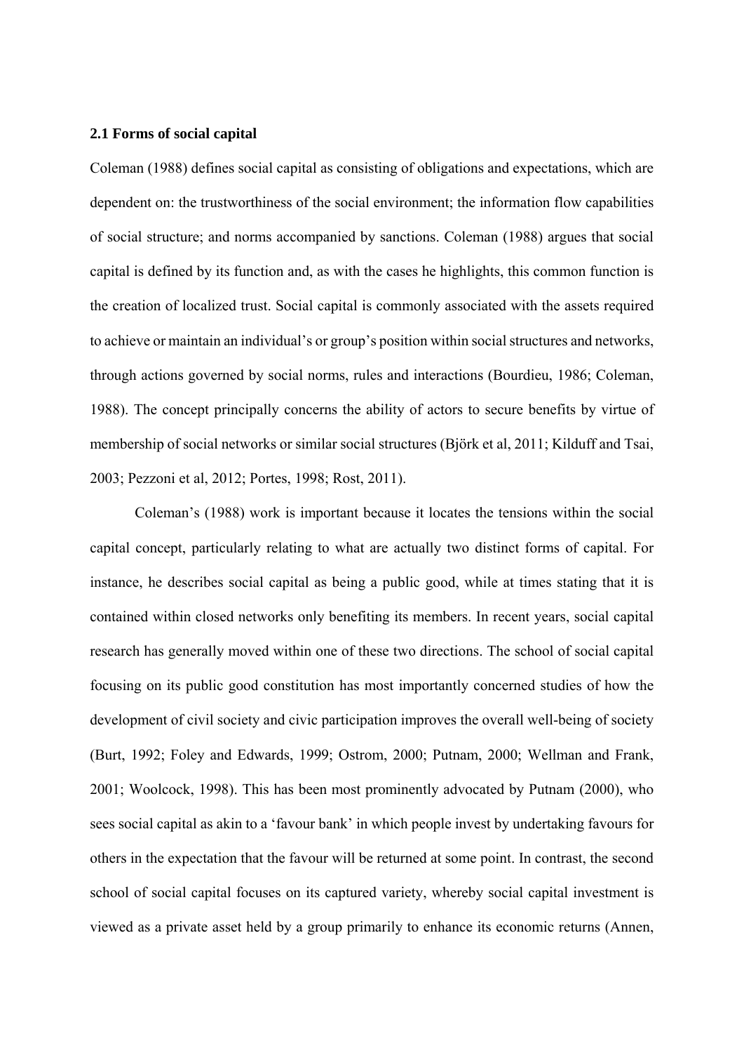### 2.1 Forms of social capital

Coleman (1988) defines social capital as consisting of obligations and expectations, which are dependent on: the trustworthiness of the social environment; the information flow capabilities of social structure; and norms accompanied by sanctions. Coleman (1988) argues that social capital is defined by its function and, as with the cases he highlights, this common function is the creation of localized trust. Social capital is commonly associated with the assets required to achieve or maintain an individual's or group's position within social structures and networks, through actions governed by social norms, rules and interactions (Bourdieu, 1986; Coleman, 1988). The concept principally concerns the ability of actors to secure benefits by virtue of membership of social networks or similar social structures (Björk et al, 2011; Kilduff and Tsai, 2003; Pezzoni et al, 2012; Portes, 1998; Rost, 2011).

Coleman's (1988) work is important because it locates the tensions within the social capital concept, particularly relating to what are actually two distinct forms of capital. For instance, he describes social capital as being a public good, while at times stating that it is contained within closed networks only benefiting its members. In recent years, social capital research has generally moved within one of these two directions. The school of social capital focusing on its public good constitution has most importantly concerned studies of how the development of civil society and civic participation improves the overall well-being of society (Burt, 1992; Foley and Edwards, 1999; Ostrom, 2000; Putnam, 2000; Wellman and Frank, 2001; Woolcock, 1998). This has been most prominently advocated by Putnam (2000), who sees social capital as akin to a 'favour bank' in which people invest by undertaking favours for others in the expectation that the favour will be returned at some point. In contrast, the second school of social capital focuses on its captured variety, whereby social capital investment is viewed as a private asset held by a group primarily to enhance its economic returns (Annen,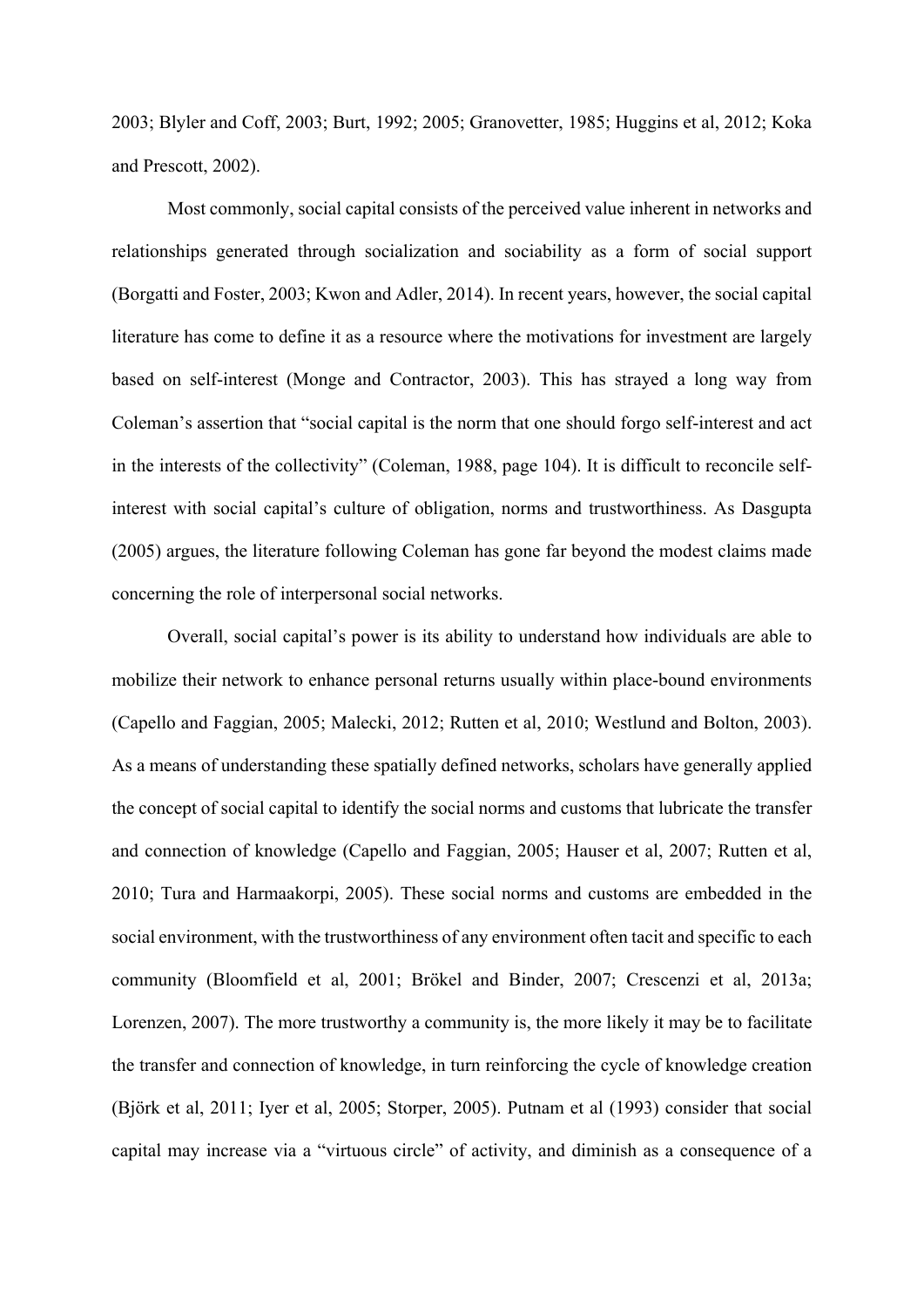2003; Blyler and Coff, 2003; Burt, 1992; 2005; Granovetter, 1985; Huggins et al, 2012; Koka and Prescott, 2002).

Most commonly, social capital consists of the perceived value inherent in networks and relationships generated through socialization and sociability as a form of social support (Borgatti and Foster, 2003; Kwon and Adler, 2014). In recent years, however, the social capital literature has come to define it as a resource where the motivations for investment are largely based on self-interest (Monge and Contractor, 2003). This has strayed a long way from Coleman's assertion that "social capital is the norm that one should forgo self-interest and act in the interests of the collectivity" (Coleman, 1988, page 104). It is difficult to reconcile self-interest with social capital's culture of obligation, norms and trustworthiness. As Dasgupta (2005) argues, the literature following Coleman has gone far beyond the modest claims made concerning the role of interpersonal social networks.

Overall, social capital's power is its ability to understand how individuals are able to mobilize their network to enhance personal returns usually within place-bound environments (Capello and Faggian, 2005; Malecki, 2012; Rutten et al, 2010; Westlund and Bolton, 2003). As a means of understanding these spatially defined networks, scholars have generally applied the concept of social capital to identify the social norms and customs that lubricate the transfer and connection of knowledge (Capello and Faggian, 2005; Hauser et al, 2007; Rutten et al, 2010; Tura and Harmaakorpi, 2005). These social norms and customs are embedded in the social environment, with the trustworthiness of any environment often tacit and specific to each community (Bloomfield et al, 2001; Brökel and Binder, 2007; Crescenzi et al, 2013a; Lorenzen, 2007). The more trustworthy a community is, the more likely it may be to facilitate the transfer and connection of knowledge, in turn reinforcing the cycle of knowledge creation (Björk et al, 2011; Iyer et al, 2005; Storper, 2005). Putnam et al (1993) consider that social capital may increase via a "virtuous circle" of activity, and diminish as a consequence of a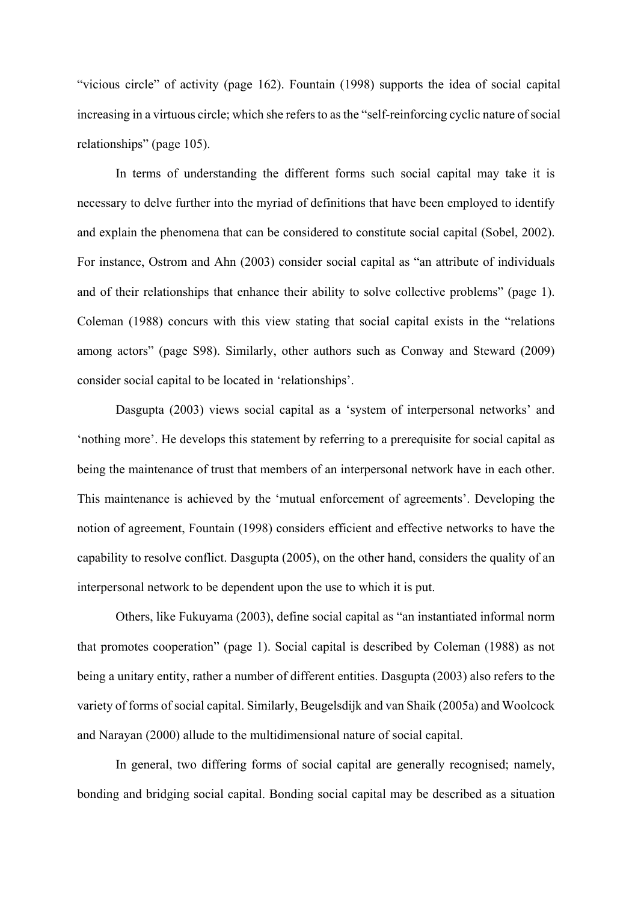"vicious circle" of activity (page 162). Fountain (1998) supports the idea of social capital increasing in a virtuous circle; which she refers to as the "self-reinforcing cyclic nature of social relationships" (page 105).

In terms of understanding the different forms such social capital may take it is necessary to delve further into the myriad of definitions that have been employed to identify and explain the phenomena that can be considered to constitute social capital (Sobel, 2002). For instance, Ostrom and Ahn (2003) consider social capital as "an attribute of individuals and of their relationships that enhance their ability to solve collective problems" (page 1). Coleman (1988) concurs with this view stating that social capital exists in the "relations among actors" (page S98). Similarly, other authors such as Conway and Steward (2009) consider social capital to be located in 'relationships'.

Dasgupta (2003) views social capital as a 'system of interpersonal networks' and 'nothing more'. He develops this statement by referring to a prerequisite for social capital as being the maintenance of trust that members of an interpersonal network have in each other. This maintenance is achieved by the 'mutual enforcement of agreements'. Developing the notion of agreement, Fountain (1998) considers efficient and effective networks to have the capability to resolve conflict. Dasgupta (2005), on the other hand, considers the quality of an interpersonal network to be dependent upon the use to which it is put.

Others, like Fukuyama (2003), define social capital as "an instantiated informal norm that promotes cooperation" (page 1). Social capital is described by Coleman (1988) as not being a unitary entity, rather a number of different entities. Dasgupta (2003) also refers to the variety of forms of social capital. Similarly, Beugelsdijk and van Shaik (2005a) and Woolcock and Narayan (2000) allude to the multidimensional nature of social capital.

In general, two differing forms of social capital are generally recognised; namely, bonding and bridging social capital. Bonding social capital may be described as a situation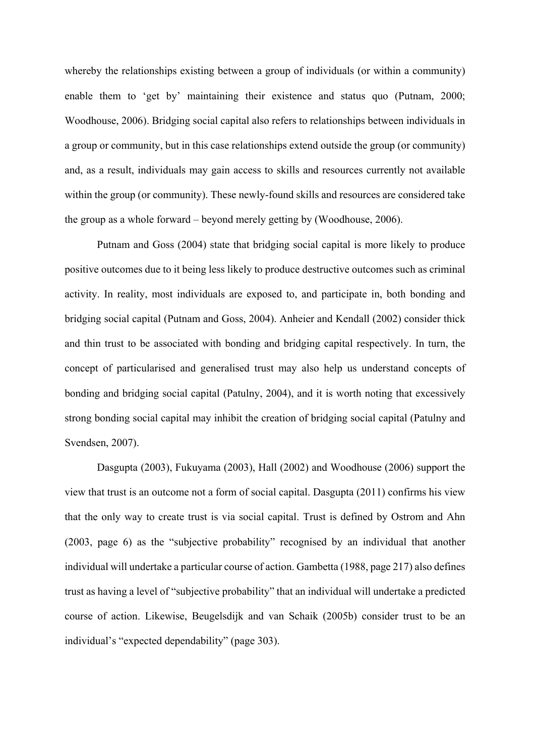whereby the relationships existing between a group of individuals (or within a community) enable them to 'get by' maintaining their existence and status quo (Putnam, 2000; Woodhouse, 2006). Bridging social capital also refers to relationships between individuals in a group or community, but in this case relationships extend outside the group (or community) and, as a result, individuals may gain access to skills and resources currently not available within the group (or community). These newly-found skills and resources are considered take the group as a whole forward – beyond merely getting by (Woodhouse, 2006).

Putnam and Goss (2004) state that bridging social capital is more likely to produce positive outcomes due to it being less likely to produce destructive outcomes such as criminal activity. In reality, most individuals are exposed to, and participate in, both bonding and bridging social capital (Putnam and Goss, 2004). Anheier and Kendall (2002) consider thick and thin trust to be associated with bonding and bridging capital respectively. In turn, the concept of particularised and generalised trust may also help us understand concepts of bonding and bridging social capital (Patulny, 2004), and it is worth noting that excessively strong bonding social capital may inhibit the creation of bridging social capital (Patulny and Svendsen, 2007).

Dasgupta (2003), Fukuyama (2003), Hall (2002) and Woodhouse (2006) support the view that trust is an outcome not a form of social capital. Dasgupta (2011) confirms his view that the only way to create trust is via social capital. Trust is defined by Ostrom and Ahn (2003, page 6) as the "subjective probability" recognised by an individual that another individual will undertake a particular course of action. Gambetta (1988, page 217) also defines trust as having a level of "subjective probability" that an individual will undertake a predicted course of action. Likewise, Beugelsdijk and van Schaik (2005b) consider trust to be an individual's "expected dependability" (page 303).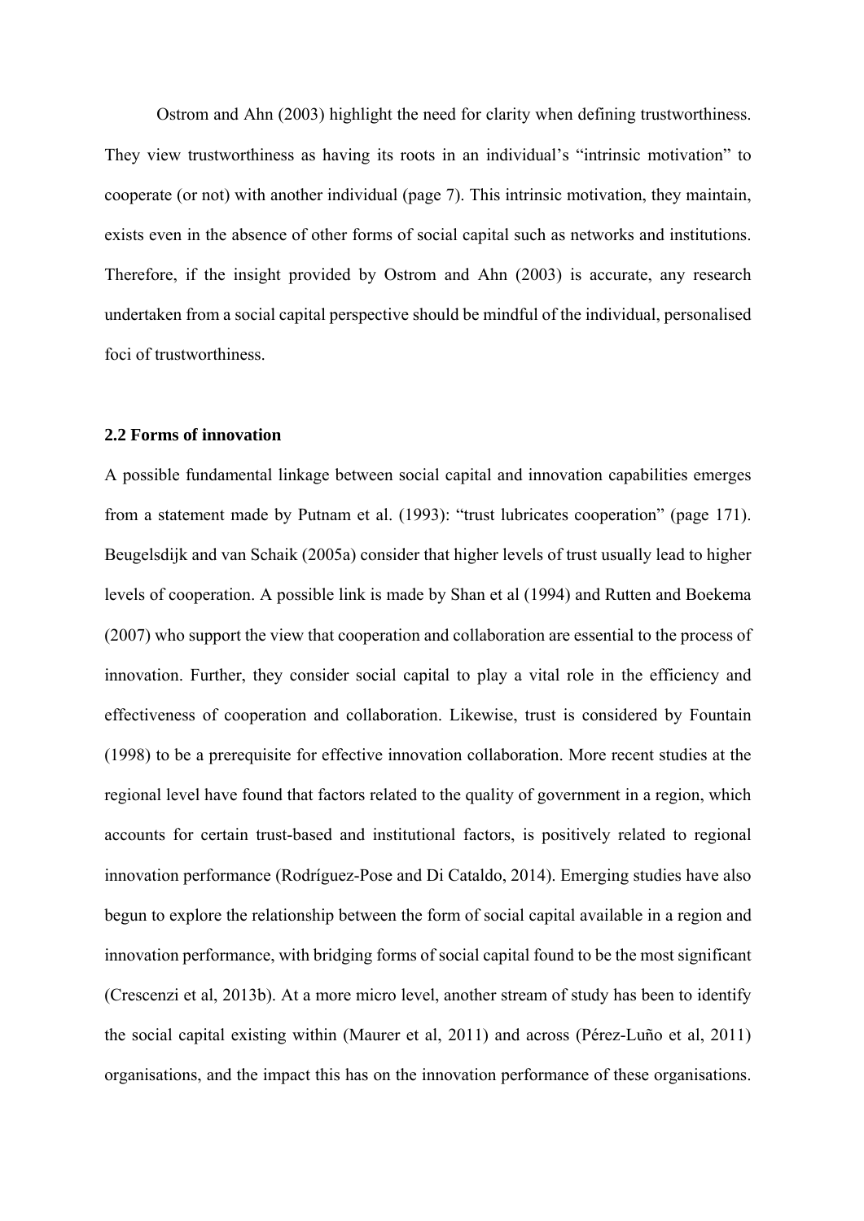Ostrom and Ahn (2003) highlight the need for clarity when defining trustworthiness. They view trustworthiness as having its roots in an individual's "intrinsic motivation" to cooperate (or not) with another individual (page 7). This intrinsic motivation, they maintain, exists even in the absence of other forms of social capital such as networks and institutions. Therefore, if the insight provided by Ostrom and Ahn (2003) is accurate, any research undertaken from a social capital perspective should be mindful of the individual, personalised foci of trustworthiness.

### 2.2 Forms of innovation

A possible fundamental linkage between social capital and innovation capabilities emerges from a statement made by Putnam et al. (1993): "trust lubricates cooperation" (page 171). Beugelsdijk and van Schaik (2005a) consider that higher levels of trust usually lead to higher levels of cooperation. A possible link is made by Shan et al (1994) and Rutten and Boekema (2007) who support the view that cooperation and collaboration are essential to the process of innovation. Further, they consider social capital to play a vital role in the efficiency and effectiveness of cooperation and collaboration. Likewise, trust is considered by Fountain (1998) to be a prerequisite for effective innovation collaboration. More recent studies at the regional level have found that factors related to the quality of government in a region, which accounts for certain trust-based and institutional factors, is positively related to regional innovation performance (Rodríguez-Pose and Di Cataldo, 2014). Emerging studies have also begun to explore the relationship between the form of social capital available in a region and innovation performance, with bridging forms of social capital found to be the most significant (Crescenzi et al, 2013b). At a more micro level, another stream of study has been to identify the social capital existing within (Maurer et al, 2011) and across (Pérez-Luño et al, 2011) organisations, and the impact this has on the innovation performance of these organisations.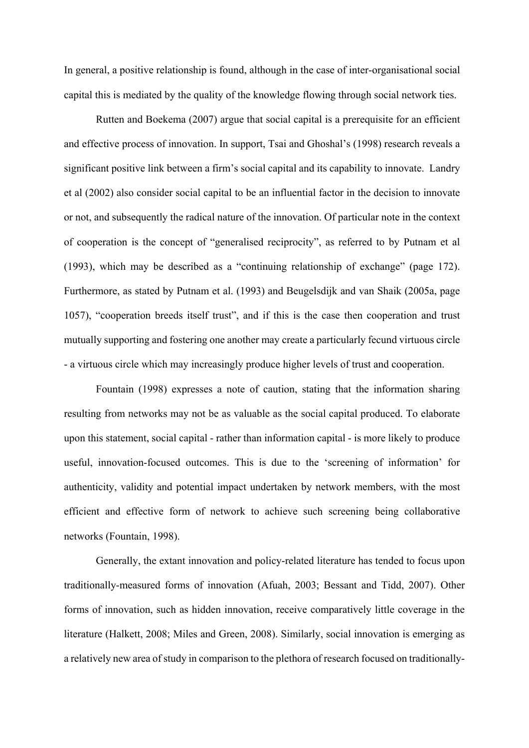In general, a positive relationship is found, although in the case of inter-organisational social capital this is mediated by the quality of the knowledge flowing through social network ties.

Rutten and Boekema (2007) argue that social capital is a prerequisite for an efficient and effective process of innovation. In support, Tsai and Ghoshal's (1998) research reveals a significant positive link between a firm's social capital and its capability to innovate. Landry et al (2002) also consider social capital to be an influential factor in the decision to innovate or not, and subsequently the radical nature of the innovation. Of particular note in the context of cooperation is the concept of "generalised reciprocity", as referred to by Putnam et al (1993), which may be described as a "continuing relationship of exchange" (page 172). Furthermore, as stated by Putnam et al. (1993) and Beugelsdijk and van Shaik (2005a, page 1057), "cooperation breeds itself trust", and if this is the case then cooperation and trust mutually supporting and fostering one another may create a particularly fecund virtuous circle - a virtuous circle which may increasingly produce higher levels of trust and cooperation.

Fountain (1998) expresses a note of caution, stating that the information sharing resulting from networks may not be as valuable as the social capital produced. To elaborate upon this statement, social capital - rather than information capital - is more likely to produce useful, innovation-focused outcomes. This is due to the 'screening of information' for authenticity, validity and potential impact undertaken by network members, with the most efficient and effective form of network to achieve such screening being collaborative networks (Fountain, 1998).

Generally, the extant innovation and policy-related literature has tended to focus upon traditionally-measured forms of innovation (Afuah, 2003; Bessant and Tidd, 2007). Other forms of innovation, such as hidden innovation, receive comparatively little coverage in the literature (Halkett, 2008; Miles and Green, 2008). Similarly, social innovation is emerging as a relatively new area of study in comparison to the plethora of research focused on traditionally-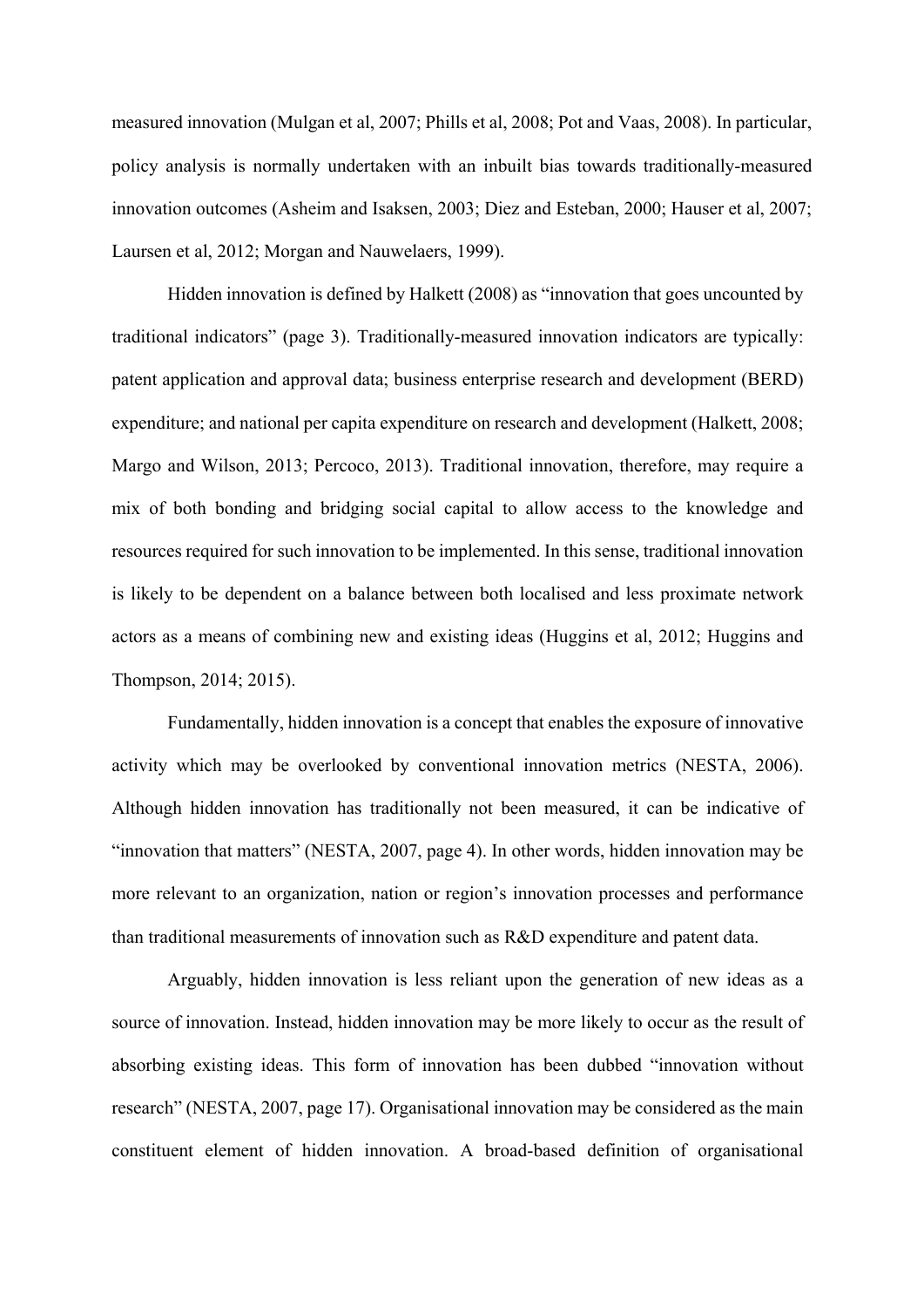measured innovation (Mulgan et al, 2007; Phills et al, 2008; Pot and Vaas, 2008). In particular, policy analysis is normally undertaken with an inbuilt bias towards traditionally-measured innovation outcomes (Asheim and Isaksen, 2003; Diez and Esteban, 2000; Hauser et al, 2007; Laursen et al, 2012; Morgan and Nauwelaers, 1999).

Hidden innovation is defined by Halkett (2008) as "innovation that goes uncounted by traditional indicators" (page 3). Traditionally-measured innovation indicators are typically: patent application and approval data; business enterprise research and development (BERD) expenditure; and national per capita expenditure on research and development (Halkett, 2008; Margo and Wilson, 2013; Percoco, 2013). Traditional innovation, therefore, may require a mix of both bonding and bridging social capital to allow access to the knowledge and resources required for such innovation to be implemented. In this sense, traditional innovation is likely to be dependent on a balance between both localised and less proximate network actors as a means of combining new and existing ideas (Huggins et al, 2012; Huggins and Thompson, 2014; 2015).

Fundamentally, hidden innovation is a concept that enables the exposure of innovative activity which may be overlooked by conventional innovation metrics (NESTA, 2006). Although hidden innovation has traditionally not been measured, it can be indicative of "innovation that matters" (NESTA, 2007, page 4). In other words, hidden innovation may be more relevant to an organization, nation or region's innovation processes and performance than traditional measurements of innovation such as R&D expenditure and patent data.

Arguably, hidden innovation is less reliant upon the generation of new ideas as a source of innovation. Instead, hidden innovation may be more likely to occur as the result of absorbing existing ideas. This form of innovation has been dubbed "innovation without research" (NESTA, 2007, page 17). Organisational innovation may be considered as the main constituent element of hidden innovation. A broad-based definition of organisational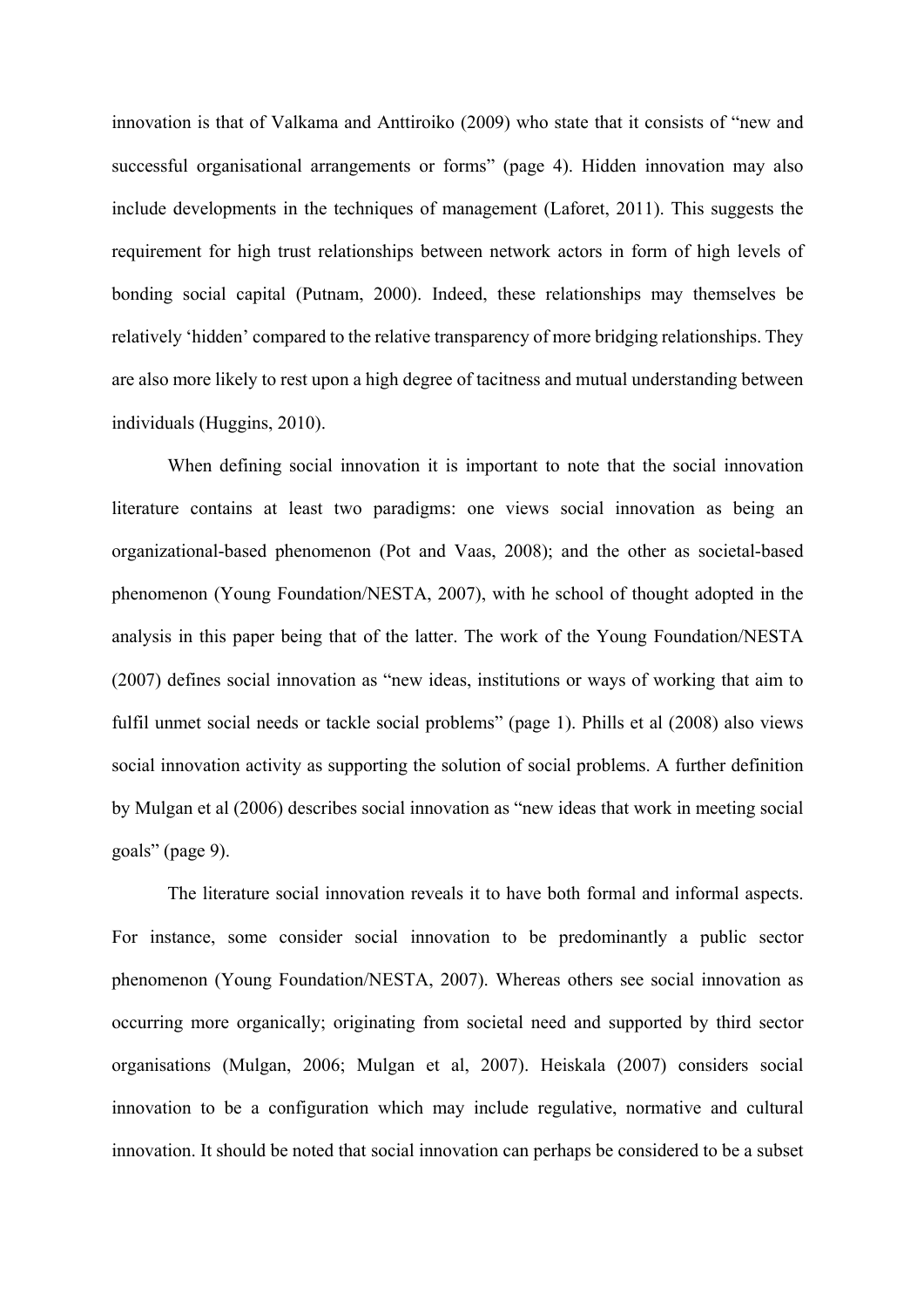innovation is that of Valkama and Anttiroiko (2009) who state that it consists of "new and successful organisational arrangements or forms" (page 4). Hidden innovation may also include developments in the techniques of management (Laforet, 2011). This suggests the requirement for high trust relationships between network actors in form of high levels of bonding social capital (Putnam, 2000). Indeed, these relationships may themselves be relatively 'hidden' compared to the relative transparency of more bridging relationships. They are also more likely to rest upon a high degree of tacitness and mutual understanding between individuals (Huggins, 2010).

When defining social innovation it is important to note that the social innovation literature contains at least two paradigms: one views social innovation as being an organizational-based phenomenon (Pot and Vaas, 2008); and the other as societal-based phenomenon (Young Foundation/NESTA, 2007), with he school of thought adopted in the analysis in this paper being that of the latter. The work of the Young Foundation/NESTA (2007) defines social innovation as "new ideas, institutions or ways of working that aim to fulfil unmet social needs or tackle social problems" (page 1). Phills et al (2008) also views social innovation activity as supporting the solution of social problems. A further definition by Mulgan et al (2006) describes social innovation as "new ideas that work in meeting social goals" (page 9).

The literature social innovation reveals it to have both formal and informal aspects. For instance, some consider social innovation to be predominantly a public sector phenomenon (Young Foundation/NESTA, 2007). Whereas others see social innovation as occurring more organically; originating from societal need and supported by third sector organisations (Mulgan, 2006; Mulgan et al, 2007). Heiskala (2007) considers social innovation to be a configuration which may include regulative, normative and cultural innovation. It should be noted that social innovation can perhaps be considered to be a subset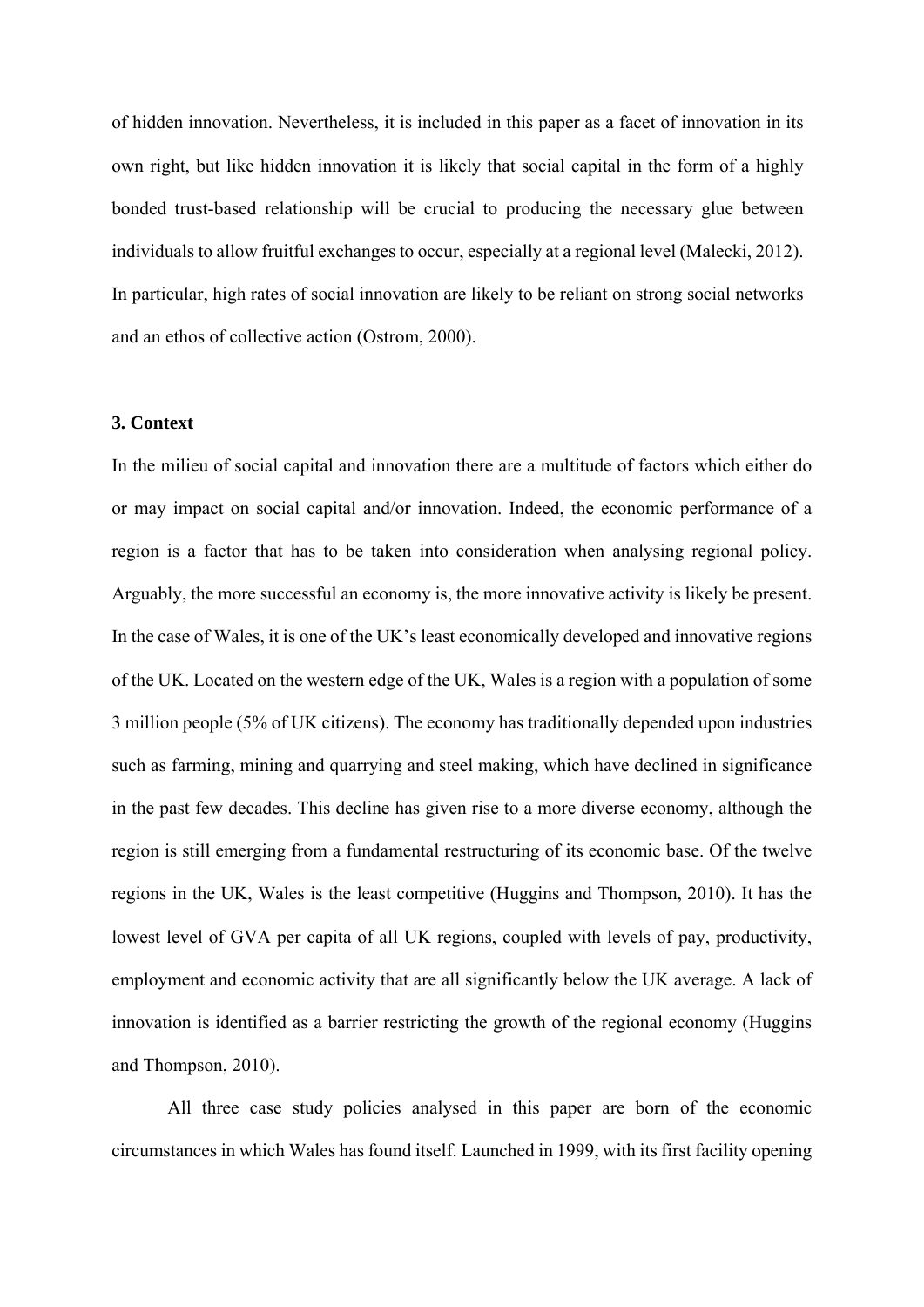of hidden innovation. Nevertheless, it is included in this paper as a facet of innovation in its own right, but like hidden innovation it is likely that social capital in the form of a highly bonded trust-based relationship will be crucial to producing the necessary glue between individuals to allow fruitful exchanges to occur, especially at a regional level (Malecki, 2012). In particular, high rates of social innovation are likely to be reliant on strong social networks and an ethos of collective action (Ostrom, 2000).

### 3. Context

In the milieu of social capital and innovation there are a multitude of factors which either do or may impact on social capital and/or innovation. Indeed, the economic performance of a region is a factor that has to be taken into consideration when analysing regional policy. Arguably, the more successful an economy is, the more innovative activity is likely be present. In the case of Wales, it is one of the UK's least economically developed and innovative regions of the UK. Located on the western edge of the UK, Wales is a region with a population of some 3 million people (5% of UK citizens). The economy has traditionally depended upon industries such as farming, mining and quarrying and steel making, which have declined in significance in the past few decades. This decline has given rise to a more diverse economy, although the region is still emerging from a fundamental restructuring of its economic base. Of the twelve regions in the UK, Wales is the least competitive (Huggins and Thompson, 2010). It has the lowest level of GVA per capita of all UK regions, coupled with levels of pay, productivity, employment and economic activity that are all significantly below the UK average. A lack of innovation is identified as a barrier restricting the growth of the regional economy (Huggins and Thompson, 2010).

All three case study policies analysed in this paper are born of the economic circumstances in which Wales has found itself. Launched in 1999, with its first facility opening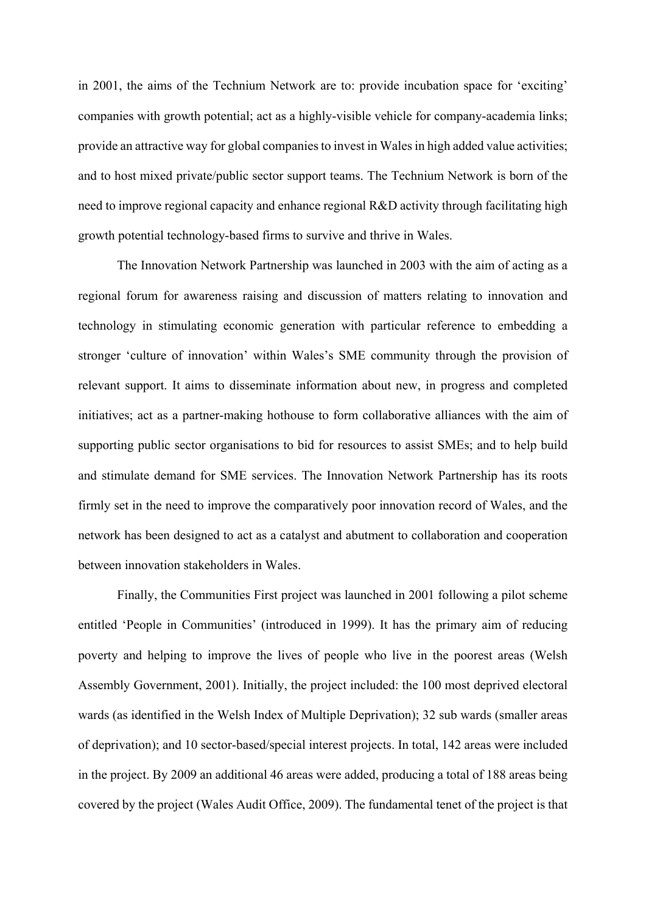in 2001, the aims of the Technium Network are to: provide incubation space for 'exciting' companies with growth potential; act as a highly-visible vehicle for company-academia links; provide an attractive way for global companies to invest in Wales in high added value activities; and to host mixed private/public sector support teams. The Technium Network is born of the need to improve regional capacity and enhance regional R&D activity through facilitating high growth potential technology-based firms to survive and thrive in Wales.

The Innovation Network Partnership was launched in 2003 with the aim of acting as a regional forum for awareness raising and discussion of matters relating to innovation and technology in stimulating economic generation with particular reference to embedding a stronger 'culture of innovation' within Wales's SME community through the provision of relevant support. It aims to disseminate information about new, in progress and completed initiatives; act as a partner-making hothouse to form collaborative alliances with the aim of supporting public sector organisations to bid for resources to assist SMEs; and to help build and stimulate demand for SME services. The Innovation Network Partnership has its roots firmly set in the need to improve the comparatively poor innovation record of Wales, and the network has been designed to act as a catalyst and abutment to collaboration and cooperation between innovation stakeholders in Wales.

Finally, the Communities First project was launched in 2001 following a pilot scheme entitled 'People in Communities' (introduced in 1999). It has the primary aim of reducing poverty and helping to improve the lives of people who live in the poorest areas (Welsh Assembly Government, 2001). Initially, the project included: the 100 most deprived electoral wards (as identified in the Welsh Index of Multiple Deprivation); 32 sub wards (smaller areas of deprivation); and 10 sector-based/special interest projects. In total, 142 areas were included in the project. By 2009 an additional 46 areas were added, producing a total of 188 areas being covered by the project (Wales Audit Office, 2009). The fundamental tenet of the project is that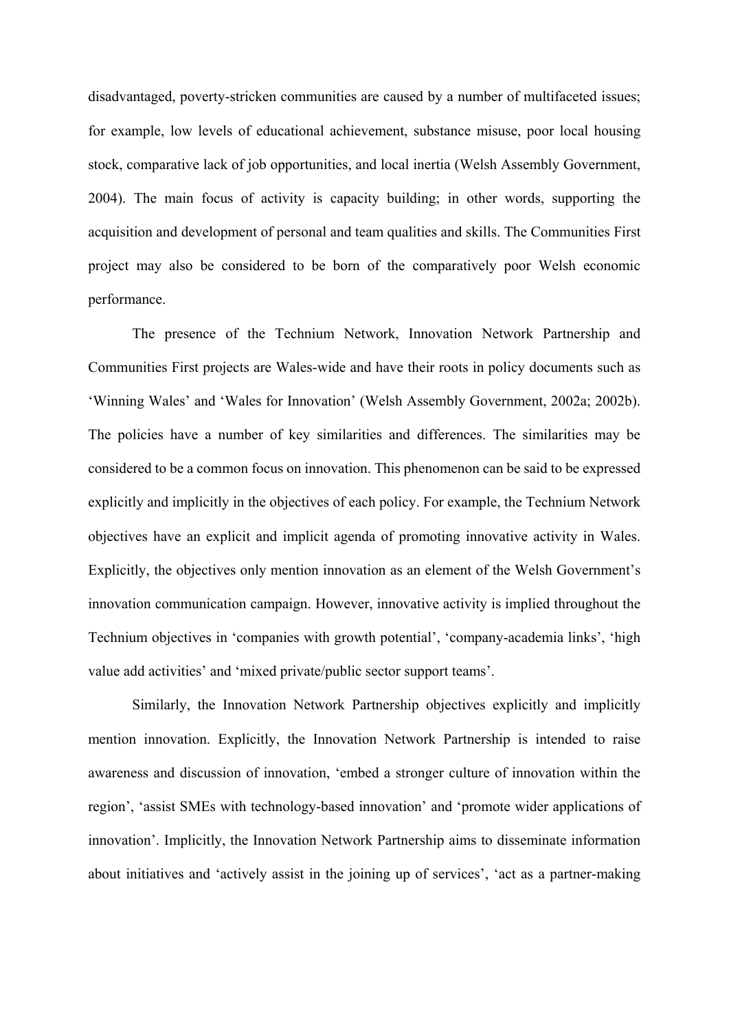disadvantaged, poverty-stricken communities are caused by a number of multifaceted issues; for example, low levels of educational achievement, substance misuse, poor local housing stock, comparative lack of job opportunities, and local inertia (Welsh Assembly Government, 2004). The main focus of activity is capacity building; in other words, supporting the acquisition and development of personal and team qualities and skills. The Communities First project may also be considered to be born of the comparatively poor Welsh economic performance.

The presence of the Technium Network, Innovation Network Partnership and Communities First projects are Wales-wide and have their roots in policy documents such as 'Winning Wales' and 'Wales for Innovation' (Welsh Assembly Government, 2002a; 2002b). The policies have a number of key similarities and differences. The similarities may be considered to be a common focus on innovation. This phenomenon can be said to be expressed explicitly and implicitly in the objectives of each policy. For example, the Technium Network objectives have an explicit and implicit agenda of promoting innovative activity in Wales. Explicitly, the objectives only mention innovation as an element of the Welsh Government's innovation communication campaign. However, innovative activity is implied throughout the Technium objectives in 'companies with growth potential', 'company-academia links', 'high value add activities' and 'mixed private/public sector support teams'.

Similarly, the Innovation Network Partnership objectives explicitly and implicitly mention innovation. Explicitly, the Innovation Network Partnership is intended to raise awareness and discussion of innovation, 'embed a stronger culture of innovation within the region', 'assist SMEs with technology-based innovation' and 'promote wider applications of innovation'. Implicitly, the Innovation Network Partnership aims to disseminate information about initiatives and 'actively assist in the joining up of services', 'act as a partner-making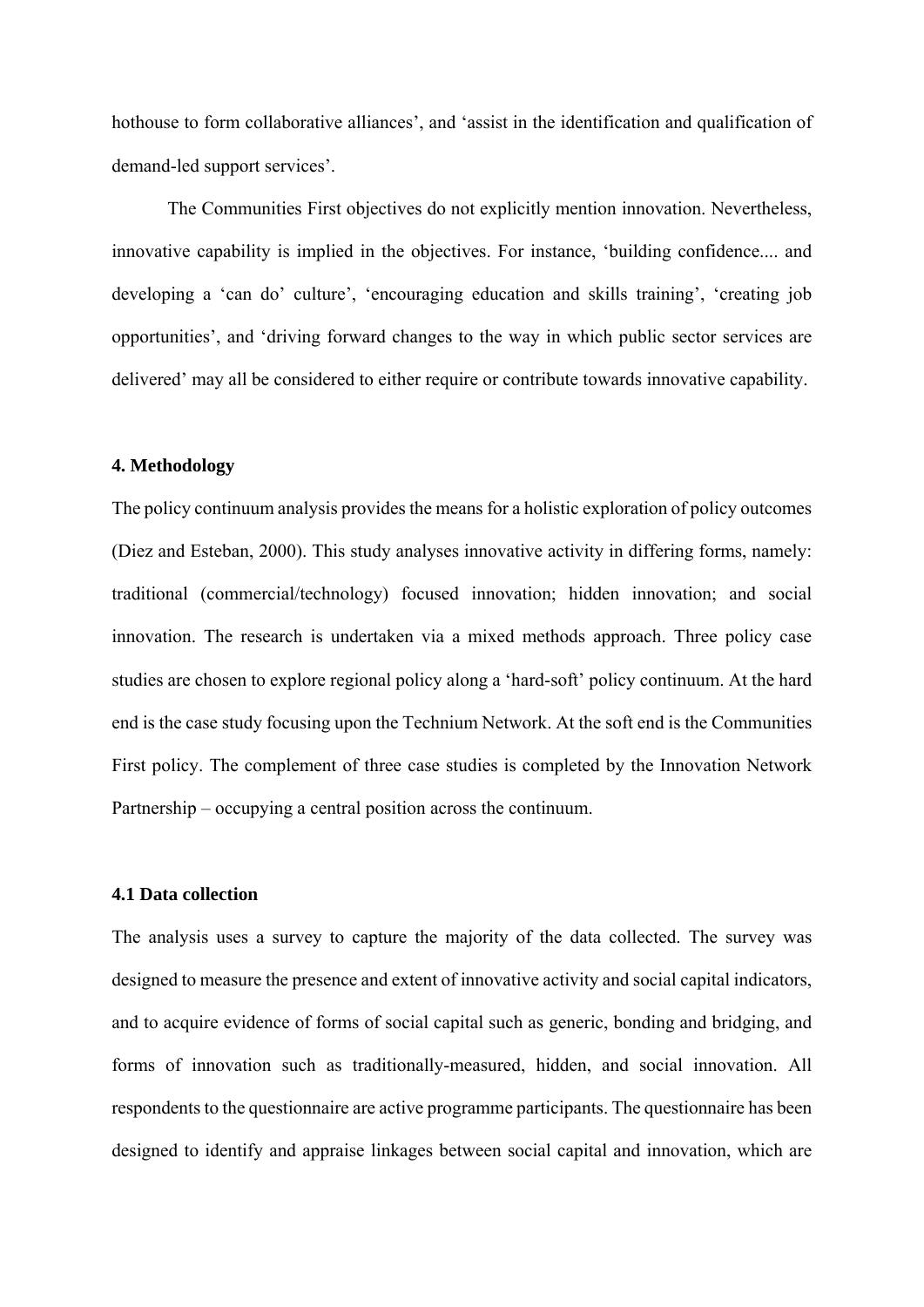hothouse to form collaborative alliances', and 'assist in the identification and qualification of demand-led support services'.

The Communities First objectives do not explicitly mention innovation. Nevertheless, innovative capability is implied in the objectives. For instance, 'building confidence.... and developing a 'can do' culture', 'encouraging education and skills training', 'creating job opportunities', and 'driving forward changes to the way in which public sector services are delivered' may all be considered to either require or contribute towards innovative capability.

### 4. Methodology

The policy continuum analysis provides the means for a holistic exploration of policy outcomes (Diez and Esteban, 2000). This study analyses innovative activity in differing forms, namely: traditional (commercial/technology) focused innovation; hidden innovation; and social innovation. The research is undertaken via a mixed methods approach. Three policy case studies are chosen to explore regional policy along a 'hard-soft' policy continuum. At the hard end is the case study focusing upon the Technium Network. At the soft end is the Communities First policy. The complement of three case studies is completed by the Innovation Network Partnership – occupying a central position across the continuum.

#### 4.1 Data collection

The analysis uses a survey to capture the majority of the data collected. The survey was designed to measure the presence and extent of innovative activity and social capital indicators, and to acquire evidence of forms of social capital such as generic, bonding and bridging, and forms of innovation such as traditionally-measured, hidden, and social innovation. All respondents to the questionnaire are active programme participants. The questionnaire has been designed to identify and appraise linkages between social capital and innovation, which are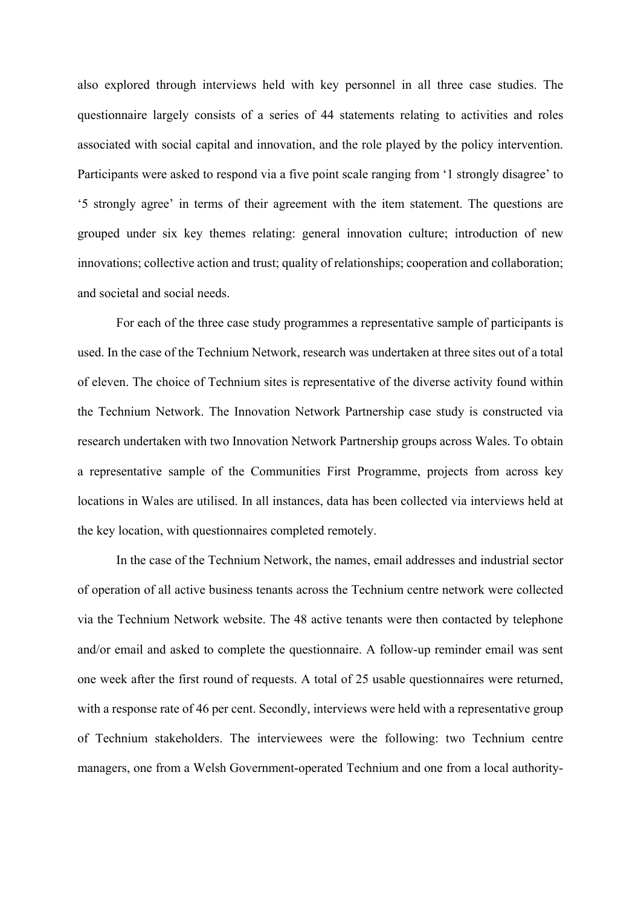also explored through interviews held with key personnel in all three case studies. The questionnaire largely consists of a series of 44 statements relating to activities and roles associated with social capital and innovation, and the role played by the policy intervention. Participants were asked to respond via a five point scale ranging from '1 strongly disagree' to '5 strongly agree' in terms of their agreement with the item statement. The questions are grouped under six key themes relating: general innovation culture; introduction of new innovations; collective action and trust; quality of relationships; cooperation and collaboration; and societal and social needs.

For each of the three case study programmes a representative sample of participants is used. In the case of the Technium Network, research was undertaken at three sites out of a total of eleven. The choice of Technium sites is representative of the diverse activity found within the Technium Network. The Innovation Network Partnership case study is constructed via research undertaken with two Innovation Network Partnership groups across Wales. To obtain a representative sample of the Communities First Programme, projects from across key locations in Wales are utilised. In all instances, data has been collected via interviews held at the key location, with questionnaires completed remotely.

In the case of the Technium Network, the names, email addresses and industrial sector of operation of all active business tenants across the Technium centre network were collected via the Technium Network website. The 48 active tenants were then contacted by telephone and/or email and asked to complete the questionnaire. A follow-up reminder email was sent one week after the first round of requests. A total of 25 usable questionnaires were returned, with a response rate of 46 per cent. Secondly, interviews were held with a representative group of Technium stakeholders. The interviewees were the following: two Technium centre managers, one from a Welsh Government-operated Technium and one from a local authority-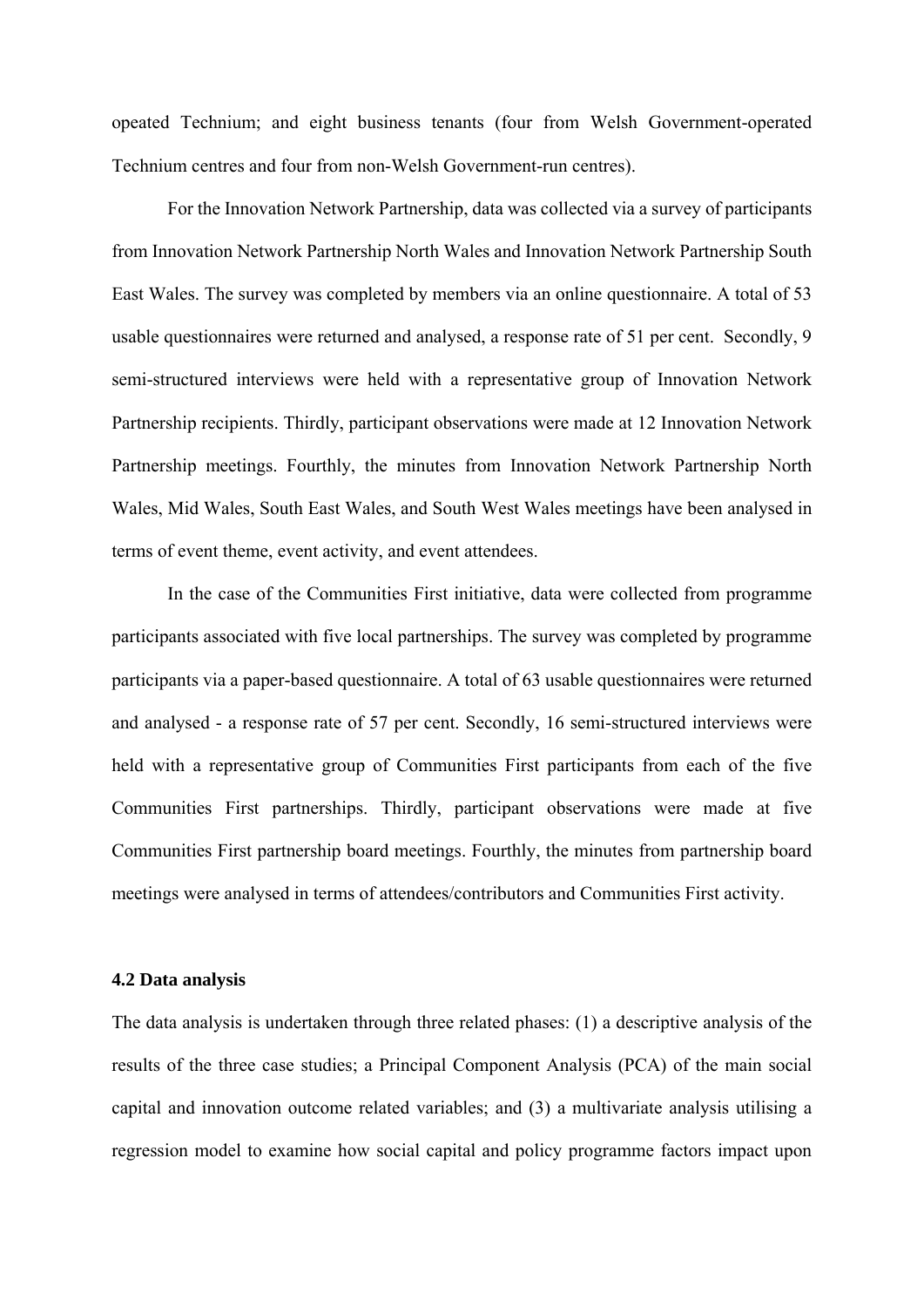opeated Technium; and eight business tenants (four from Welsh Government-operated Technium centres and four from non-Welsh Government-run centres).

For the Innovation Network Partnership, data was collected via a survey of participants from Innovation Network Partnership North Wales and Innovation Network Partnership South East Wales. The survey was completed by members via an online questionnaire. A total of 53 usable questionnaires were returned and analysed, a response rate of 51 per cent. Secondly, 9 semi-structured interviews were held with a representative group of Innovation Network Partnership recipients. Thirdly, participant observations were made at 12 Innovation Network Partnership meetings. Fourthly, the minutes from Innovation Network Partnership North Wales, Mid Wales, South East Wales, and South West Wales meetings have been analysed in terms of event theme, event activity, and event attendees.

In the case of the Communities First initiative, data were collected from programme participants associated with five local partnerships. The survey was completed by programme participants via a paper-based questionnaire. A total of 63 usable questionnaires were returned and analysed - a response rate of 57 per cent. Secondly, 16 semi-structured interviews were held with a representative group of Communities First participants from each of the five Communities First partnerships. Thirdly, participant observations were made at five Communities First partnership board meetings. Fourthly, the minutes from partnership board meetings were analysed in terms of attendees/contributors and Communities First activity.

### 4.2 Data analysis

The data analysis is undertaken through three related phases: (1) a descriptive analysis of the results of the three case studies; a Principal Component Analysis (PCA) of the main social capital and innovation outcome related variables; and (3) a multivariate analysis utilising a regression model to examine how social capital and policy programme factors impact upon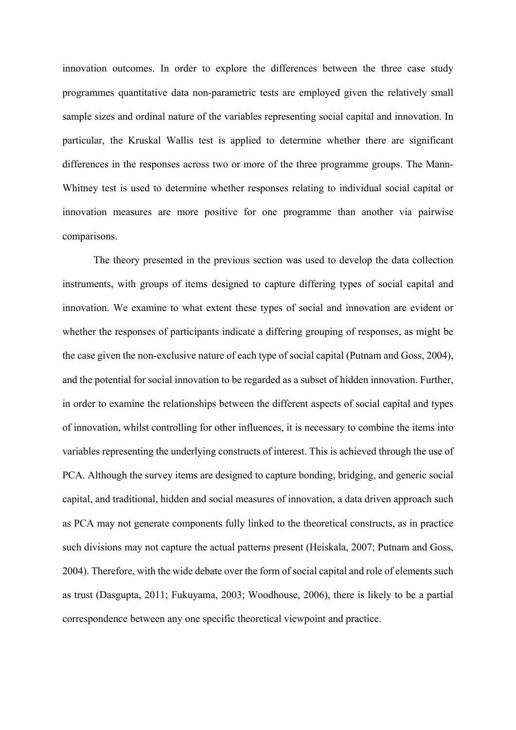innovation outcomes. In order to explore the differences between the three case study programmes quantitative data non-parametric tests are employed given the relatively small sample sizes and ordinal nature of the variables representing social capital and innovation. In particular, the Kruskal Wallis test is applied to determine whether there are significant differences in the responses across two or more of the three programme groups. The Mann-Whitney test is used to determine whether responses relating to individual social capital or innovation measures are more positive for one programme than another via pairwise comparisons.

The theory presented in the previous section was used to develop the data collection instruments, with groups of items designed to capture differing types of social capital and innovation. We examine to what extent these types of social and innovation are evident or whether the responses of participants indicate a differing grouping of responses, as might be the case given the non-exclusive nature of each type of social capital (Putnam and Goss, 2004), and the potential for social innovation to be regarded as a subset of hidden innovation. Further, in order to examine the relationships between the different aspects of social capital and types of innovation, whilst controlling for other influences, it is necessary to combine the items into variables representing the underlying constructs of interest. This is achieved through the use of PCA. Although the survey items are designed to capture bonding, bridging, and generic social capital, and traditional, hidden and social measures of innovation, a data driven approach such as PCA may not generate components fully linked to the theoretical constructs, as in practice such divisions may not capture the actual patterns present (Heiskala, 2007; Putnam and Goss, 2004). Therefore, with the wide debate over the form of social capital and role of elements such as trust (Dasgupta, 2011; Fukuyama, 2003; Woodhouse, 2006), there is likely to be a partial correspondence between any one specific theoretical viewpoint and practice.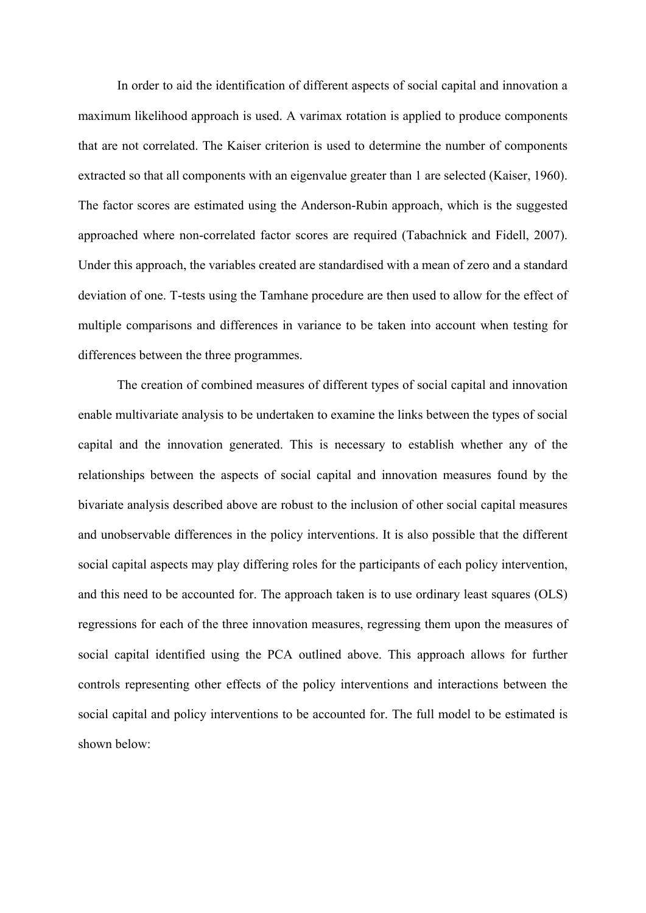In order to aid the identification of different aspects of social capital and innovation a maximum likelihood approach is used. A varimax rotation is applied to produce components that are not correlated. The Kaiser criterion is used to determine the number of components extracted so that all components with an eigenvalue greater than 1 are selected (Kaiser, 1960). The factor scores are estimated using the Anderson-Rubin approach, which is the suggested approached where non-correlated factor scores are required (Tabachnick and Fidell, 2007). Under this approach, the variables created are standardised with a mean of zero and a standard deviation of one. T-tests using the Tamhane procedure are then used to allow for the effect of multiple comparisons and differences in variance to be taken into account when testing for differences between the three programmes.

The creation of combined measures of different types of social capital and innovation enable multivariate analysis to be undertaken to examine the links between the types of social capital and the innovation generated. This is necessary to establish whether any of the relationships between the aspects of social capital and innovation measures found by the bivariate analysis described above are robust to the inclusion of other social capital measures and unobservable differences in the policy interventions. It is also possible that the different social capital aspects may play differing roles for the participants of each policy intervention, and this need to be accounted for. The approach taken is to use ordinary least squares (OLS) regressions for each of the three innovation measures, regressing them upon the measures of social capital identified using the PCA outlined above. This approach allows for further controls representing other effects of the policy interventions and interactions between the social capital and policy interventions to be accounted for. The full model to be estimated is shown below: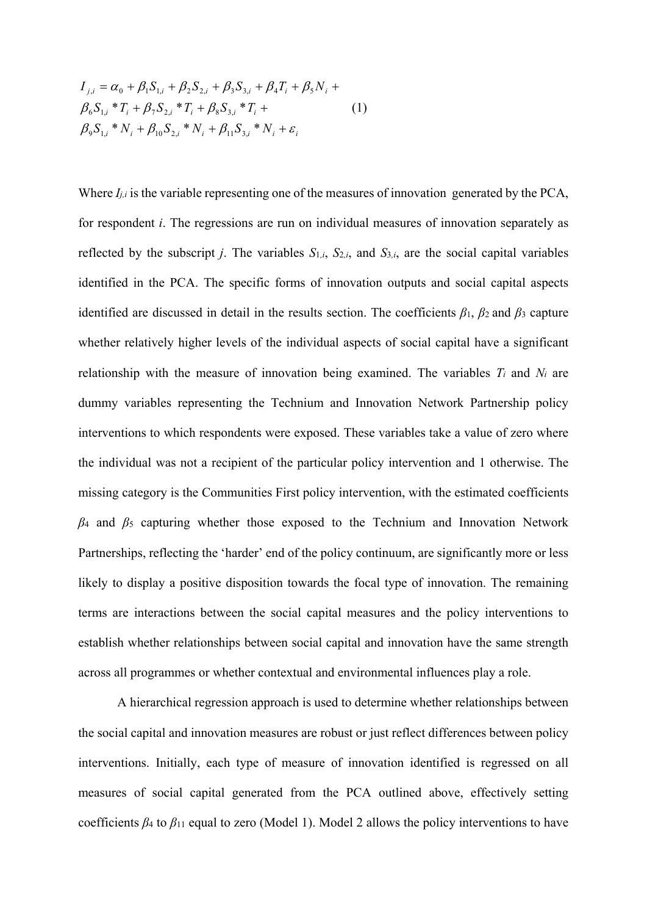$$
\begin{aligned}
I_{j,i} = {} & \alpha_0 + \beta_1 S_{1,i} + \beta_2 S_{2,i} + \beta_3 S_{3,i} + \beta_4 T_i + \beta_5 N_i + \\
& \beta_6 S_{1,i} * T_i + \beta_7 S_{2,i} * T_i + \beta_8 S_{3,i} * T_i + \\
& \beta_9 S_{1,i} * N_i + \beta_{10} S_{2,i} * N_i + \beta_{11} S_{3,i} * N_i + \varepsilon_i
\end{aligned} \tag{1}
$$

Where $I_{j,i}$ is the variable representing one of the measures of innovation generated by the PCA, for respondent $i$. The regressions are run on individual measures of innovation separately as reflected by the subscript $j$. The variables $S_{1,i}$, $S_{2,i}$, and $S_{3,i}$, are the social capital variables identified in the PCA. The specific forms of innovation outputs and social capital aspects identified are discussed in detail in the results section. The coefficients $\beta_1$, $\beta_2$ and $\beta_3$ capture whether relatively higher levels of the individual aspects of social capital have a significant relationship with the measure of innovation being examined. The variables $T_i$ and $N_i$ are dummy variables representing the Technium and Innovation Network Partnership policy interventions to which respondents were exposed. These variables take a value of zero where the individual was not a recipient of the particular policy intervention and 1 otherwise. The missing category is the Communities First policy intervention, with the estimated coefficients $\beta_4$ and $\beta_5$ capturing whether those exposed to the Technium and Innovation Network Partnerships, reflecting the 'harder' end of the policy continuum, are significantly more or less likely to display a positive disposition towards the focal type of innovation. The remaining terms are interactions between the social capital measures and the policy interventions to establish whether relationships between social capital and innovation have the same strength across all programmes or whether contextual and environmental influences play a role.

A hierarchical regression approach is used to determine whether relationships between the social capital and innovation measures are robust or just reflect differences between policy interventions. Initially, each type of measure of innovation identified is regressed on all measures of social capital generated from the PCA outlined above, effectively setting coefficients $\beta_4$ to $\beta_{11}$ equal to zero (Model 1). Model 2 allows the policy interventions to have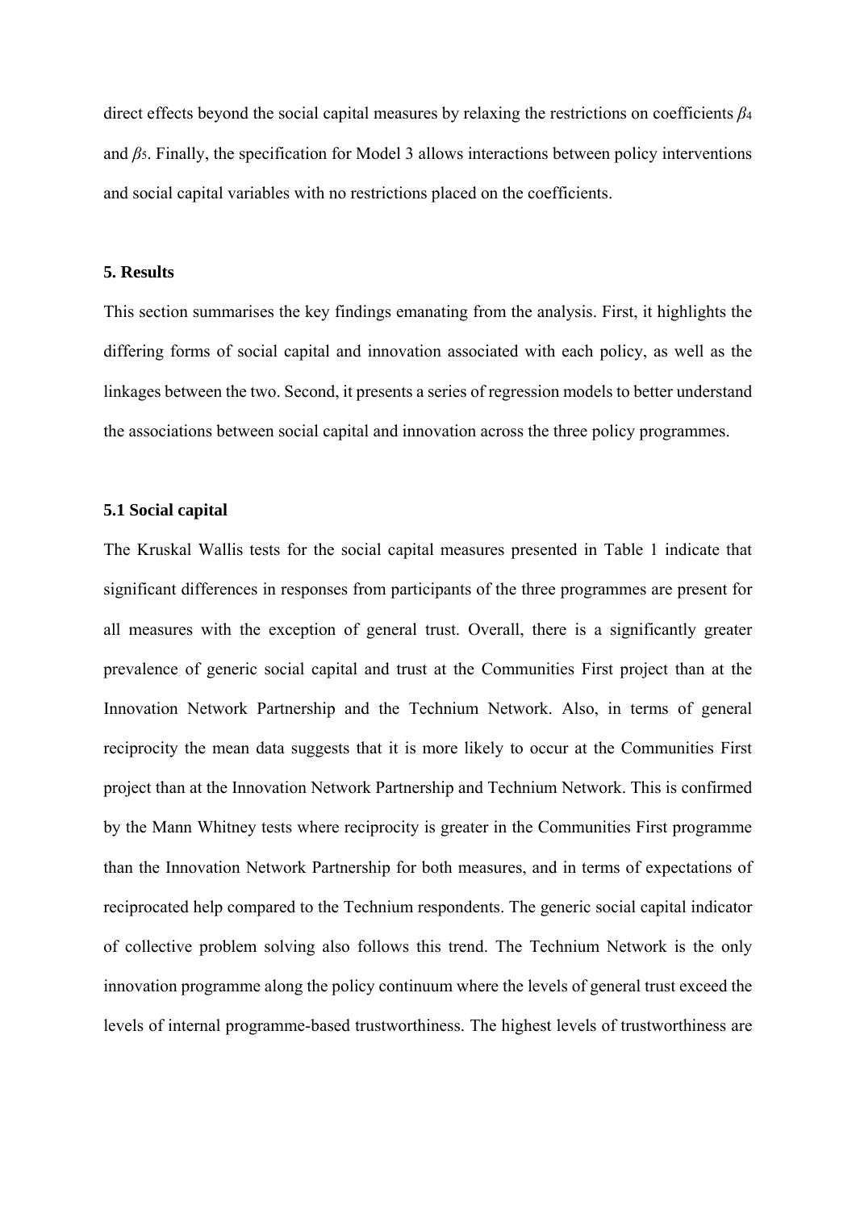direct effects beyond the social capital measures by relaxing the restrictions on coefficients $\beta_4$ and $\beta_5$. Finally, the specification for Model 3 allows interactions between policy interventions and social capital variables with no restrictions placed on the coefficients.

## 5. Results

This section summarises the key findings emanating from the analysis. First, it highlights the differing forms of social capital and innovation associated with each policy, as well as the linkages between the two. Second, it presents a series of regression models to better understand the associations between social capital and innovation across the three policy programmes.

### 5.1 Social capital

The Kruskal Wallis tests for the social capital measures presented in Table 1 indicate that significant differences in responses from participants of the three programmes are present for all measures with the exception of general trust. Overall, there is a significantly greater prevalence of generic social capital and trust at the Communities First project than at the Innovation Network Partnership and the Technium Network. Also, in terms of general reciprocity the mean data suggests that it is more likely to occur at the Communities First project than at the Innovation Network Partnership and Technium Network. This is confirmed by the Mann Whitney tests where reciprocity is greater in the Communities First programme than the Innovation Network Partnership for both measures, and in terms of expectations of reciprocated help compared to the Technium respondents. The generic social capital indicator of collective problem solving also follows this trend. The Technium Network is the only innovation programme along the policy continuum where the levels of general trust exceed the levels of internal programme-based trustworthiness. The highest levels of trustworthiness are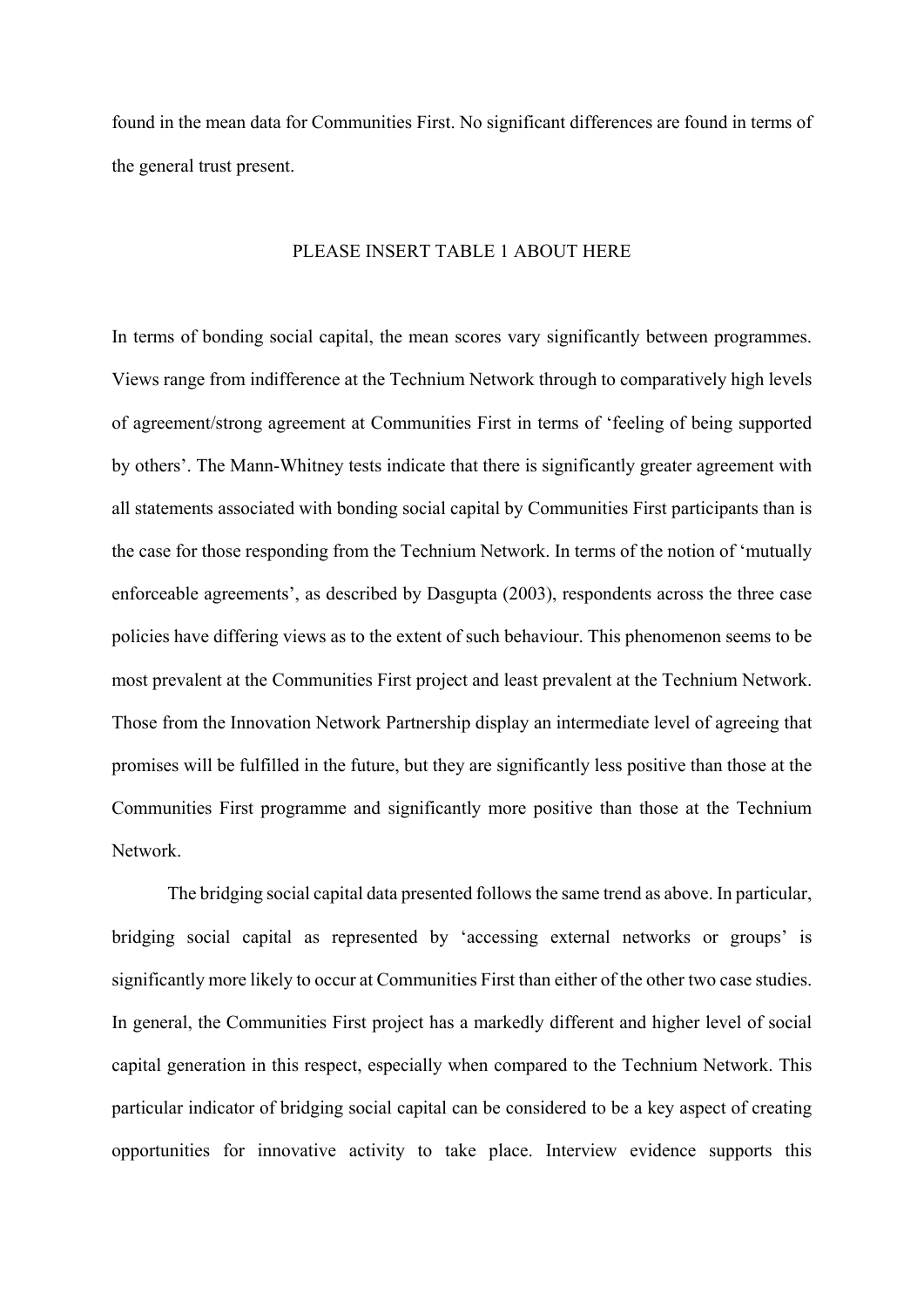found in the mean data for Communities First. No significant differences are found in terms of the general trust present.

PLEASE INSERT TABLE 1 ABOUT HERE

In terms of bonding social capital, the mean scores vary significantly between programmes. Views range from indifference at the Technium Network through to comparatively high levels of agreement/strong agreement at Communities First in terms of 'feeling of being supported by others'. The Mann-Whitney tests indicate that there is significantly greater agreement with all statements associated with bonding social capital by Communities First participants than is the case for those responding from the Technium Network. In terms of the notion of 'mutually enforceable agreements', as described by Dasgupta (2003), respondents across the three case policies have differing views as to the extent of such behaviour. This phenomenon seems to be most prevalent at the Communities First project and least prevalent at the Technium Network. Those from the Innovation Network Partnership display an intermediate level of agreeing that promises will be fulfilled in the future, but they are significantly less positive than those at the Communities First programme and significantly more positive than those at the Technium Network.

The bridging social capital data presented follows the same trend as above. In particular, bridging social capital as represented by 'accessing external networks or groups' is significantly more likely to occur at Communities First than either of the other two case studies. In general, the Communities First project has a markedly different and higher level of social capital generation in this respect, especially when compared to the Technium Network. This particular indicator of bridging social capital can be considered to be a key aspect of creating opportunities for innovative activity to take place. Interview evidence supports this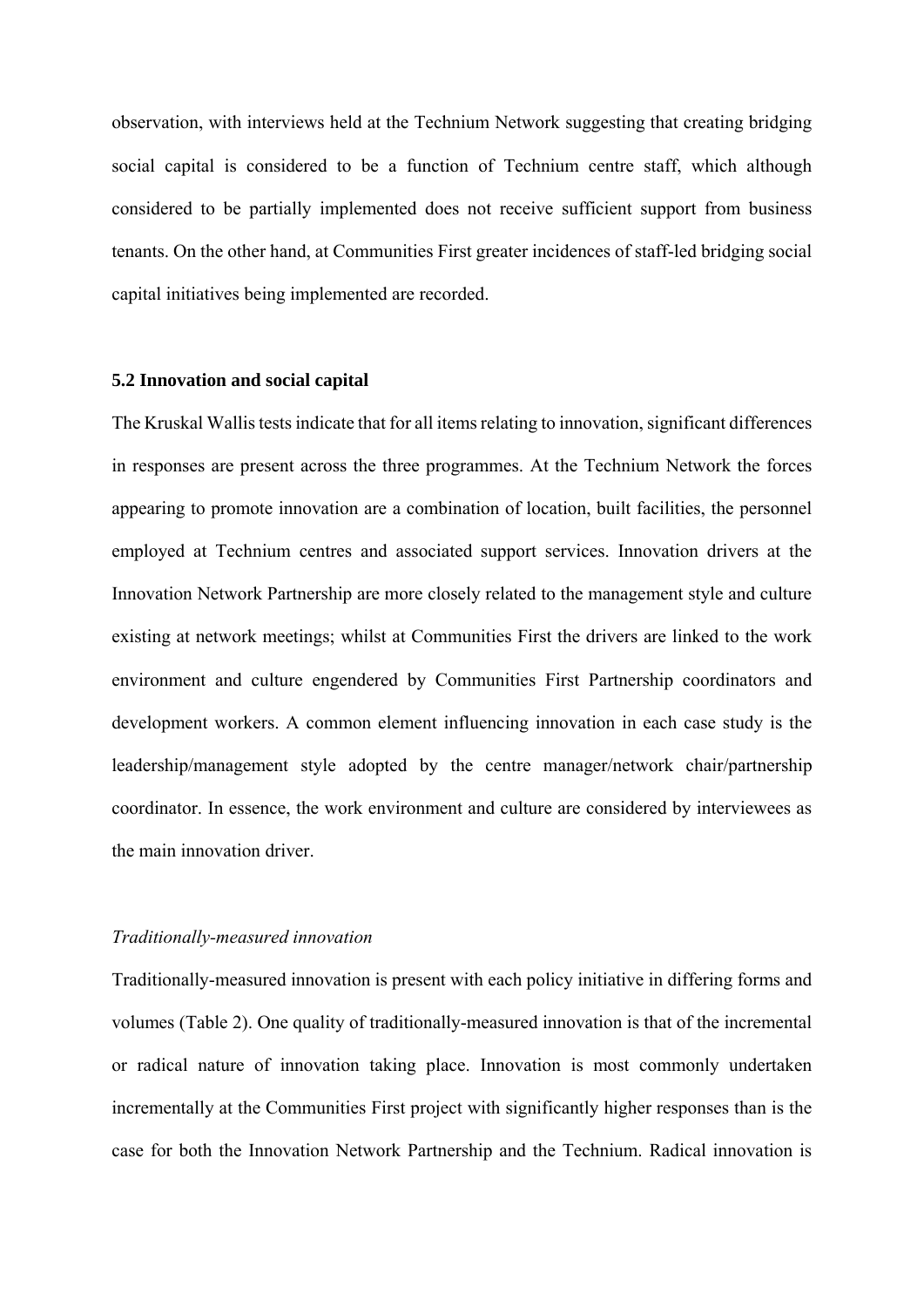observation, with interviews held at the Technium Network suggesting that creating bridging social capital is considered to be a function of Technium centre staff, which although considered to be partially implemented does not receive sufficient support from business tenants. On the other hand, at Communities First greater incidences of staff-led bridging social capital initiatives being implemented are recorded.

### 5.2 Innovation and social capital

The Kruskal Wallis tests indicate that for all items relating to innovation, significant differences in responses are present across the three programmes. At the Technium Network the forces appearing to promote innovation are a combination of location, built facilities, the personnel employed at Technium centres and associated support services. Innovation drivers at the Innovation Network Partnership are more closely related to the management style and culture existing at network meetings; whilst at Communities First the drivers are linked to the work environment and culture engendered by Communities First Partnership coordinators and development workers. A common element influencing innovation in each case study is the leadership/management style adopted by the centre manager/network chair/partnership coordinator. In essence, the work environment and culture are considered by interviewees as the main innovation driver.

*Traditionally-measured innovation*

Traditionally-measured innovation is present with each policy initiative in differing forms and volumes (Table 2). One quality of traditionally-measured innovation is that of the incremental or radical nature of innovation taking place. Innovation is most commonly undertaken incrementally at the Communities First project with significantly higher responses than is the case for both the Innovation Network Partnership and the Technium. Radical innovation is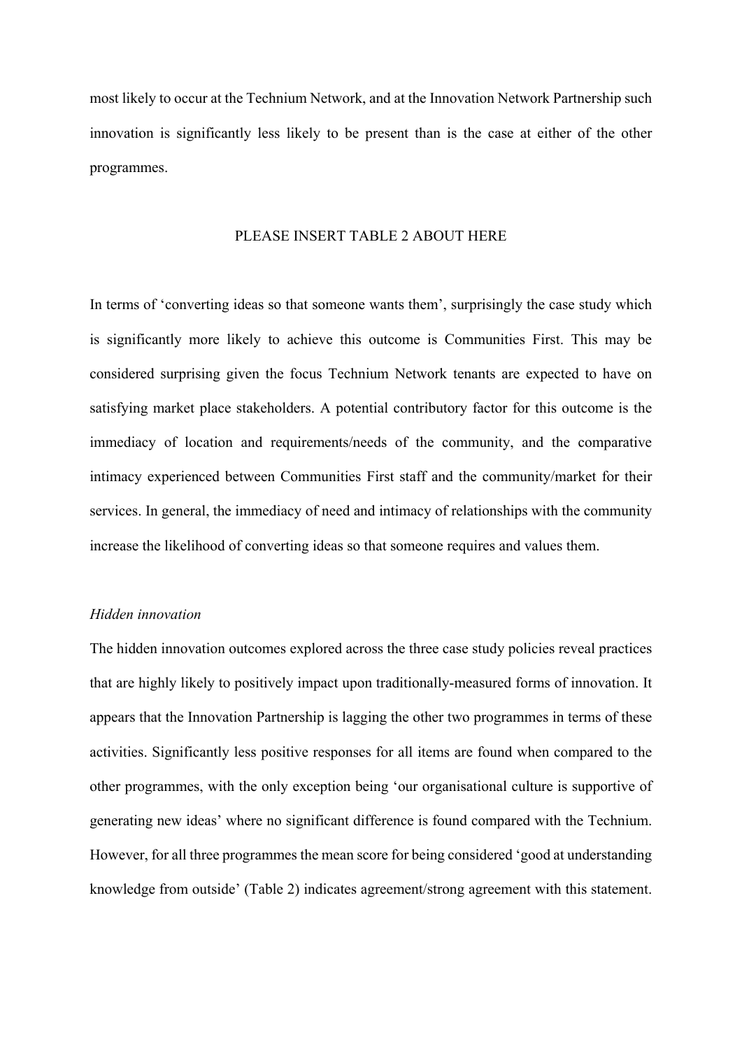most likely to occur at the Technium Network, and at the Innovation Network Partnership such innovation is significantly less likely to be present than is the case at either of the other programmes.

PLEASE INSERT TABLE 2 ABOUT HERE

In terms of 'converting ideas so that someone wants them', surprisingly the case study which is significantly more likely to achieve this outcome is Communities First. This may be considered surprising given the focus Technium Network tenants are expected to have on satisfying market place stakeholders. A potential contributory factor for this outcome is the immediacy of location and requirements/needs of the community, and the comparative intimacy experienced between Communities First staff and the community/market for their services. In general, the immediacy of need and intimacy of relationships with the community increase the likelihood of converting ideas so that someone requires and values them.

*Hidden innovation*

The hidden innovation outcomes explored across the three case study policies reveal practices that are highly likely to positively impact upon traditionally-measured forms of innovation. It appears that the Innovation Partnership is lagging the other two programmes in terms of these activities. Significantly less positive responses for all items are found when compared to the other programmes, with the only exception being 'our organisational culture is supportive of generating new ideas' where no significant difference is found compared with the Technium. However, for all three programmes the mean score for being considered 'good at understanding knowledge from outside' (Table 2) indicates agreement/strong agreement with this statement.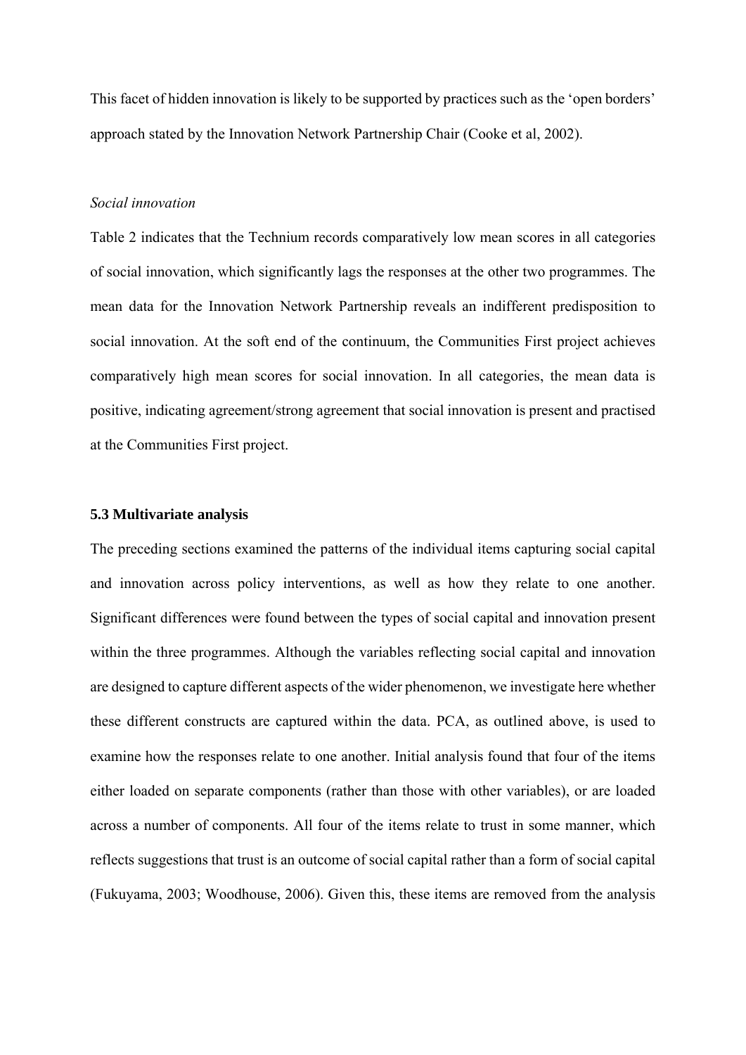This facet of hidden innovation is likely to be supported by practices such as the 'open borders' approach stated by the Innovation Network Partnership Chair (Cooke et al, 2002).

*Social innovation*

Table 2 indicates that the Technium records comparatively low mean scores in all categories of social innovation, which significantly lags the responses at the other two programmes. The mean data for the Innovation Network Partnership reveals an indifferent predisposition to social innovation. At the soft end of the continuum, the Communities First project achieves comparatively high mean scores for social innovation. In all categories, the mean data is positive, indicating agreement/strong agreement that social innovation is present and practised at the Communities First project.

### 5.3 Multivariate analysis

The preceding sections examined the patterns of the individual items capturing social capital and innovation across policy interventions, as well as how they relate to one another. Significant differences were found between the types of social capital and innovation present within the three programmes. Although the variables reflecting social capital and innovation are designed to capture different aspects of the wider phenomenon, we investigate here whether these different constructs are captured within the data. PCA, as outlined above, is used to examine how the responses relate to one another. Initial analysis found that four of the items either loaded on separate components (rather than those with other variables), or are loaded across a number of components. All four of the items relate to trust in some manner, which reflects suggestions that trust is an outcome of social capital rather than a form of social capital (Fukuyama, 2003; Woodhouse, 2006). Given this, these items are removed from the analysis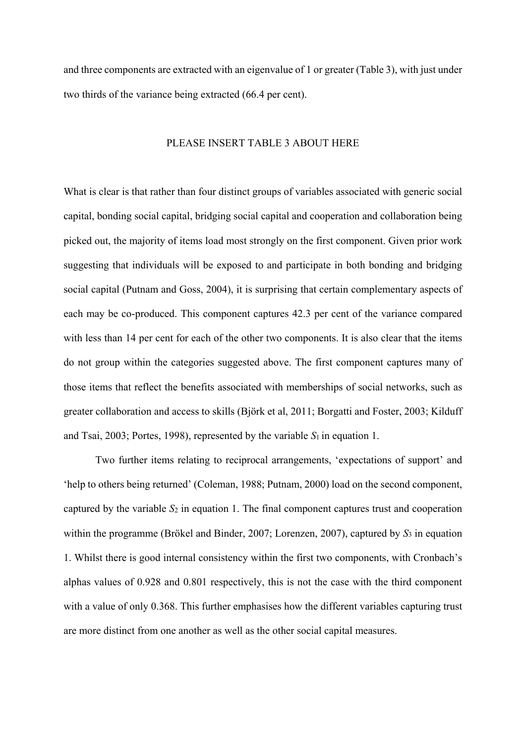and three components are extracted with an eigenvalue of 1 or greater (Table 3), with just under two thirds of the variance being extracted (66.4 per cent).

PLEASE INSERT TABLE 3 ABOUT HERE

What is clear is that rather than four distinct groups of variables associated with generic social capital, bonding social capital, bridging social capital and cooperation and collaboration being picked out, the majority of items load most strongly on the first component. Given prior work suggesting that individuals will be exposed to and participate in both bonding and bridging social capital (Putnam and Goss, 2004), it is surprising that certain complementary aspects of each may be co-produced. This component captures 42.3 per cent of the variance compared with less than 14 per cent for each of the other two components. It is also clear that the items do not group within the categories suggested above. The first component captures many of those items that reflect the benefits associated with memberships of social networks, such as greater collaboration and access to skills (Björk et al, 2011; Borgatti and Foster, 2003; Kilduff and Tsai, 2003; Portes, 1998), represented by the variable $S_1$ in equation 1.

Two further items relating to reciprocal arrangements, 'expectations of support' and 'help to others being returned' (Coleman, 1988; Putnam, 2000) load on the second component, captured by the variable $S_2$ in equation 1. The final component captures trust and cooperation within the programme (Brökel and Binder, 2007; Lorenzen, 2007), captured by $S_3$ in equation 1. Whilst there is good internal consistency within the first two components, with Cronbach's alphas values of 0.928 and 0.801 respectively, this is not the case with the third component with a value of only 0.368. This further emphasises how the different variables capturing trust are more distinct from one another as well as the other social capital measures.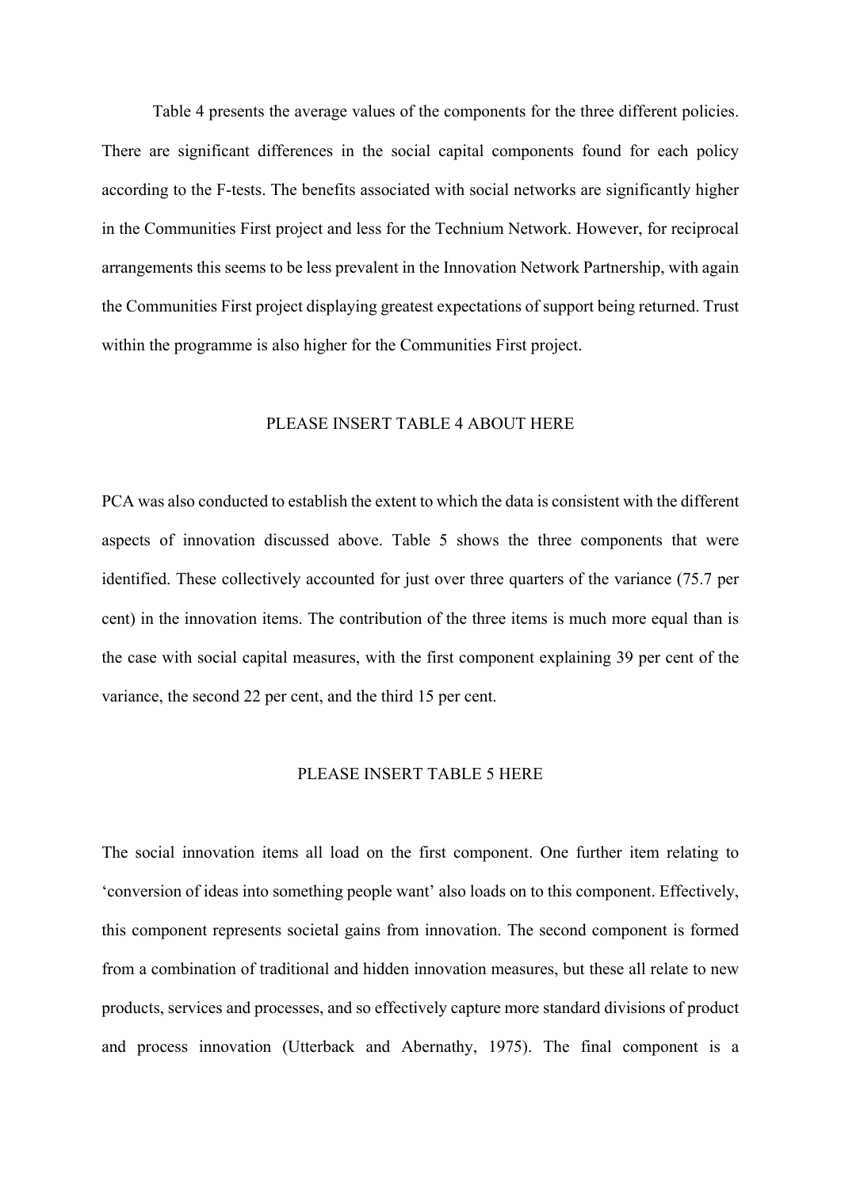Table 4 presents the average values of the components for the three different policies. There are significant differences in the social capital components found for each policy according to the F-tests. The benefits associated with social networks are significantly higher in the Communities First project and less for the Technium Network. However, for reciprocal arrangements this seems to be less prevalent in the Innovation Network Partnership, with again the Communities First project displaying greatest expectations of support being returned. Trust within the programme is also higher for the Communities First project.

PLEASE INSERT TABLE 4 ABOUT HERE

PCA was also conducted to establish the extent to which the data is consistent with the different aspects of innovation discussed above. Table 5 shows the three components that were identified. These collectively accounted for just over three quarters of the variance (75.7 per cent) in the innovation items. The contribution of the three items is much more equal than is the case with social capital measures, with the first component explaining 39 per cent of the variance, the second 22 per cent, and the third 15 per cent.

PLEASE INSERT TABLE 5 HERE

The social innovation items all load on the first component. One further item relating to 'conversion of ideas into something people want' also loads on to this component. Effectively, this component represents societal gains from innovation. The second component is formed from a combination of traditional and hidden innovation measures, but these all relate to new products, services and processes, and so effectively capture more standard divisions of product and process innovation (Utterback and Abernathy, 1975). The final component is a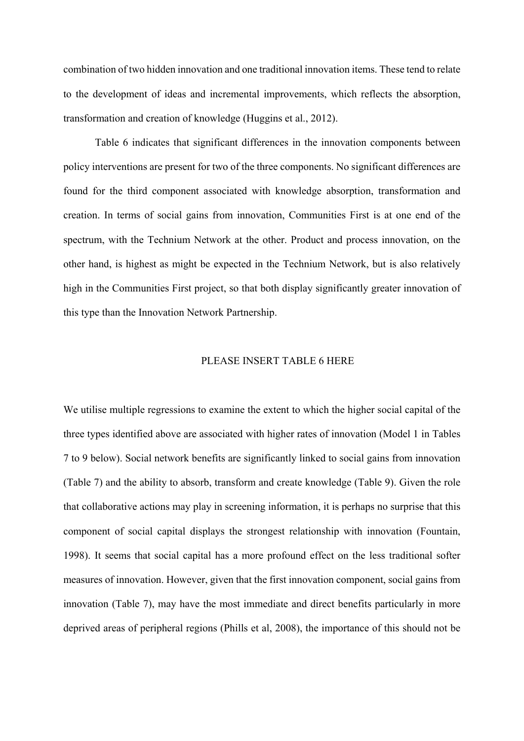combination of two hidden innovation and one traditional innovation items. These tend to relate to the development of ideas and incremental improvements, which reflects the absorption, transformation and creation of knowledge (Huggins et al., 2012).

Table 6 indicates that significant differences in the innovation components between policy interventions are present for two of the three components. No significant differences are found for the third component associated with knowledge absorption, transformation and creation. In terms of social gains from innovation, Communities First is at one end of the spectrum, with the Technium Network at the other. Product and process innovation, on the other hand, is highest as might be expected in the Technium Network, but is also relatively high in the Communities First project, so that both display significantly greater innovation of this type than the Innovation Network Partnership.

PLEASE INSERT TABLE 6 HERE

We utilise multiple regressions to examine the extent to which the higher social capital of the three types identified above are associated with higher rates of innovation (Model 1 in Tables 7 to 9 below). Social network benefits are significantly linked to social gains from innovation (Table 7) and the ability to absorb, transform and create knowledge (Table 9). Given the role that collaborative actions may play in screening information, it is perhaps no surprise that this component of social capital displays the strongest relationship with innovation (Fountain, 1998). It seems that social capital has a more profound effect on the less traditional softer measures of innovation. However, given that the first innovation component, social gains from innovation (Table 7), may have the most immediate and direct benefits particularly in more deprived areas of peripheral regions (Phills et al, 2008), the importance of this should not be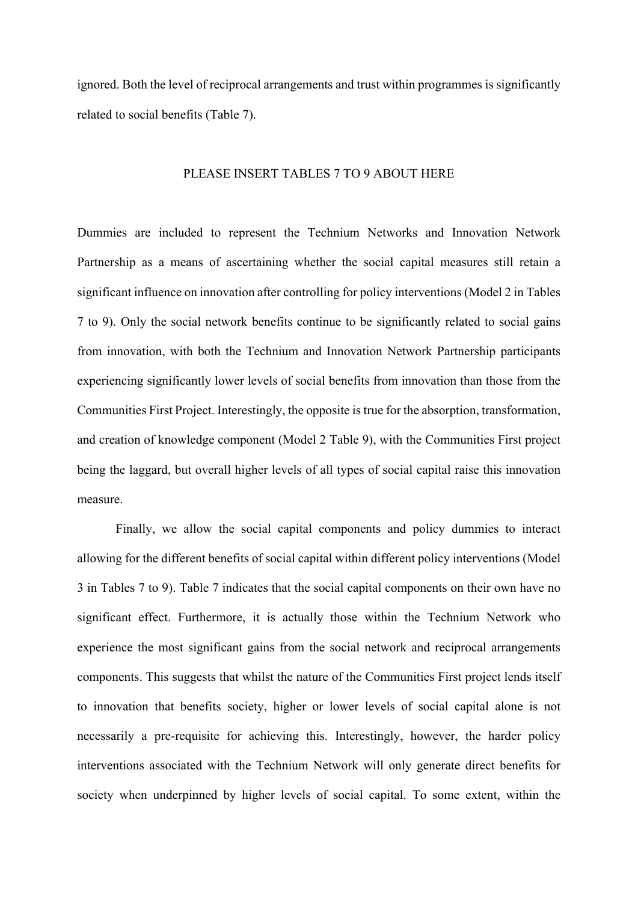ignored. Both the level of reciprocal arrangements and trust within programmes is significantly related to social benefits (Table 7).

PLEASE INSERT TABLES 7 TO 9 ABOUT HERE

Dummies are included to represent the Technium Networks and Innovation Network Partnership as a means of ascertaining whether the social capital measures still retain a significant influence on innovation after controlling for policy interventions (Model 2 in Tables 7 to 9). Only the social network benefits continue to be significantly related to social gains from innovation, with both the Technium and Innovation Network Partnership participants experiencing significantly lower levels of social benefits from innovation than those from the Communities First Project. Interestingly, the opposite is true for the absorption, transformation, and creation of knowledge component (Model 2 Table 9), with the Communities First project being the laggard, but overall higher levels of all types of social capital raise this innovation measure.

Finally, we allow the social capital components and policy dummies to interact allowing for the different benefits of social capital within different policy interventions (Model 3 in Tables 7 to 9). Table 7 indicates that the social capital components on their own have no significant effect. Furthermore, it is actually those within the Technium Network who experience the most significant gains from the social network and reciprocal arrangements components. This suggests that whilst the nature of the Communities First project lends itself to innovation that benefits society, higher or lower levels of social capital alone is not necessarily a pre-requisite for achieving this. Interestingly, however, the harder policy interventions associated with the Technium Network will only generate direct benefits for society when underpinned by higher levels of social capital. To some extent, within the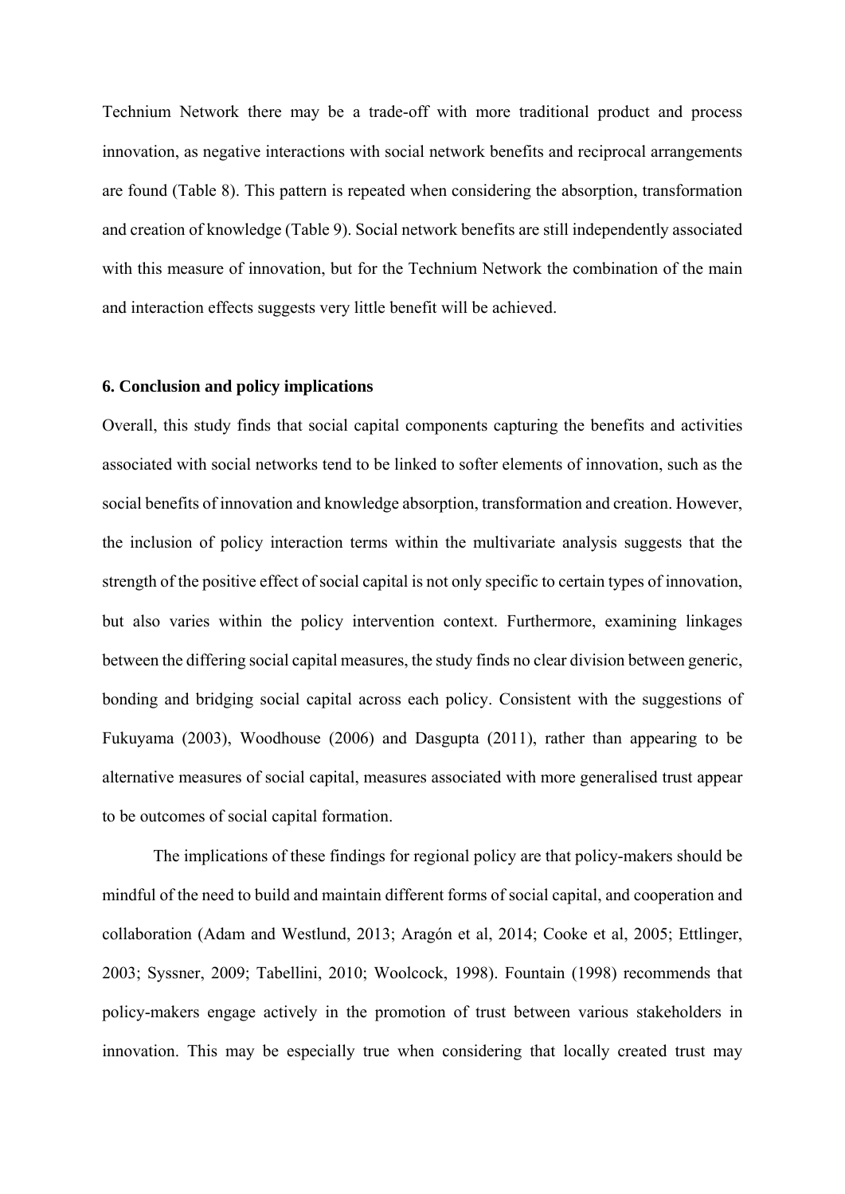Technium Network there may be a trade-off with more traditional product and process innovation, as negative interactions with social network benefits and reciprocal arrangements are found (Table 8). This pattern is repeated when considering the absorption, transformation and creation of knowledge (Table 9). Social network benefits are still independently associated with this measure of innovation, but for the Technium Network the combination of the main and interaction effects suggests very little benefit will be achieved.

## 6. Conclusion and policy implications

Overall, this study finds that social capital components capturing the benefits and activities associated with social networks tend to be linked to softer elements of innovation, such as the social benefits of innovation and knowledge absorption, transformation and creation. However, the inclusion of policy interaction terms within the multivariate analysis suggests that the strength of the positive effect of social capital is not only specific to certain types of innovation, but also varies within the policy intervention context. Furthermore, examining linkages between the differing social capital measures, the study finds no clear division between generic, bonding and bridging social capital across each policy. Consistent with the suggestions of Fukuyama (2003), Woodhouse (2006) and Dasgupta (2011), rather than appearing to be alternative measures of social capital, measures associated with more generalised trust appear to be outcomes of social capital formation.

The implications of these findings for regional policy are that policy-makers should be mindful of the need to build and maintain different forms of social capital, and cooperation and collaboration (Adam and Westlund, 2013; Aragón et al, 2014; Cooke et al, 2005; Ettlinger, 2003; Syssner, 2009; Tabellini, 2010; Woolcock, 1998). Fountain (1998) recommends that policy-makers engage actively in the promotion of trust between various stakeholders in innovation. This may be especially true when considering that locally created trust may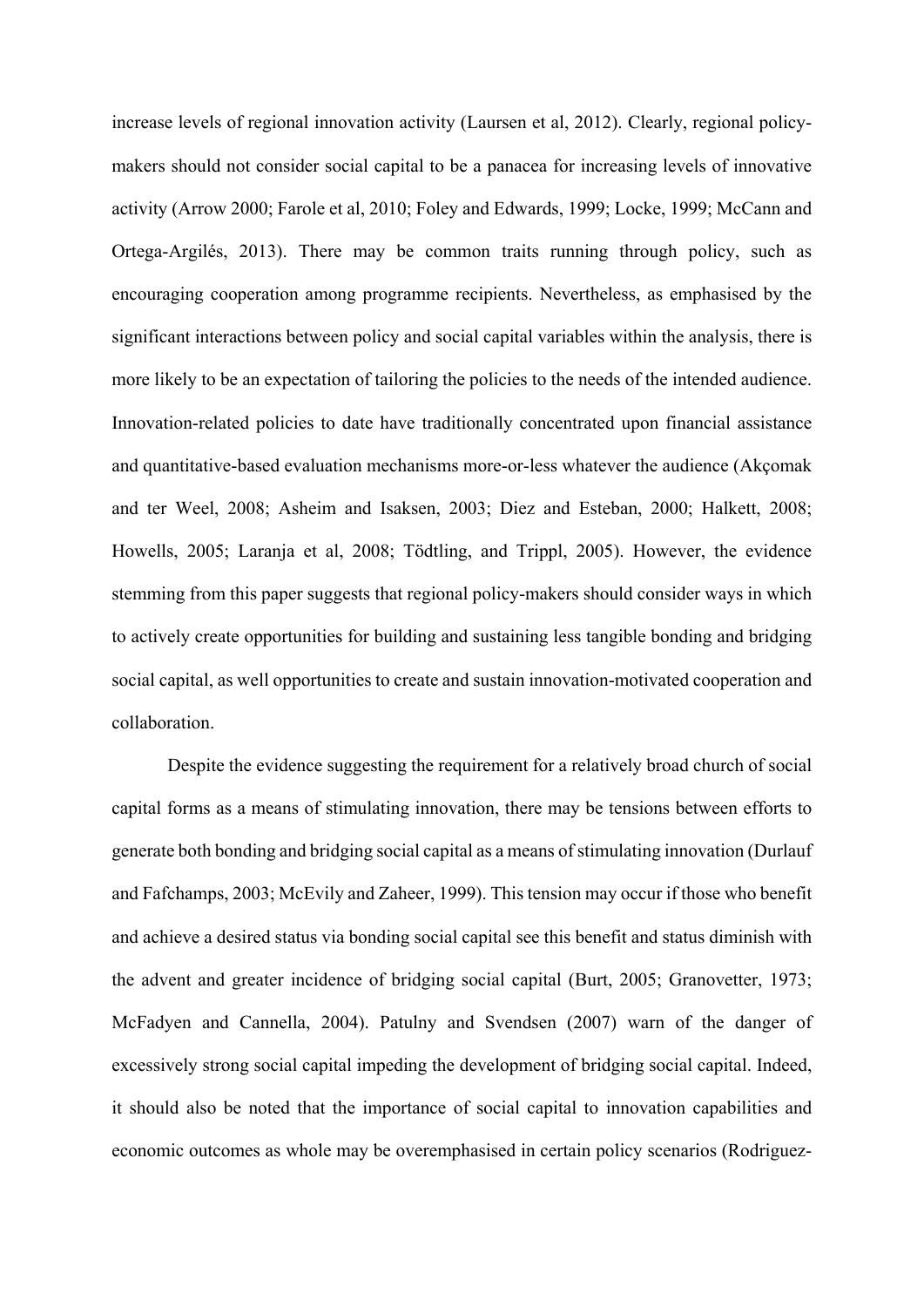increase levels of regional innovation activity (Laursen et al, 2012). Clearly, regional policy-makers should not consider social capital to be a panacea for increasing levels of innovative activity (Arrow 2000; Farole et al, 2010; Foley and Edwards, 1999; Locke, 1999; McCann and Ortega-Argilés, 2013). There may be common traits running through policy, such as encouraging cooperation among programme recipients. Nevertheless, as emphasised by the significant interactions between policy and social capital variables within the analysis, there is more likely to be an expectation of tailoring the policies to the needs of the intended audience. Innovation-related policies to date have traditionally concentrated upon financial assistance and quantitative-based evaluation mechanisms more-or-less whatever the audience (Akçomak and ter Weel, 2008; Asheim and Isaksen, 2003; Diez and Esteban, 2000; Halkett, 2008; Howells, 2005; Laranja et al, 2008; Tödtling, and Trippl, 2005). However, the evidence stemming from this paper suggests that regional policy-makers should consider ways in which to actively create opportunities for building and sustaining less tangible bonding and bridging social capital, as well opportunities to create and sustain innovation-motivated cooperation and collaboration.

Despite the evidence suggesting the requirement for a relatively broad church of social capital forms as a means of stimulating innovation, there may be tensions between efforts to generate both bonding and bridging social capital as a means of stimulating innovation (Durlauf and Fafchamps, 2003; McEvily and Zaheer, 1999). This tension may occur if those who benefit and achieve a desired status via bonding social capital see this benefit and status diminish with the advent and greater incidence of bridging social capital (Burt, 2005; Granovetter, 1973; McFadyen and Cannella, 2004). Patulny and Svendsen (2007) warn of the danger of excessively strong social capital impeding the development of bridging social capital. Indeed, it should also be noted that the importance of social capital to innovation capabilities and economic outcomes as whole may be overemphasised in certain policy scenarios (Rodriguez-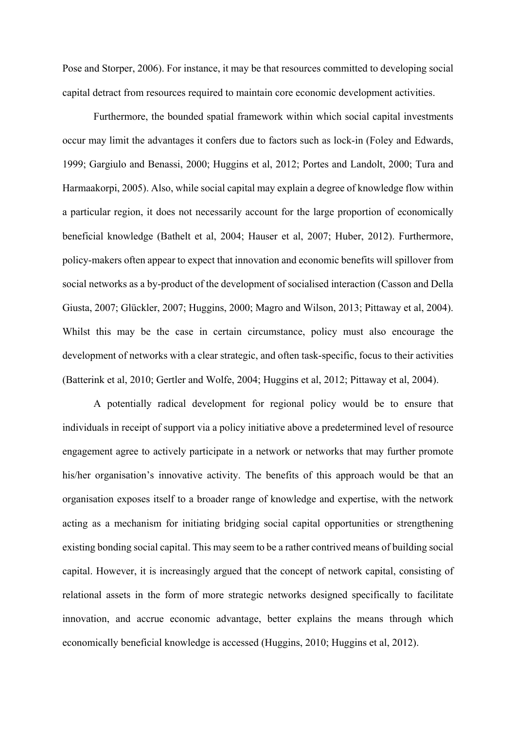Pose and Storper, 2006). For instance, it may be that resources committed to developing social capital detract from resources required to maintain core economic development activities.

Furthermore, the bounded spatial framework within which social capital investments occur may limit the advantages it confers due to factors such as lock-in (Foley and Edwards, 1999; Gargiulo and Benassi, 2000; Huggins et al, 2012; Portes and Landolt, 2000; Tura and Harmaakorpi, 2005). Also, while social capital may explain a degree of knowledge flow within a particular region, it does not necessarily account for the large proportion of economically beneficial knowledge (Bathelt et al, 2004; Hauser et al, 2007; Huber, 2012). Furthermore, policy-makers often appear to expect that innovation and economic benefits will spillover from social networks as a by-product of the development of socialised interaction (Casson and Della Giusta, 2007; Glückler, 2007; Huggins, 2000; Magro and Wilson, 2013; Pittaway et al, 2004). Whilst this may be the case in certain circumstance, policy must also encourage the development of networks with a clear strategic, and often task-specific, focus to their activities (Batterink et al, 2010; Gertler and Wolfe, 2004; Huggins et al, 2012; Pittaway et al, 2004).

A potentially radical development for regional policy would be to ensure that individuals in receipt of support via a policy initiative above a predetermined level of resource engagement agree to actively participate in a network or networks that may further promote his/her organisation's innovative activity. The benefits of this approach would be that an organisation exposes itself to a broader range of knowledge and expertise, with the network acting as a mechanism for initiating bridging social capital opportunities or strengthening existing bonding social capital. This may seem to be a rather contrived means of building social capital. However, it is increasingly argued that the concept of network capital, consisting of relational assets in the form of more strategic networks designed specifically to facilitate innovation, and accrue economic advantage, better explains the means through which economically beneficial knowledge is accessed (Huggins, 2010; Huggins et al, 2012).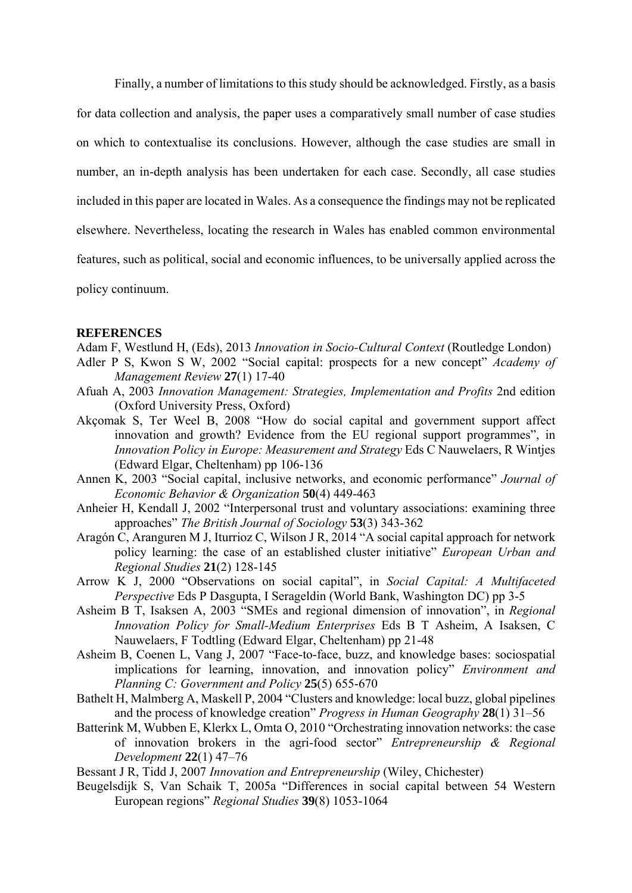Finally, a number of limitations to this study should be acknowledged. Firstly, as a basis for data collection and analysis, the paper uses a comparatively small number of case studies on which to contextualise its conclusions. However, although the case studies are small in number, an in-depth analysis has been undertaken for each case. Secondly, all case studies included in this paper are located in Wales. As a consequence the findings may not be replicated elsewhere. Nevertheless, locating the research in Wales has enabled common environmental features, such as political, social and economic influences, to be universally applied across the policy continuum.

**REFERENCES**

Adam F, Westlund H, (Eds), 2013 *Innovation in Socio-Cultural Context* (Routledge London)

Adler P S, Kwon S W, 2002 "Social capital: prospects for a new concept" *Academy of Management Review* **27**(1) 17-40

Afuah A, 2003 *Innovation Management: Strategies, Implementation and Profits* 2nd edition (Oxford University Press, Oxford)

Akçomak S, Ter Weel B, 2008 "How do social capital and government support affect innovation and growth? Evidence from the EU regional support programmes", in *Innovation Policy in Europe: Measurement and Strategy* Eds C Nauwelaers, R Wintjes (Edward Elgar, Cheltenham) pp 106-136

Annen K, 2003 "Social capital, inclusive networks, and economic performance" *Journal of Economic Behavior & Organization* **50**(4) 449-463

Anheier H, Kendall J, 2002 "Interpersonal trust and voluntary associations: examining three approaches" *The British Journal of Sociology* **53**(3) 343-362

Aragón C, Aranguren M J, Iturrioz C, Wilson J R, 2014 "A social capital approach for network policy learning: the case of an established cluster initiative" *European Urban and Regional Studies* **21**(2) 128-145

Arrow K J, 2000 "Observations on social capital", in *Social Capital: A Multifaceted Perspective* Eds P Dasgupta, I Serageldin (World Bank, Washington DC) pp 3-5

Asheim B T, Isaksen A, 2003 "SMEs and regional dimension of innovation", in *Regional Innovation Policy for Small-Medium Enterprises* Eds B T Asheim, A Isaksen, C Nauwelaers, F Todtling (Edward Elgar, Cheltenham) pp 21-48

Asheim B, Coenen L, Vang J, 2007 "Face-to-face, buzz, and knowledge bases: sociospatial implications for learning, innovation, and innovation policy" *Environment and Planning C: Government and Policy* **25**(5) 655-670

Bathelt H, Malmberg A, Maskell P, 2004 "Clusters and knowledge: local buzz, global pipelines and the process of knowledge creation" *Progress in Human Geography* **28**(1) 31–56

Batterink M, Wubben E, Klerkx L, Omta O, 2010 "Orchestrating innovation networks: the case of innovation brokers in the agri-food sector" *Entrepreneurship & Regional Development* **22**(1) 47–76

Bessant J R, Tidd J, 2007 *Innovation and Entrepreneurship* (Wiley, Chichester)

Beugelsdijk S, Van Schaik T, 2005a "Differences in social capital between 54 Western European regions" *Regional Studies* **39**(8) 1053-1064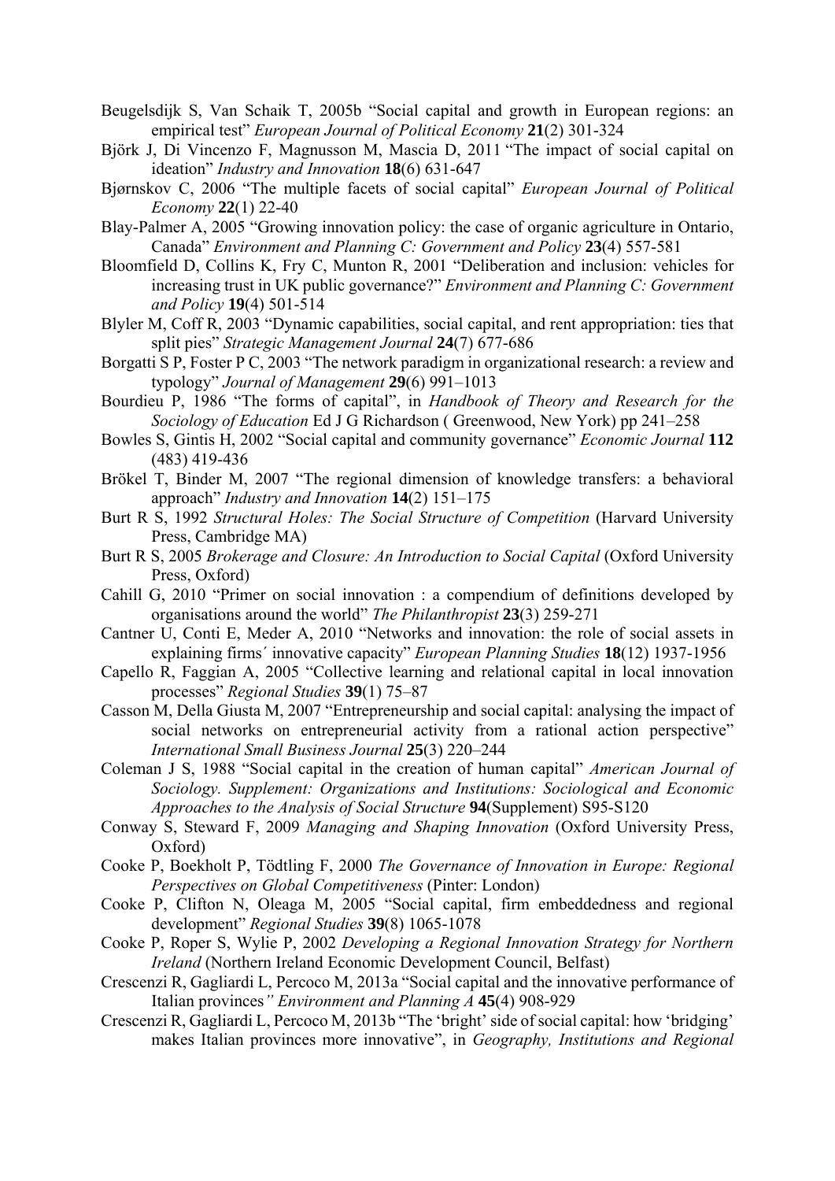Beugelsdijk S, Van Schaik T, 2005b "Social capital and growth in European regions: an empirical test" *European Journal of Political Economy* **21**(2) 301-324

Björk J, Di Vincenzo F, Magnusson M, Mascia D, 2011 "The impact of social capital on ideation" *Industry and Innovation* **18**(6) 631-647

Bjørnskov C, 2006 "The multiple facets of social capital" *European Journal of Political Economy* **22**(1) 22-40

Blay-Palmer A, 2005 "Growing innovation policy: the case of organic agriculture in Ontario, Canada" *Environment and Planning C: Government and Policy* **23**(4) 557-581

Bloomfield D, Collins K, Fry C, Munton R, 2001 "Deliberation and inclusion: vehicles for increasing trust in UK public governance?" *Environment and Planning C: Government and Policy* **19**(4) 501-514

Blyler M, Coff R, 2003 "Dynamic capabilities, social capital, and rent appropriation: ties that split pies" *Strategic Management Journal* **24**(7) 677-686

Borgatti S P, Foster P C, 2003 "The network paradigm in organizational research: a review and typology" *Journal of Management* **29**(6) 991–1013

Bourdieu P, 1986 "The forms of capital", in *Handbook of Theory and Research for the Sociology of Education* Ed J G Richardson ( Greenwood, New York) pp 241–258

Bowles S, Gintis H, 2002 "Social capital and community governance" *Economic Journal* **112** (483) 419-436

Brökel T, Binder M, 2007 "The regional dimension of knowledge transfers: a behavioral approach" *Industry and Innovation* **14**(2) 151–175

Burt R S, 1992 *Structural Holes: The Social Structure of Competition* (Harvard University Press, Cambridge MA)

Burt R S, 2005 *Brokerage and Closure: An Introduction to Social Capital* (Oxford University Press, Oxford)

Cahill G, 2010 "Primer on social innovation : a compendium of definitions developed by organisations around the world" *The Philanthropist* **23**(3) 259-271

Cantner U, Conti E, Meder A, 2010 "Networks and innovation: the role of social assets in explaining firms´ innovative capacity" *European Planning Studies* **18**(12) 1937-1956

Capello R, Faggian A, 2005 "Collective learning and relational capital in local innovation processes" *Regional Studies* **39**(1) 75–87

Casson M, Della Giusta M, 2007 "Entrepreneurship and social capital: analysing the impact of social networks on entrepreneurial activity from a rational action perspective" *International Small Business Journal* **25**(3) 220–244

Coleman J S, 1988 "Social capital in the creation of human capital" *American Journal of Sociology. Supplement: Organizations and Institutions: Sociological and Economic Approaches to the Analysis of Social Structure* **94**(Supplement) S95-S120

Conway S, Steward F, 2009 *Managing and Shaping Innovation* (Oxford University Press, Oxford)

Cooke P, Boekholt P, Tödtling F, 2000 *The Governance of Innovation in Europe: Regional Perspectives on Global Competitiveness* (Pinter: London)

Cooke P, Clifton N, Oleaga M, 2005 "Social capital, firm embeddedness and regional development" *Regional Studies* **39**(8) 1065-1078

Cooke P, Roper S, Wylie P, 2002 *Developing a Regional Innovation Strategy for Northern Ireland* (Northern Ireland Economic Development Council, Belfast)

Crescenzi R, Gagliardi L, Percoco M, 2013a "Social capital and the innovative performance of Italian provinces*" Environment and Planning A* **45**(4) 908-929

Crescenzi R, Gagliardi L, Percoco M, 2013b "The 'bright' side of social capital: how 'bridging' makes Italian provinces more innovative", in *Geography, Institutions and Regional*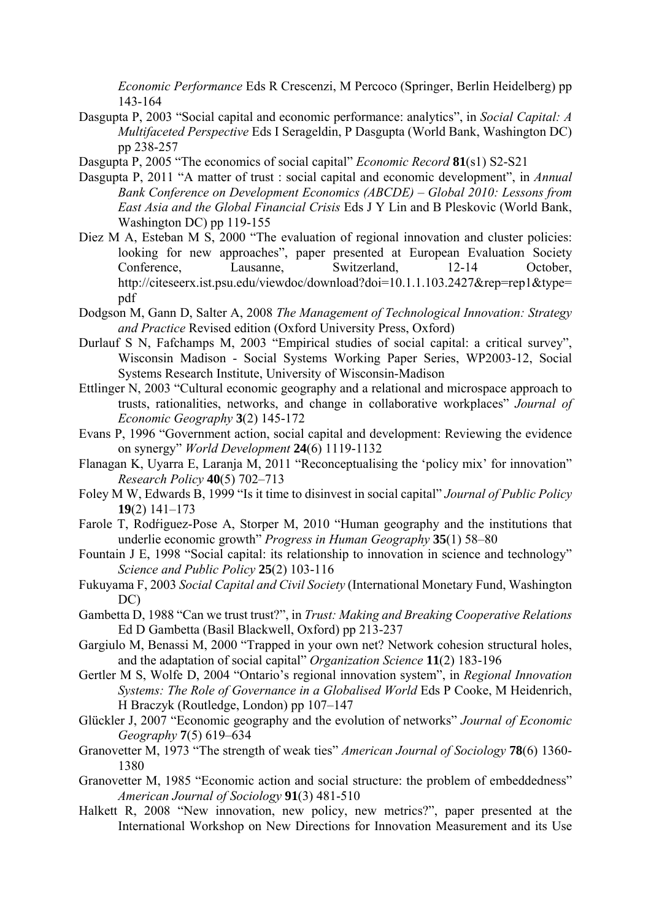*Economic Performance* Eds R Crescenzi, M Percoco (Springer, Berlin Heidelberg) pp 143-164

Dasgupta P, 2003 "Social capital and economic performance: analytics", in *Social Capital: A Multifaceted Perspective* Eds I Serageldin, P Dasgupta (World Bank, Washington DC) pp 238-257

Dasgupta P, 2005 "The economics of social capital" *Economic Record* **81**(s1) S2-S21

Dasgupta P, 2011 "A matter of trust : social capital and economic development", in *Annual Bank Conference on Development Economics (ABCDE) – Global 2010: Lessons from East Asia and the Global Financial Crisis* Eds J Y Lin and B Pleskovic (World Bank, Washington DC) pp 119-155

Diez M A, Esteban M S, 2000 "The evaluation of regional innovation and cluster policies: looking for new approaches", paper presented at European Evaluation Society Conference, Lausanne, Switzerland, 12-14 October, http://citeseerx.ist.psu.edu/viewdoc/download?doi=10.1.1.103.2427&rep=rep1&type=pdf

Dodgson M, Gann D, Salter A, 2008 *The Management of Technological Innovation: Strategy and Practice* Revised edition (Oxford University Press, Oxford)

Durlauf S N, Fafchamps M, 2003 "Empirical studies of social capital: a critical survey", Wisconsin Madison - Social Systems Working Paper Series, WP2003-12, Social Systems Research Institute, University of Wisconsin-Madison

Ettlinger N, 2003 "Cultural economic geography and a relational and microspace approach to trusts, rationalities, networks, and change in collaborative workplaces" *Journal of Economic Geography* **3**(2) 145-172

Evans P, 1996 "Government action, social capital and development: Reviewing the evidence on synergy" *World Development* **24**(6) 1119-1132

Flanagan K, Uyarra E, Laranja M, 2011 "Reconceptualising the 'policy mix' for innovation" *Research Policy* **40**(5) 702–713

Foley M W, Edwards B, 1999 "Is it time to disinvest in social capital" *Journal of Public Policy* **19**(2) 141–173

Farole T, Rodŕiguez-Pose A, Storper M, 2010 "Human geography and the institutions that underlie economic growth" *Progress in Human Geography* **35**(1) 58–80

Fountain J E, 1998 "Social capital: its relationship to innovation in science and technology" *Science and Public Policy* **25**(2) 103-116

Fukuyama F, 2003 *Social Capital and Civil Society* (International Monetary Fund, Washington DC)

Gambetta D, 1988 "Can we trust trust?", in *Trust: Making and Breaking Cooperative Relations* Ed D Gambetta (Basil Blackwell, Oxford) pp 213-237

Gargiulo M, Benassi M, 2000 "Trapped in your own net? Network cohesion structural holes, and the adaptation of social capital" *Organization Science* **11**(2) 183-196

Gertler M S, Wolfe D, 2004 "Ontario's regional innovation system", in *Regional Innovation Systems: The Role of Governance in a Globalised World* Eds P Cooke, M Heidenrich, H Braczyk (Routledge, London) pp 107–147

Glückler J, 2007 "Economic geography and the evolution of networks" *Journal of Economic Geography* **7**(5) 619–634

Granovetter M, 1973 "The strength of weak ties" *American Journal of Sociology* **78**(6) 1360-1380

Granovetter M, 1985 "Economic action and social structure: the problem of embeddedness" *American Journal of Sociology* **91**(3) 481-510

Halkett R, 2008 "New innovation, new policy, new metrics?", paper presented at the International Workshop on New Directions for Innovation Measurement and its Use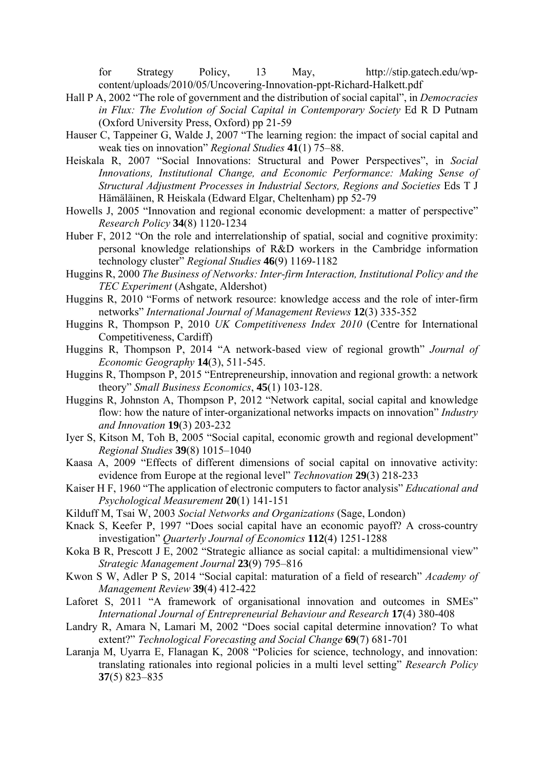for Strategy Policy, 13 May, http://stip.gatech.edu/wp-content/uploads/2010/05/Uncovering-Innovation-ppt-Richard-Halkett.pdf

Hall P A, 2002 "The role of government and the distribution of social capital", in *Democracies in Flux: The Evolution of Social Capital in Contemporary Society* Ed R D Putnam (Oxford University Press, Oxford) pp 21-59

Hauser C, Tappeiner G, Walde J, 2007 "The learning region: the impact of social capital and weak ties on innovation" *Regional Studies* **41**(1) 75–88.

Heiskala R, 2007 "Social Innovations: Structural and Power Perspectives", in *Social Innovations, Institutional Change, and Economic Performance: Making Sense of Structural Adjustment Processes in Industrial Sectors, Regions and Societies* Eds T J Hämäläinen, R Heiskala (Edward Elgar, Cheltenham) pp 52-79

Howells J, 2005 "Innovation and regional economic development: a matter of perspective" *Research Policy* **34**(8) 1120-1234

Huber F, 2012 "On the role and interrelationship of spatial, social and cognitive proximity: personal knowledge relationships of R&D workers in the Cambridge information technology cluster" *Regional Studies* **46**(9) 1169-1182

Huggins R, 2000 *The Business of Networks: Inter-firm Interaction, Institutional Policy and the TEC Experiment* (Ashgate, Aldershot)

Huggins R, 2010 "Forms of network resource: knowledge access and the role of inter-firm networks" *International Journal of Management Reviews* **12**(3) 335-352

Huggins R, Thompson P, 2010 *UK Competitiveness Index 2010* (Centre for International Competitiveness, Cardiff)

Huggins R, Thompson P, 2014 "A network-based view of regional growth" *Journal of Economic Geography* **14**(3), 511-545.

Huggins R, Thompson P, 2015 "Entrepreneurship, innovation and regional growth: a network theory" *Small Business Economics*, **45**(1) 103-128.

Huggins R, Johnston A, Thompson P, 2012 "Network capital, social capital and knowledge flow: how the nature of inter-organizational networks impacts on innovation" *Industry and Innovation* **19**(3) 203-232

Iyer S, Kitson M, Toh B, 2005 "Social capital, economic growth and regional development" *Regional Studies* **39**(8) 1015–1040

Kaasa A, 2009 "Effects of different dimensions of social capital on innovative activity: evidence from Europe at the regional level" *Technovation* **29**(3) 218-233

Kaiser H F, 1960 "The application of electronic computers to factor analysis" *Educational and Psychological Measurement* **20**(1) 141-151

Kilduff M, Tsai W, 2003 *Social Networks and Organizations* (Sage, London)

Knack S, Keefer P, 1997 "Does social capital have an economic payoff? A cross-country investigation" *Quarterly Journal of Economics* **112**(4) 1251-1288

Koka B R, Prescott J E, 2002 "Strategic alliance as social capital: a multidimensional view" *Strategic Management Journal* **23**(9) 795–816

Kwon S W, Adler P S, 2014 "Social capital: maturation of a field of research" *Academy of Management Review* **39**(4) 412-422

Laforet S, 2011 "A framework of organisational innovation and outcomes in SMEs" *International Journal of Entrepreneurial Behaviour and Research* **17**(4) 380-408

Landry R, Amara N, Lamari M, 2002 "Does social capital determine innovation? To what extent?" *Technological Forecasting and Social Change* **69**(7) 681-701

Laranja M, Uyarra E, Flanagan K, 2008 "Policies for science, technology, and innovation: translating rationales into regional policies in a multi level setting" *Research Policy* **37**(5) 823–835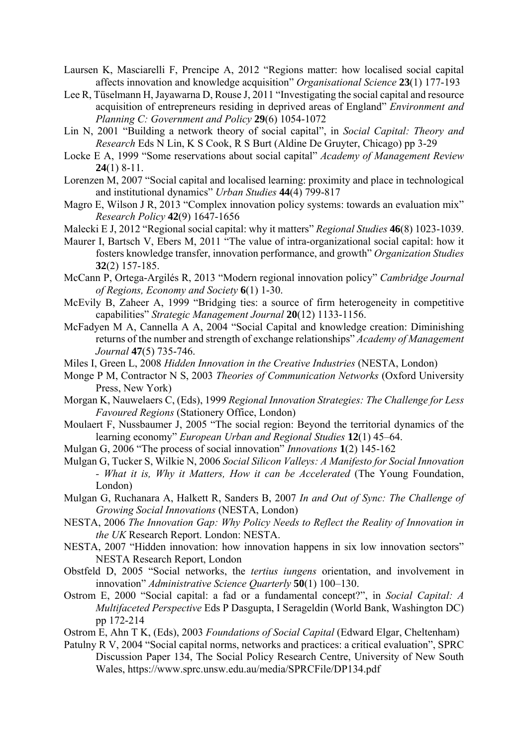Laursen K, Masciarelli F, Prencipe A, 2012 "Regions matter: how localised social capital affects innovation and knowledge acquisition" *Organisational Science* **23**(1) 177-193

Lee R, Tüselmann H, Jayawarna D, Rouse J, 2011 "Investigating the social capital and resource acquisition of entrepreneurs residing in deprived areas of England" *Environment and Planning C: Government and Policy* **29**(6) 1054-1072

Lin N, 2001 "Building a network theory of social capital", in *Social Capital: Theory and Research* Eds N Lin, K S Cook, R S Burt (Aldine De Gruyter, Chicago) pp 3-29

Locke E A, 1999 "Some reservations about social capital" *Academy of Management Review* **24**(1) 8-11.

Lorenzen M, 2007 "Social capital and localised learning: proximity and place in technological and institutional dynamics" *Urban Studies* **44**(4) 799-817

Magro E, Wilson J R, 2013 "Complex innovation policy systems: towards an evaluation mix" *Research Policy* **42**(9) 1647-1656

Malecki E J, 2012 "Regional social capital: why it matters" *Regional Studies* **46**(8) 1023-1039.

Maurer I, Bartsch V, Ebers M, 2011 "The value of intra-organizational social capital: how it fosters knowledge transfer, innovation performance, and growth" *Organization Studies* **32**(2) 157-185.

McCann P, Ortega-Argilés R, 2013 "Modern regional innovation policy" *Cambridge Journal of Regions, Economy and Society* **6**(1) 1-30.

McEvily B, Zaheer A, 1999 "Bridging ties: a source of firm heterogeneity in competitive capabilities" *Strategic Management Journal* **20**(12) 1133-1156.

McFadyen M A, Cannella A A, 2004 "Social Capital and knowledge creation: Diminishing returns of the number and strength of exchange relationships" *Academy of Management Journal* **47**(5) 735-746.

Miles I, Green L, 2008 *Hidden Innovation in the Creative Industries* (NESTA, London)

Monge P M, Contractor N S, 2003 *Theories of Communication Networks* (Oxford University Press, New York)

Morgan K, Nauwelaers C, (Eds), 1999 *Regional Innovation Strategies: The Challenge for Less Favoured Regions* (Stationery Office, London)

Moulaert F, Nussbaumer J, 2005 "The social region: Beyond the territorial dynamics of the learning economy" *European Urban and Regional Studies* **12**(1) 45–64.

Mulgan G, 2006 "The process of social innovation" *Innovations* **1**(2) 145-162

Mulgan G, Tucker S, Wilkie N, 2006 *Social Silicon Valleys: A Manifesto for Social Innovation - What it is, Why it Matters, How it can be Accelerated* (The Young Foundation, London)

Mulgan G, Ruchanara A, Halkett R, Sanders B, 2007 *In and Out of Sync: The Challenge of Growing Social Innovations* (NESTA, London)

NESTA, 2006 *The Innovation Gap: Why Policy Needs to Reflect the Reality of Innovation in the UK* Research Report. London: NESTA.

NESTA, 2007 "Hidden innovation: how innovation happens in six low innovation sectors" NESTA Research Report, London

Obstfeld D, 2005 "Social networks, the *tertius iungens* orientation, and involvement in innovation" *Administrative Science Quarterly* **50**(1) 100–130.

Ostrom E, 2000 "Social capital: a fad or a fundamental concept?", in *Social Capital: A Multifaceted Perspective* Eds P Dasgupta, I Serageldin (World Bank, Washington DC) pp 172-214

Ostrom E, Ahn T K, (Eds), 2003 *Foundations of Social Capital* (Edward Elgar, Cheltenham)

Patulny R V, 2004 "Social capital norms, networks and practices: a critical evaluation", SPRC Discussion Paper 134, The Social Policy Research Centre, University of New South Wales, https://www.sprc.unsw.edu.au/media/SPRCFile/DP134.pdf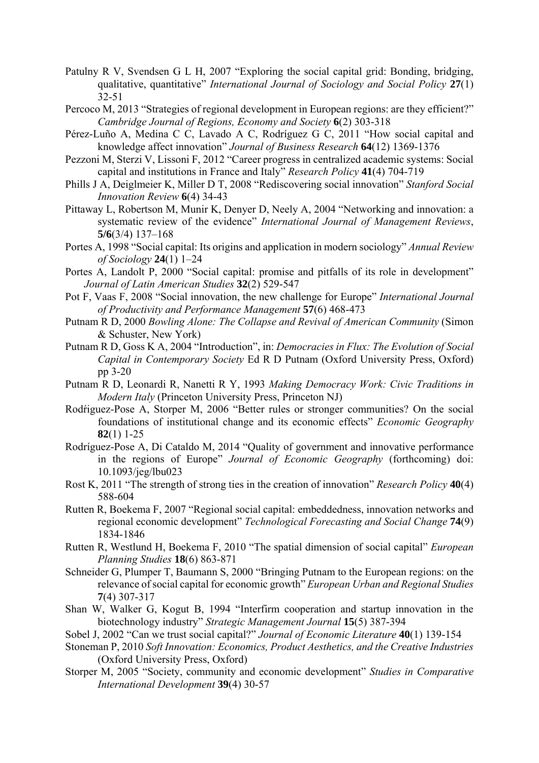Patulny R V, Svendsen G L H, 2007 "Exploring the social capital grid: Bonding, bridging, qualitative, quantitative" *International Journal of Sociology and Social Policy* **27**(1) 32-51

Percoco M, 2013 "Strategies of regional development in European regions: are they efficient?" *Cambridge Journal of Regions, Economy and Society* **6**(2) 303-318

Pérez-Luño A, Medina C C, Lavado A C, Rodríguez G C, 2011 "How social capital and knowledge affect innovation" *Journal of Business Research* **64**(12) 1369-1376

Pezzoni M, Sterzi V, Lissoni F, 2012 "Career progress in centralized academic systems: Social capital and institutions in France and Italy" *Research Policy* **41**(4) 704-719

Phills J A, Deiglmeier K, Miller D T, 2008 "Rediscovering social innovation" *Stanford Social Innovation Review* **6**(4) 34-43

Pittaway L, Robertson M, Munir K, Denyer D, Neely A, 2004 "Networking and innovation: a systematic review of the evidence" *International Journal of Management Reviews*, **5/6**(3/4) 137–168

Portes A, 1998 "Social capital: Its origins and application in modern sociology" *Annual Review of Sociology* **24**(1) 1–24

Portes A, Landolt P, 2000 "Social capital: promise and pitfalls of its role in development" *Journal of Latin American Studies* **32**(2) 529-547

Pot F, Vaas F, 2008 "Social innovation, the new challenge for Europe" *International Journal of Productivity and Performance Management* **57**(6) 468-473

Putnam R D, 2000 *Bowling Alone: The Collapse and Revival of American Community* (Simon & Schuster, New York)

Putnam R D, Goss K A, 2004 "Introduction", in: *Democracies in Flux: The Evolution of Social Capital in Contemporary Society* Ed R D Putnam (Oxford University Press, Oxford) pp 3-20

Putnam R D, Leonardi R, Nanetti R Y, 1993 *Making Democracy Work: Civic Traditions in Modern Italy* (Princeton University Press, Princeton NJ)

Rodŕiguez-Pose A, Storper M, 2006 "Better rules or stronger communities? On the social foundations of institutional change and its economic effects" *Economic Geography* **82**(1) 1-25

Rodríguez-Pose A, Di Cataldo M, 2014 "Quality of government and innovative performance in the regions of Europe" *Journal of Economic Geography* (forthcoming) doi: 10.1093/jeg/lbu023

Rost K, 2011 "The strength of strong ties in the creation of innovation" *Research Policy* **40**(4) 588-604

Rutten R, Boekema F, 2007 "Regional social capital: embeddedness, innovation networks and regional economic development" *Technological Forecasting and Social Change* **74**(9) 1834-1846

Rutten R, Westlund H, Boekema F, 2010 "The spatial dimension of social capital" *European Planning Studies* **18**(6) 863-871

Schneider G, Plumper T, Baumann S, 2000 "Bringing Putnam to the European regions: on the relevance of social capital for economic growth" *European Urban and Regional Studies* **7**(4) 307-317

Shan W, Walker G, Kogut B, 1994 "Interfirm cooperation and startup innovation in the biotechnology industry" *Strategic Management Journal* **15**(5) 387-394

Sobel J, 2002 "Can we trust social capital?" *Journal of Economic Literature* **40**(1) 139-154

Stoneman P, 2010 *Soft Innovation: Economics, Product Aesthetics, and the Creative Industries* (Oxford University Press, Oxford)

Storper M, 2005 "Society, community and economic development" *Studies in Comparative International Development* **39**(4) 30-57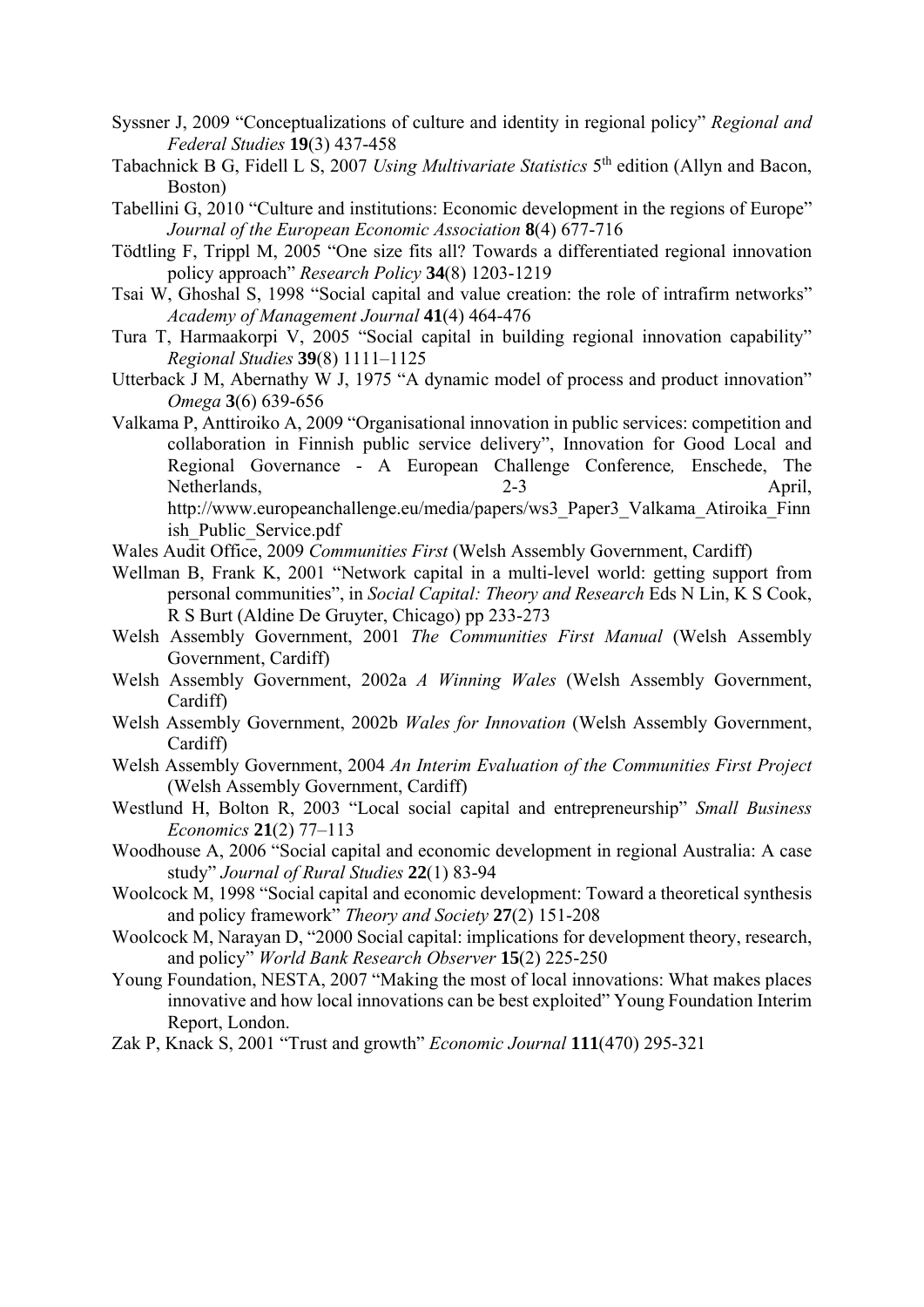Syssner J, 2009 “Conceptualizations of culture and identity in regional policy” *Regional and Federal Studies* **19**(3) 437-458

Tabachnick B G, Fidell L S, 2007 *Using Multivariate Statistics* 5th edition (Allyn and Bacon, Boston)

Tabellini G, 2010 “Culture and institutions: Economic development in the regions of Europe” *Journal of the European Economic Association* **8**(4) 677-716

Tödtling F, Trippl M, 2005 “One size fits all? Towards a differentiated regional innovation policy approach” *Research Policy* **34**(8) 1203-1219

Tsai W, Ghoshal S, 1998 “Social capital and value creation: the role of intrafirm networks” *Academy of Management Journal* **41**(4) 464-476

Tura T, Harmaakorpi V, 2005 “Social capital in building regional innovation capability” *Regional Studies* **39**(8) 1111–1125

Utterback J M, Abernathy W J, 1975 “A dynamic model of process and product innovation” *Omega* **3**(6) 639-656

Valkama P, Anttiroiko A, 2009 “Organisational innovation in public services: competition and collaboration in Finnish public service delivery”, Innovation for Good Local and Regional Governance - A European Challenge Conference*,* Enschede, The Netherlands, 2-3 April, http://www.europeanchallenge.eu/media/papers/ws3_Paper3_Valkama_Atiroika_Finnish_Public_Service.pdf

Wales Audit Office, 2009 *Communities First* (Welsh Assembly Government, Cardiff)

Wellman B, Frank K, 2001 “Network capital in a multi-level world: getting support from personal communities”, in *Social Capital: Theory and Research* Eds N Lin, K S Cook, R S Burt (Aldine De Gruyter, Chicago) pp 233-273

Welsh Assembly Government, 2001 *The Communities First Manual* (Welsh Assembly Government, Cardiff)

Welsh Assembly Government, 2002a *A Winning Wales* (Welsh Assembly Government, Cardiff)

Welsh Assembly Government, 2002b *Wales for Innovation* (Welsh Assembly Government, Cardiff)

Welsh Assembly Government, 2004 *An Interim Evaluation of the Communities First Project* (Welsh Assembly Government, Cardiff)

Westlund H, Bolton R, 2003 “Local social capital and entrepreneurship” *Small Business Economics* **21**(2) 77–113

Woodhouse A, 2006 “Social capital and economic development in regional Australia: A case study” *Journal of Rural Studies* **22**(1) 83-94

Woolcock M, 1998 “Social capital and economic development: Toward a theoretical synthesis and policy framework” *Theory and Society* **27**(2) 151-208

Woolcock M, Narayan D, “2000 Social capital: implications for development theory, research, and policy” *World Bank Research Observer* **15**(2) 225-250

Young Foundation, NESTA, 2007 “Making the most of local innovations: What makes places innovative and how local innovations can be best exploited” Young Foundation Interim Report, London.

Zak P, Knack S, 2001 “Trust and growth” *Economic Journal* **111**(470) 295-321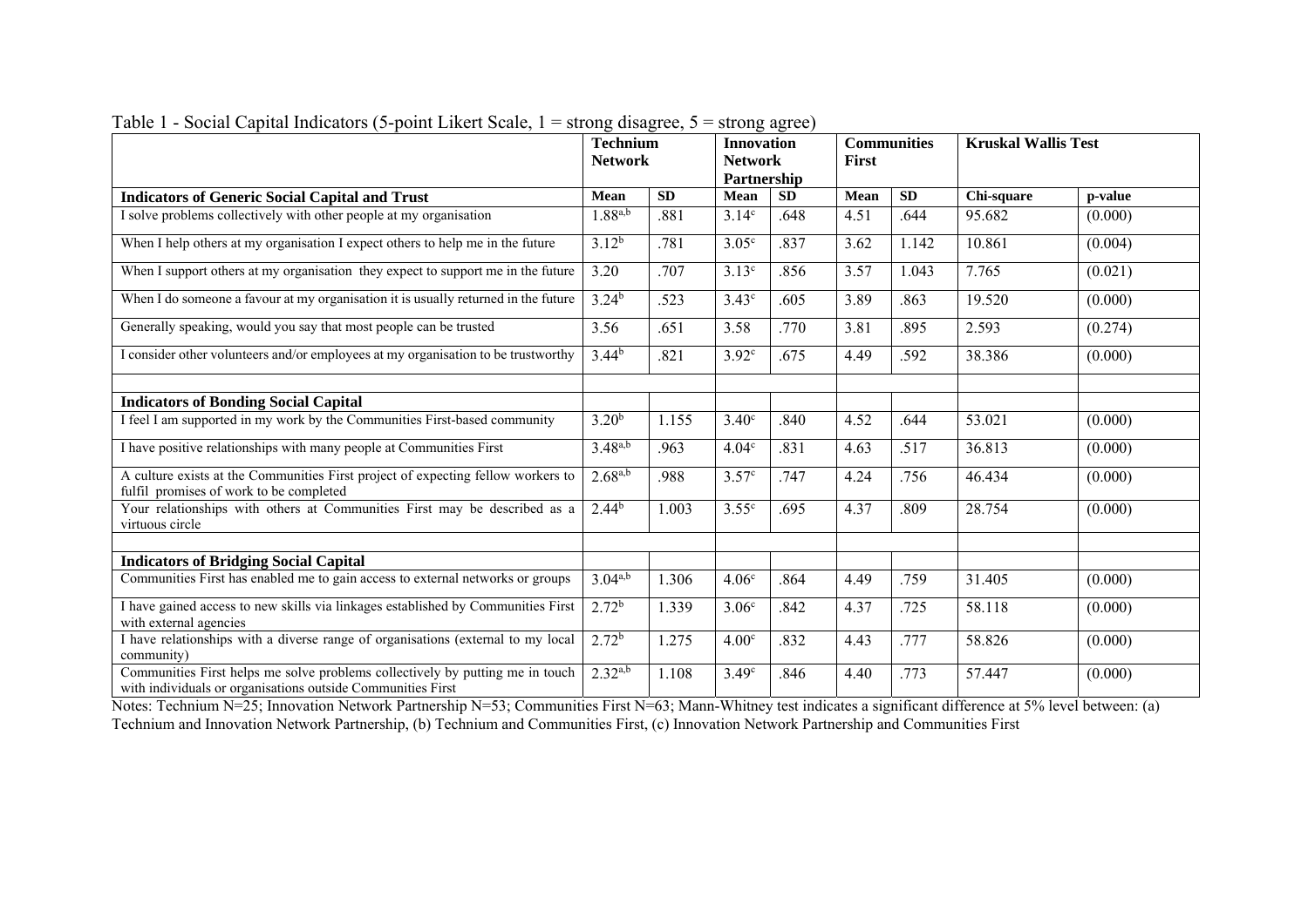Table 1 - Social Capital Indicators (5-point Likert Scale, 1 = strong disagree, 5 = strong agree)

| | Technium Network | | Innovation Network Partnership | | Communities First | | Kruskal Wallis Test | |
|---|---|---|---|---|---|---|---|---|
| **Indicators of Generic Social Capital and Trust** | **Mean** | **SD** | **Mean** | **SD** | **Mean** | **SD** | **Chi-square** | **p-value** |
| I solve problems collectively with other people at my organisation | 1.88[a,b] | .881 | 3.14[c] | .648 | 4.51 | .644 | 95.682 | (0.000) |
| When I help others at my organisation I expect others to help me in the future | 3.12[b] | .781 | 3.05[c] | .837 | 3.62 | 1.142 | 10.861 | (0.004) |
| When I support others at my organisation they expect to support me in the future | 3.20 | .707 | 3.13[c] | .856 | 3.57 | 1.043 | 7.765 | (0.021) |
| When I do someone a favour at my organisation it is usually returned in the future | 3.24[b] | .523 | 3.43[c] | .605 | 3.89 | .863 | 19.520 | (0.000) |
| Generally speaking, would you say that most people can be trusted | 3.56 | .651 | 3.58 | .770 | 3.81 | .895 | 2.593 | (0.274) |
| I consider other volunteers and/or employees at my organisation to be trustworthy | 3.44[b] | .821 | 3.92[c] | .675 | 4.49 | .592 | 38.386 | (0.000) |
| | | | | | | | | |
| **Indicators of Bonding Social Capital** | | | | | | | | |
| I feel I am supported in my work by the Communities First-based community | 3.20[b] | 1.155 | 3.40[c] | .840 | 4.52 | .644 | 53.021 | (0.000) |
| I have positive relationships with many people at Communities First | 3.48[a,b] | .963 | 4.04[c] | .831 | 4.63 | .517 | 36.813 | (0.000) |
| A culture exists at the Communities First project of expecting fellow workers to fulfil promises of work to be completed | 2.68[a,b] | .988 | 3.57[c] | .747 | 4.24 | .756 | 46.434 | (0.000) |
| Your relationships with others at Communities First may be described as a virtuous circle | 2.44[b] | 1.003 | 3.55[c] | .695 | 4.37 | .809 | 28.754 | (0.000) |
| | | | | | | | | |
| **Indicators of Bridging Social Capital** | | | | | | | | |
| Communities First has enabled me to gain access to external networks or groups | 3.04[a,b] | 1.306 | 4.06[c] | .864 | 4.49 | .759 | 31.405 | (0.000) |
| I have gained access to new skills via linkages established by Communities First with external agencies | 2.72[b] | 1.339 | 3.06[c] | .842 | 4.37 | .725 | 58.118 | (0.000) |
| I have relationships with a diverse range of organisations (external to my local community) | 2.72[b] | 1.275 | 4.00[c] | .832 | 4.43 | .777 | 58.826 | (0.000) |
| Communities First helps me solve problems collectively by putting me in touch with individuals or organisations outside Communities First | 2.32[a,b] | 1.108 | 3.49[c] | .846 | 4.40 | .773 | 57.447 | (0.000) |

Notes: Technium N=25; Innovation Network Partnership N=53; Communities First N=63; Mann-Whitney test indicates a significant difference at 5% level between: (a) Technium and Innovation Network Partnership, (b) Technium and Communities First, (c) Innovation Network Partnership and Communities First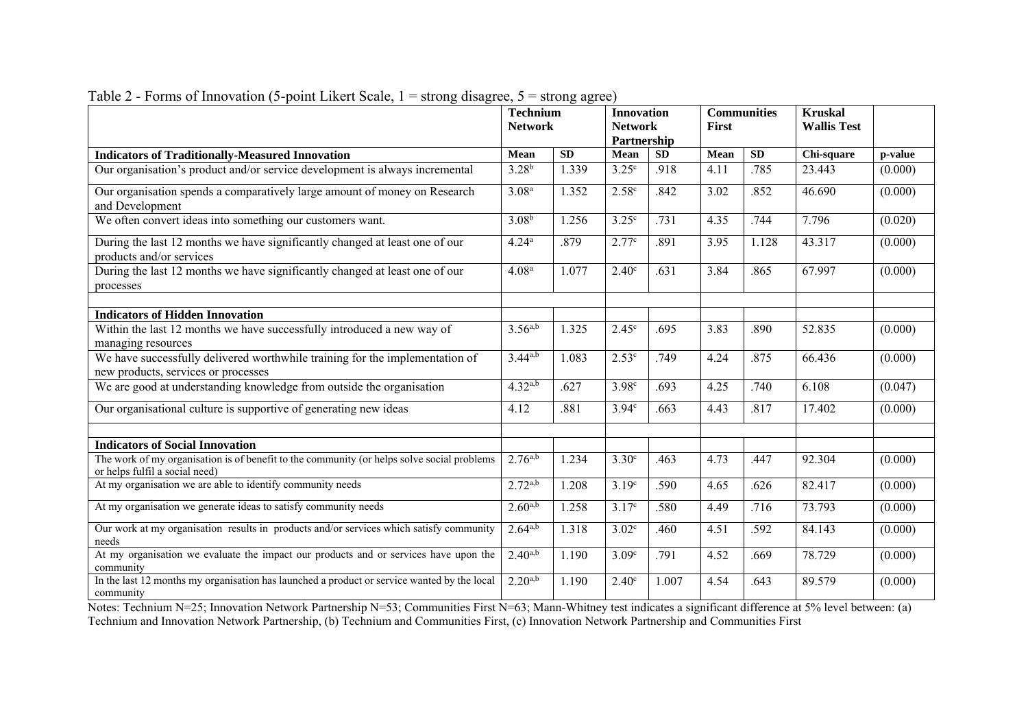Table 2 - Forms of Innovation (5-point Likert Scale, 1 = strong disagree, 5 = strong agree)

| | Technium Network | | Innovation Network Partnership | | Communities First | | Kruskal Wallis Test | |
|---|---|---|---|---|---|---|---|---|
| **Indicators of Traditionally-Measured Innovation** | **Mean** | **SD** | **Mean** | **SD** | **Mean** | **SD** | **Chi-square** | **p-value** |
| Our organisation's product and/or service development is always incremental | 3.28[b] | 1.339 | 3.25[c] | .918 | 4.11 | .785 | 23.443 | (0.000) |
| Our organisation spends a comparatively large amount of money on Research and Development | 3.08[a] | 1.352 | 2.58[c] | .842 | 3.02 | .852 | 46.690 | (0.000) |
| We often convert ideas into something our customers want. | 3.08[b] | 1.256 | 3.25[c] | .731 | 4.35 | .744 | 7.796 | (0.020) |
| During the last 12 months we have significantly changed at least one of our products and/or services | 4.24[a] | .879 | 2.77[c] | .891 | 3.95 | 1.128 | 43.317 | (0.000) |
| During the last 12 months we have significantly changed at least one of our processes | 4.08[a] | 1.077 | 2.40[c] | .631 | 3.84 | .865 | 67.997 | (0.000) |
| | | | | | | | | |
| **Indicators of Hidden Innovation** | | | | | | | | |
| Within the last 12 months we have successfully introduced a new way of managing resources | 3.56[a,b] | 1.325 | 2.45[c] | .695 | 3.83 | .890 | 52.835 | (0.000) |
| We have successfully delivered worthwhile training for the implementation of new products, services or processes | 3.44[a,b] | 1.083 | 2.53[c] | .749 | 4.24 | .875 | 66.436 | (0.000) |
| We are good at understanding knowledge from outside the organisation | 4.32[a,b] | .627 | 3.98[c] | .693 | 4.25 | .740 | 6.108 | (0.047) |
| Our organisational culture is supportive of generating new ideas | 4.12 | .881 | 3.94[c] | .663 | 4.43 | .817 | 17.402 | (0.000) |
| | | | | | | | | |
| **Indicators of Social Innovation** | | | | | | | | |
| The work of my organisation is of benefit to the community (or helps solve social problems or helps fulfil a social need) | 2.76[a,b] | 1.234 | 3.30[c] | .463 | 4.73 | .447 | 92.304 | (0.000) |
| At my organisation we are able to identify community needs | 2.72[a,b] | 1.208 | 3.19[c] | .590 | 4.65 | .626 | 82.417 | (0.000) |
| At my organisation we generate ideas to satisfy community needs | 2.60[a,b] | 1.258 | 3.17[c] | .580 | 4.49 | .716 | 73.793 | (0.000) |
| Our work at my organisation results in products and/or services which satisfy community needs | 2.64[a,b] | 1.318 | 3.02[c] | .460 | 4.51 | .592 | 84.143 | (0.000) |
| At my organisation we evaluate the impact our products and or services have upon the community | 2.40[a,b] | 1.190 | 3.09[c] | .791 | 4.52 | .669 | 78.729 | (0.000) |
| In the last 12 months my organisation has launched a product or service wanted by the local community | 2.20[a,b] | 1.190 | 2.40[c] | 1.007 | 4.54 | .643 | 89.579 | (0.000) |

Notes: Technium N=25; Innovation Network Partnership N=53; Communities First N=63; Mann-Whitney test indicates a significant difference at 5% level between: (a) Technium and Innovation Network Partnership, (b) Technium and Communities First, (c) Innovation Network Partnership and Communities First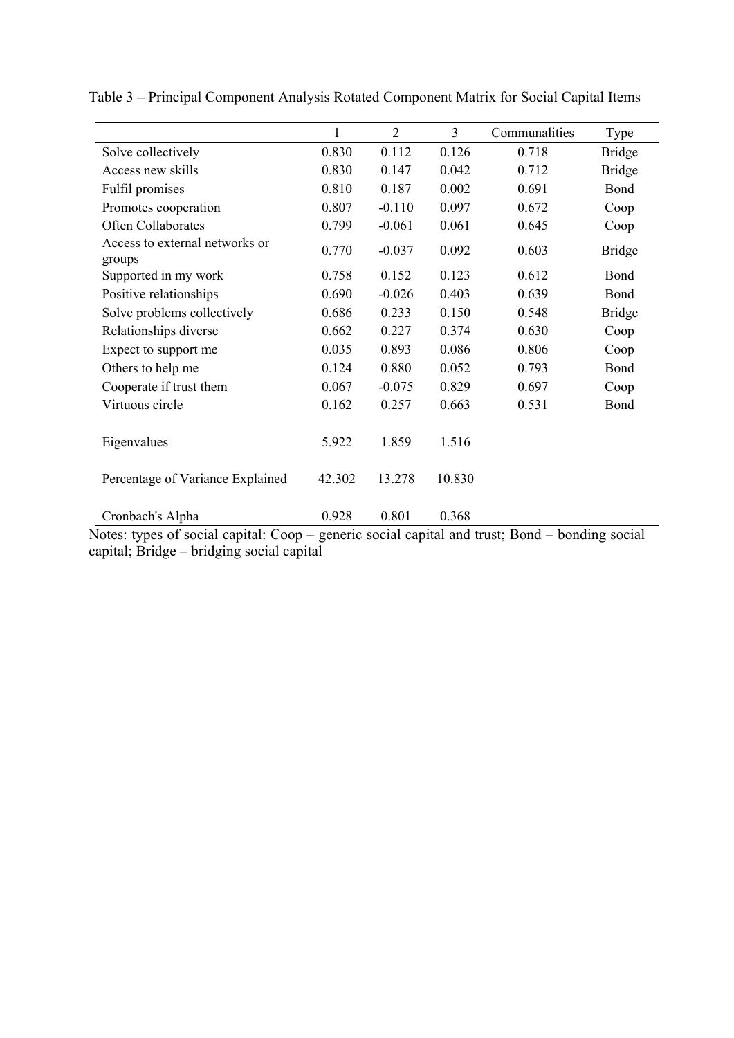Table 3 – Principal Component Analysis Rotated Component Matrix for Social Capital Items

| | 1 | 2 | 3 | Communalities | Type |
|---|---|---|---|---|---|
| Solve collectively | 0.830 | 0.112 | 0.126 | 0.718 | Bridge |
| Access new skills | 0.830 | 0.147 | 0.042 | 0.712 | Bridge |
| Fulfil promises | 0.810 | 0.187 | 0.002 | 0.691 | Bond |
| Promotes cooperation | 0.807 | -0.110 | 0.097 | 0.672 | Coop |
| Often Collaborates | 0.799 | -0.061 | 0.061 | 0.645 | Coop |
| Access to external networks or groups | 0.770 | -0.037 | 0.092 | 0.603 | Bridge |
| Supported in my work | 0.758 | 0.152 | 0.123 | 0.612 | Bond |
| Positive relationships | 0.690 | -0.026 | 0.403 | 0.639 | Bond |
| Solve problems collectively | 0.686 | 0.233 | 0.150 | 0.548 | Bridge |
| Relationships diverse | 0.662 | 0.227 | 0.374 | 0.630 | Coop |
| Expect to support me | 0.035 | 0.893 | 0.086 | 0.806 | Coop |
| Others to help me | 0.124 | 0.880 | 0.052 | 0.793 | Bond |
| Cooperate if trust them | 0.067 | -0.075 | 0.829 | 0.697 | Coop |
| Virtuous circle | 0.162 | 0.257 | 0.663 | 0.531 | Bond |
| Eigenvalues | 5.922 | 1.859 | 1.516 | | |
| Percentage of Variance Explained | 42.302 | 13.278 | 10.830 | | |
| Cronbach's Alpha | 0.928 | 0.801 | 0.368 | | |

Notes: types of social capital: Coop – generic social capital and trust; Bond – bonding social capital; Bridge – bridging social capital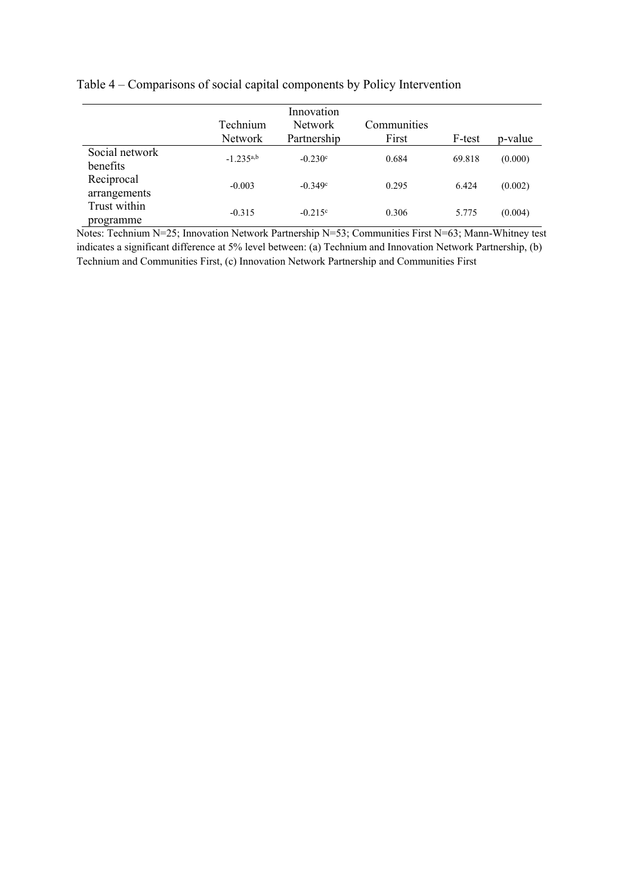Table 4 – Comparisons of social capital components by Policy Intervention

| | Technium Network | Innovation Network Partnership | Communities First | F-test | p-value |
|---|---|---|---|---|---|
| Social network benefits | -1.235[a,b] | -0.230[c] | 0.684 | 69.818 | (0.000) |
| Reciprocal arrangements | -0.003 | -0.349[c] | 0.295 | 6.424 | (0.002) |
| Trust within programme | -0.315 | -0.215[c] | 0.306 | 5.775 | (0.004) |

Notes: Technium N=25; Innovation Network Partnership N=53; Communities First N=63; Mann-Whitney test indicates a significant difference at 5% level between: (a) Technium and Innovation Network Partnership, (b) Technium and Communities First, (c) Innovation Network Partnership and Communities First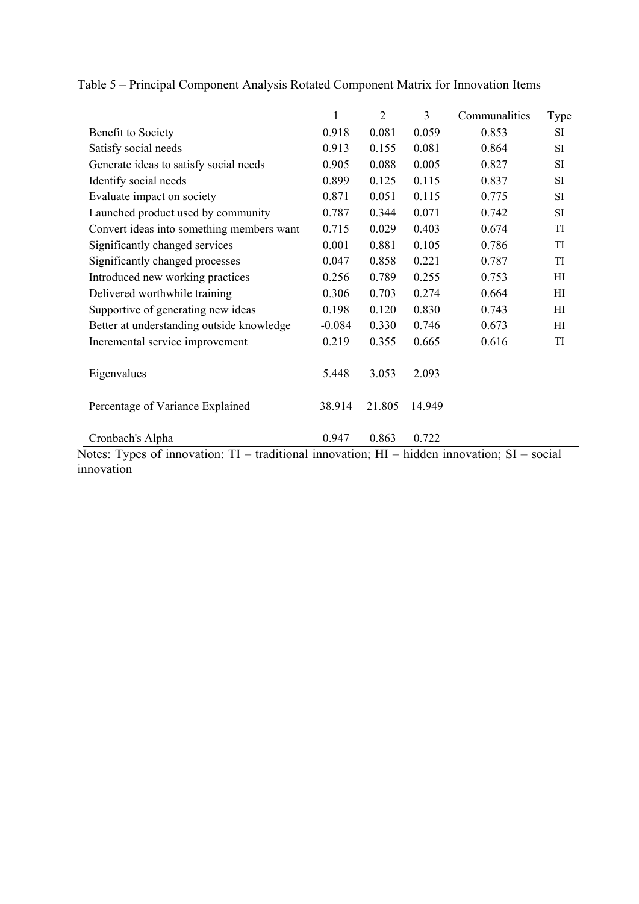Table 5 – Principal Component Analysis Rotated Component Matrix for Innovation Items

| | 1 | 2 | 3 | Communalities | Type |
|---|---|---|---|---|---|
| Benefit to Society | 0.918 | 0.081 | 0.059 | 0.853 | SI |
| Satisfy social needs | 0.913 | 0.155 | 0.081 | 0.864 | SI |
| Generate ideas to satisfy social needs | 0.905 | 0.088 | 0.005 | 0.827 | SI |
| Identify social needs | 0.899 | 0.125 | 0.115 | 0.837 | SI |
| Evaluate impact on society | 0.871 | 0.051 | 0.115 | 0.775 | SI |
| Launched product used by community | 0.787 | 0.344 | 0.071 | 0.742 | SI |
| Convert ideas into something members want | 0.715 | 0.029 | 0.403 | 0.674 | TI |
| Significantly changed services | 0.001 | 0.881 | 0.105 | 0.786 | TI |
| Significantly changed processes | 0.047 | 0.858 | 0.221 | 0.787 | TI |
| Introduced new working practices | 0.256 | 0.789 | 0.255 | 0.753 | HI |
| Delivered worthwhile training | 0.306 | 0.703 | 0.274 | 0.664 | HI |
| Supportive of generating new ideas | 0.198 | 0.120 | 0.830 | 0.743 | HI |
| Better at understanding outside knowledge | -0.084 | 0.330 | 0.746 | 0.673 | HI |
| Incremental service improvement | 0.219 | 0.355 | 0.665 | 0.616 | TI |
| Eigenvalues | 5.448 | 3.053 | 2.093 | | |
| Percentage of Variance Explained | 38.914 | 21.805 | 14.949 | | |
| Cronbach's Alpha | 0.947 | 0.863 | 0.722 | | |

Notes: Types of innovation: TI – traditional innovation; HI – hidden innovation; SI – social innovation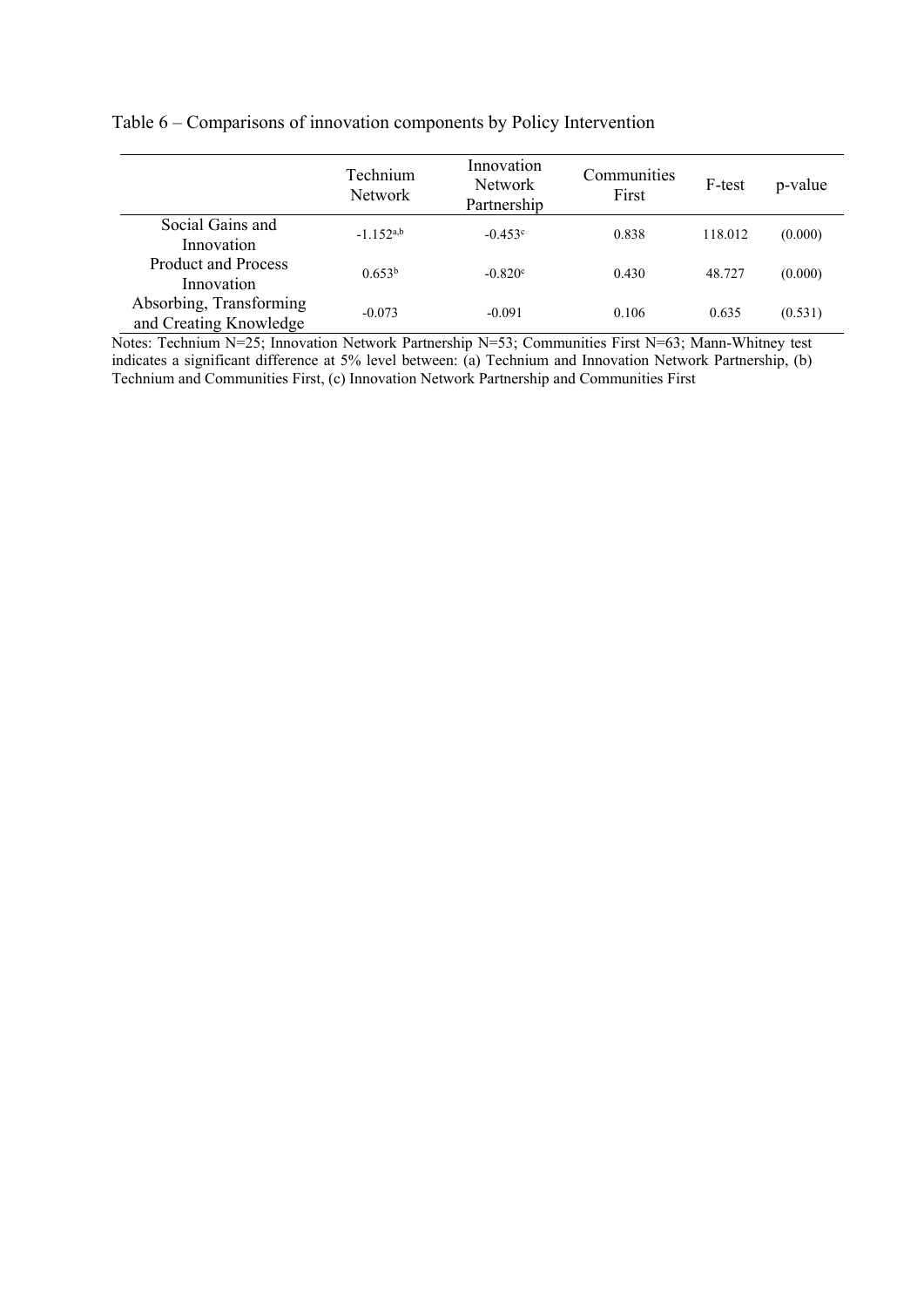Table 6 – Comparisons of innovation components by Policy Intervention

| | Technium Network | Innovation Network Partnership | Communities First | F-test | p-value |
|---|---|---|---|---|---|
| Social Gains and Innovation | -1.152[a,b] | -0.453[c] | 0.838 | 118.012 | (0.000) |
| Product and Process Innovation | 0.653[b] | -0.820[c] | 0.430 | 48.727 | (0.000) |
| Absorbing, Transforming and Creating Knowledge | -0.073 | -0.091 | 0.106 | 0.635 | (0.531) |

Notes: Technium N=25; Innovation Network Partnership N=53; Communities First N=63; Mann-Whitney test indicates a significant difference at 5% level between: (a) Technium and Innovation Network Partnership, (b) Technium and Communities First, (c) Innovation Network Partnership and Communities First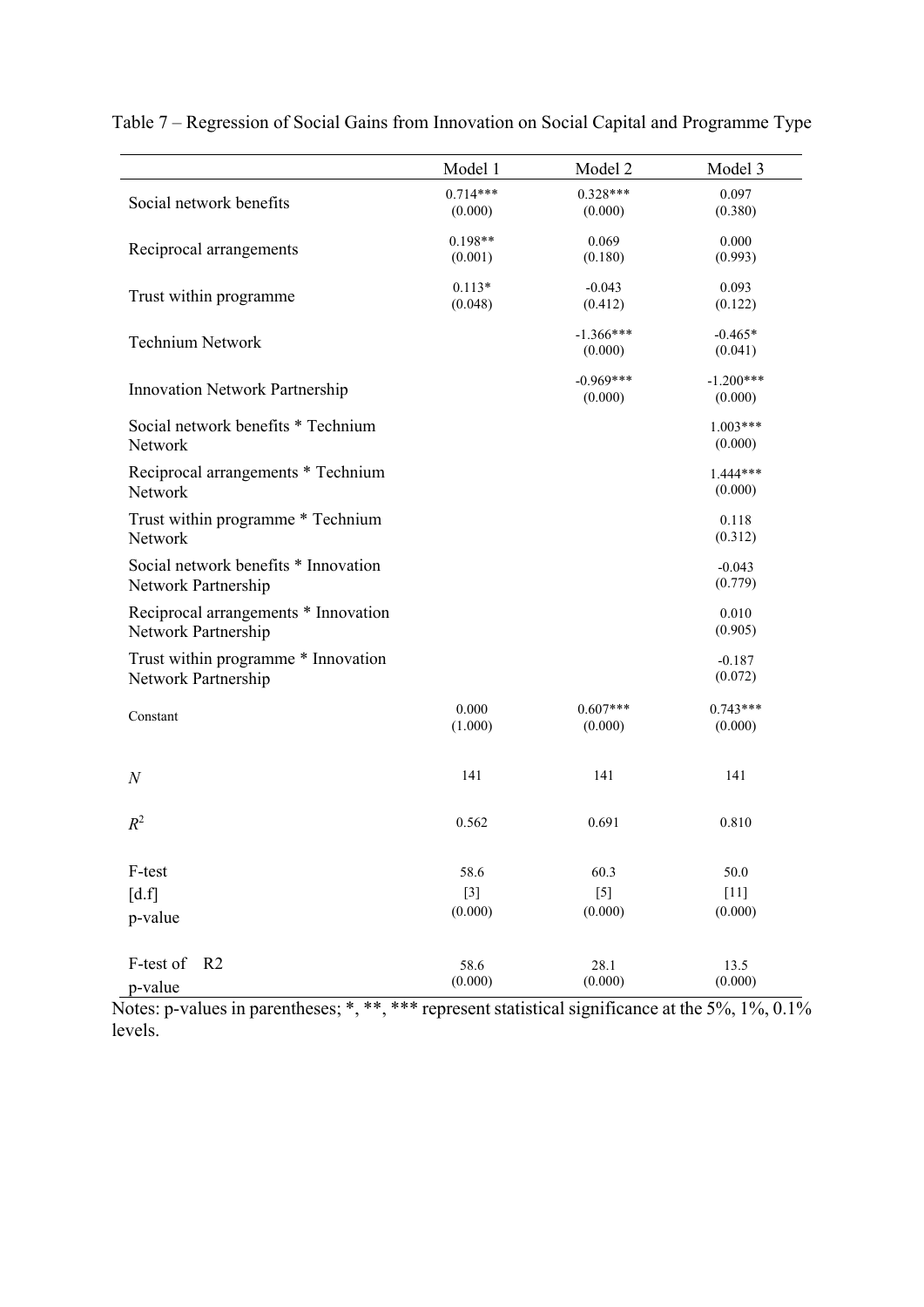Table 7 – Regression of Social Gains from Innovation on Social Capital and Programme Type

| | Model 1 | Model 2 | Model 3 |
|---|---|---|---|
| Social network benefits | 0.714***<br>(0.000) | 0.328***<br>(0.000) | 0.097<br>(0.380) |
| Reciprocal arrangements | 0.198**<br>(0.001) | 0.069<br>(0.180) | 0.000<br>(0.993) |
| Trust within programme | 0.113*<br>(0.048) | -0.043<br>(0.412) | 0.093<br>(0.122) |
| Technium Network | | -1.366***<br>(0.000) | -0.465*<br>(0.041) |
| Innovation Network Partnership | | -0.969***<br>(0.000) | -1.200***<br>(0.000) |
| Social network benefits * Technium Network | | | 1.003***<br>(0.000) |
| Reciprocal arrangements * Technium Network | | | 1.444***<br>(0.000) |
| Trust within programme * Technium Network | | | 0.118<br>(0.312) |
| Social network benefits * Innovation Network Partnership | | | -0.043<br>(0.779) |
| Reciprocal arrangements * Innovation Network Partnership | | | 0.010<br>(0.905) |
| Trust within programme * Innovation Network Partnership | | | -0.187<br>(0.072) |
| Constant | 0.000<br>(1.000) | 0.607***<br>(0.000) | 0.743***<br>(0.000) |
| $N$ | 141 | 141 | 141 |
| $R^2$ | 0.562 | 0.691 | 0.810 |
| F-test<br>[d.f]<br>p-value | 58.6<br>[3]<br>(0.000) | 60.3<br>[5]<br>(0.000) | 50.0<br>[11]<br>(0.000) |
| F-test of R2<br>p-value | 58.6<br>(0.000) | 28.1<br>(0.000) | 13.5<br>(0.000) |

Notes: p-values in parentheses; *, **, *** represent statistical significance at the 5%, 1%, 0.1% levels.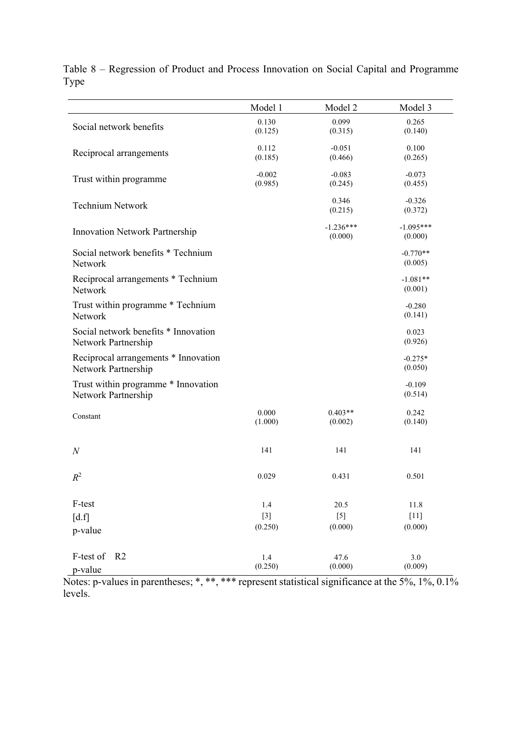Table 8 – Regression of Product and Process Innovation on Social Capital and Programme Type

| | Model 1 | Model 2 | Model 3 |
|---|---|---|---|
| Social network benefits | 0.130<br>(0.125) | 0.099<br>(0.315) | 0.265<br>(0.140) |
| Reciprocal arrangements | 0.112<br>(0.185) | -0.051<br>(0.466) | 0.100<br>(0.265) |
| Trust within programme | -0.002<br>(0.985) | -0.083<br>(0.245) | -0.073<br>(0.455) |
| Technium Network | | 0.346<br>(0.215) | -0.326<br>(0.372) |
| Innovation Network Partnership | | -1.236***<br>(0.000) | -1.095***<br>(0.000) |
| Social network benefits * Technium Network | | | -0.770**<br>(0.005) |
| Reciprocal arrangements * Technium Network | | | -1.081**<br>(0.001) |
| Trust within programme * Technium Network | | | -0.280<br>(0.141) |
| Social network benefits * Innovation Network Partnership | | | 0.023<br>(0.926) |
| Reciprocal arrangements * Innovation Network Partnership | | | -0.275*<br>(0.050) |
| Trust within programme * Innovation Network Partnership | | | -0.109<br>(0.514) |
| Constant | 0.000<br>(1.000) | 0.403**<br>(0.002) | 0.242<br>(0.140) |
| *N* | 141 | 141 | 141 |
| $R^2$ | 0.029 | 0.431 | 0.501 |
| F-test<br>[d.f]<br>p-value | 1.4<br>[3]<br>(0.250) | 20.5<br>[5]<br>(0.000) | 11.8<br>[11]<br>(0.000) |
| F-test of R2<br>p-value | 1.4<br>(0.250) | 47.6<br>(0.000) | 3.0<br>(0.009) |

Notes: p-values in parentheses; *, **, *** represent statistical significance at the 5%, 1%, 0.1% levels.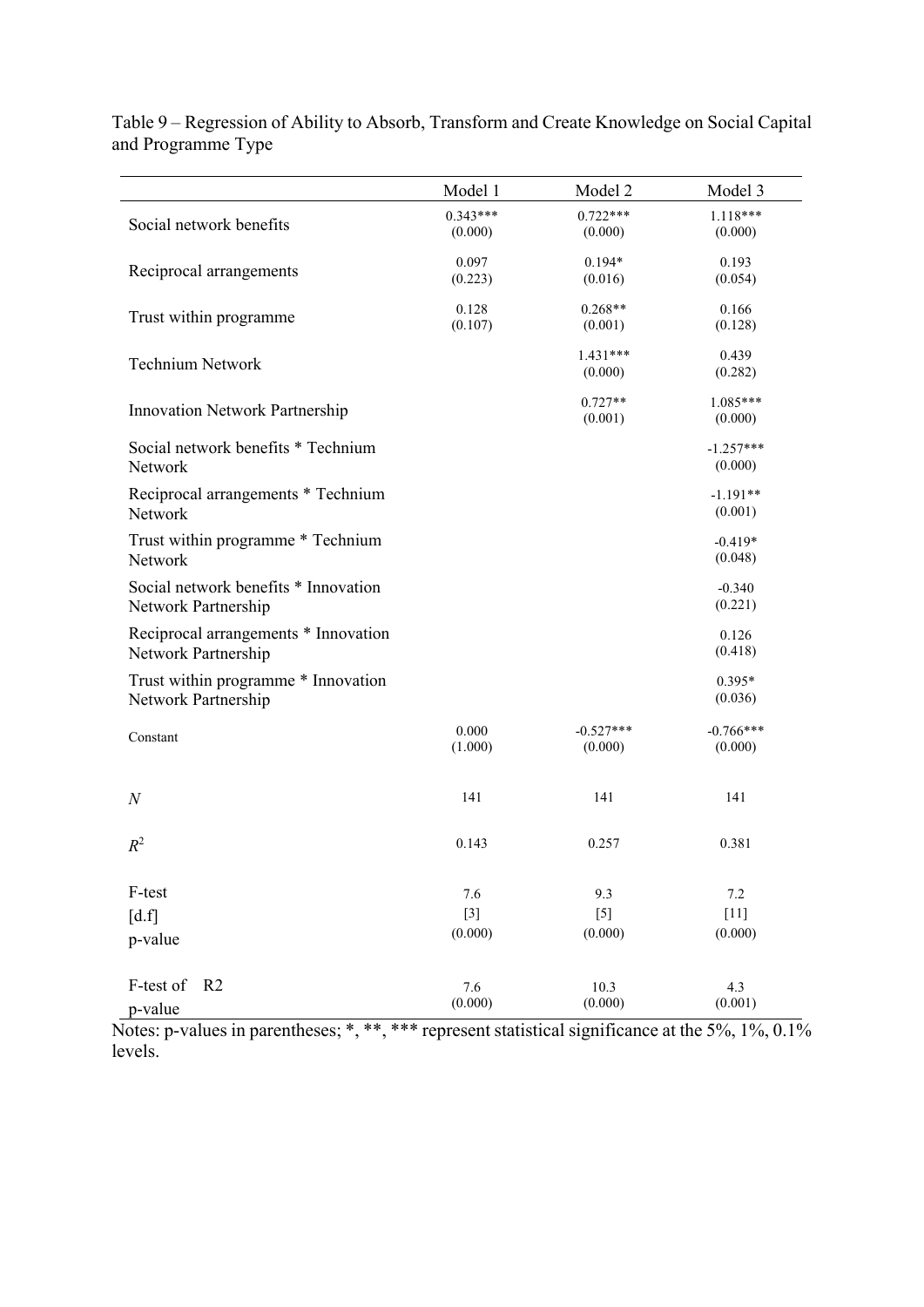Table 9 – Regression of Ability to Absorb, Transform and Create Knowledge on Social Capital and Programme Type

| | Model 1 | Model 2 | Model 3 |
|---|---|---|---|
| Social network benefits | 0.343*** (0.000) | 0.722*** (0.000) | 1.118*** (0.000) |
| Reciprocal arrangements | 0.097 (0.223) | 0.194* (0.016) | 0.193 (0.054) |
| Trust within programme | 0.128 (0.107) | 0.268** (0.001) | 0.166 (0.128) |
| Technium Network | | 1.431*** (0.000) | 0.439 (0.282) |
| Innovation Network Partnership | | 0.727** (0.001) | 1.085*** (0.000) |
| Social network benefits * Technium Network | | | -1.257*** (0.000) |
| Reciprocal arrangements * Technium Network | | | -1.191** (0.001) |
| Trust within programme * Technium Network | | | -0.419* (0.048) |
| Social network benefits * Innovation Network Partnership | | | -0.340 (0.221) |
| Reciprocal arrangements * Innovation Network Partnership | | | 0.126 (0.418) |
| Trust within programme * Innovation Network Partnership | | | 0.395* (0.036) |
| Constant | 0.000 (1.000) | -0.527*** (0.000) | -0.766*** (0.000) |
| *N* | 141 | 141 | 141 |
| $R^2$ | 0.143 | 0.257 | 0.381 |
| F-test [d.f] p-value | 7.6 [3] (0.000) | 9.3 [5] (0.000) | 7.2 [11] (0.000) |
| F-test of R2 p-value | 7.6 (0.000) | 10.3 (0.000) | 4.3 (0.001) |

Notes: p-values in parentheses; *, **, *** represent statistical significance at the 5%, 1%, 0.1% levels.